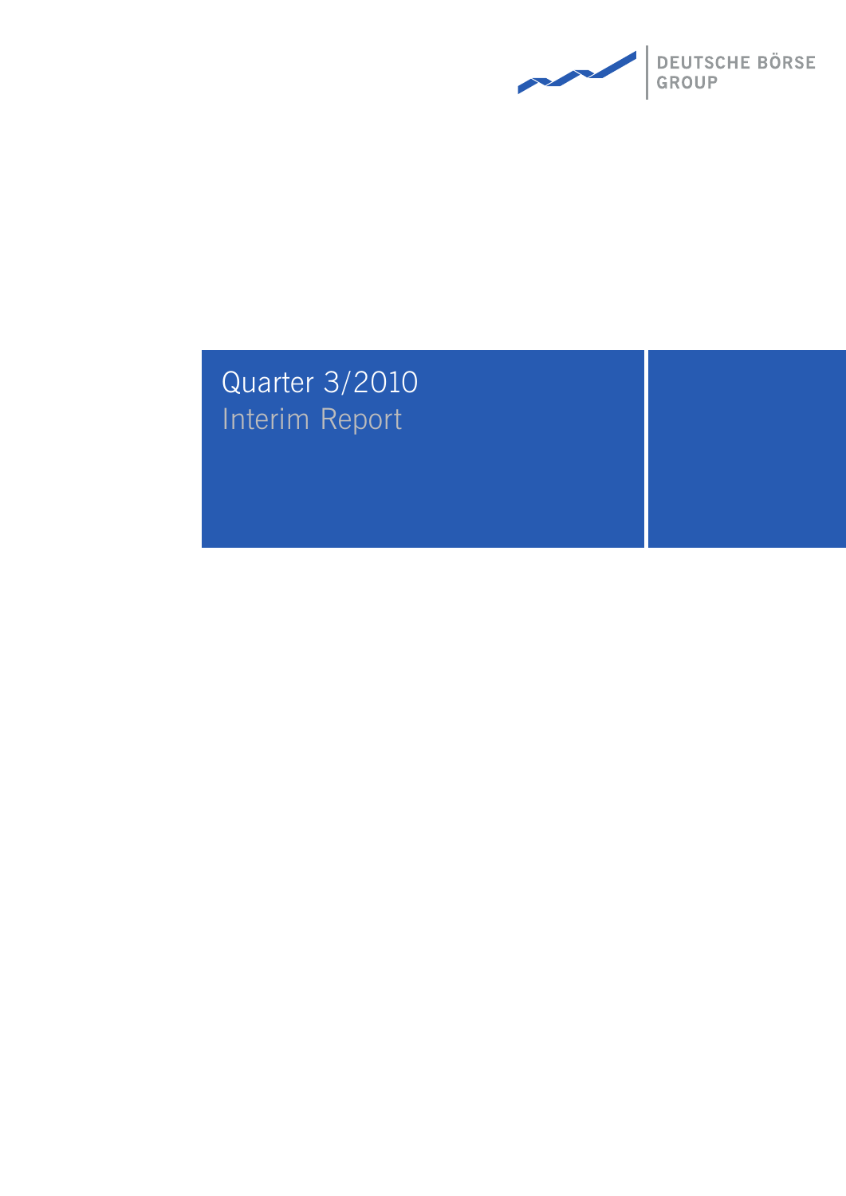DEUTSCHE BÖRSE GROUP

# Quarter 3/2010

## Interim Report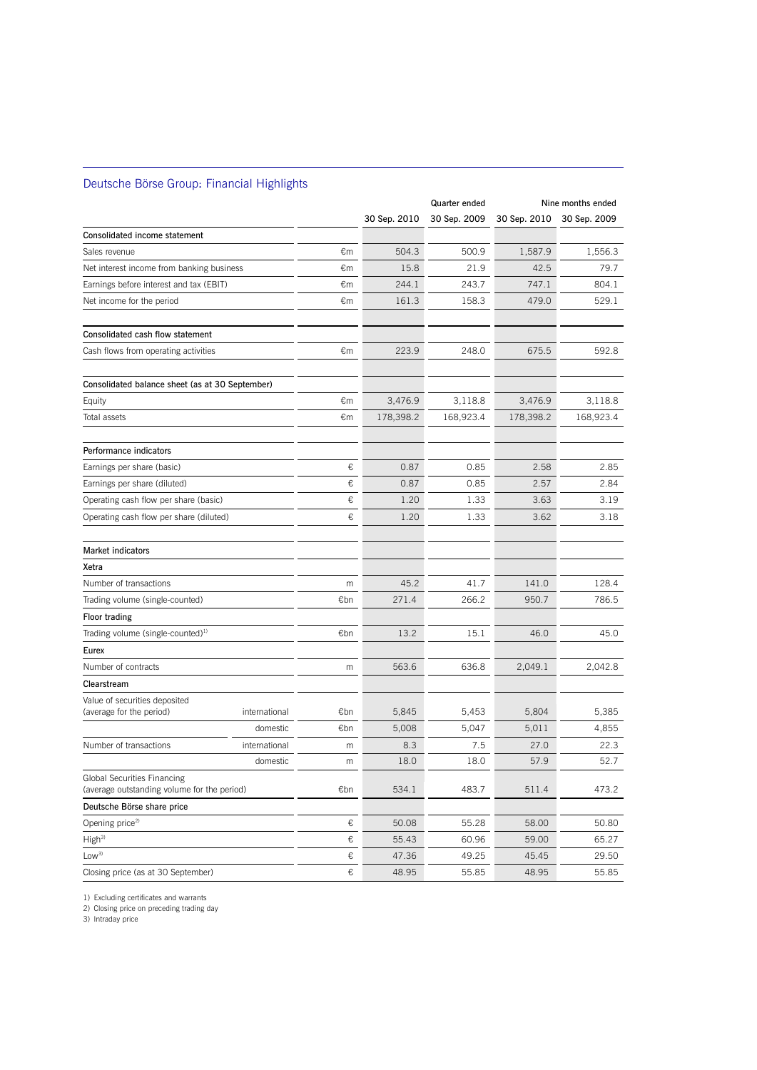## Deutsche Börse Group: Financial Highlights

| | | | Quarter ended | | Nine months ended | |
|---|---|---|---|---|---|---|
| | | | 30 Sep. 2010 | 30 Sep. 2009 | 30 Sep. 2010 | 30 Sep. 2009 |
| **Consolidated income statement** | | | | | | |
| Sales revenue | | €m | 504.3 | 500.9 | 1,587.9 | 1,556.3 |
| Net interest income from banking business | | €m | 15.8 | 21.9 | 42.5 | 79.7 |
| Earnings before interest and tax (EBIT) | | €m | 244.1 | 243.7 | 747.1 | 804.1 |
| Net income for the period | | €m | 161.3 | 158.3 | 479.0 | 529.1 |
| **Consolidated cash flow statement** | | | | | | |
| Cash flows from operating activities | | €m | 223.9 | 248.0 | 675.5 | 592.8 |
| **Consolidated balance sheet (as at 30 September)** | | | | | | |
| Equity | | €m | 3,476.9 | 3,118.8 | 3,476.9 | 3,118.8 |
| Total assets | | €m | 178,398.2 | 168,923.4 | 178,398.2 | 168,923.4 |
| **Performance indicators** | | | | | | |
| Earnings per share (basic) | | € | 0.87 | 0.85 | 2.58 | 2.85 |
| Earnings per share (diluted) | | € | 0.87 | 0.85 | 2.57 | 2.84 |
| Operating cash flow per share (basic) | | € | 1.20 | 1.33 | 3.63 | 3.19 |
| Operating cash flow per share (diluted) | | € | 1.20 | 1.33 | 3.62 | 3.18 |
| **Market indicators** | | | | | | |
| **Xetra** | | | | | | |
| Number of transactions | | m | 45.2 | 41.7 | 141.0 | 128.4 |
| Trading volume (single-counted) | | €bn | 271.4 | 266.2 | 950.7 | 786.5 |
| **Floor trading** | | | | | | |
| Trading volume (single-counted)[1] | | €bn | 13.2 | 15.1 | 46.0 | 45.0 |
| **Eurex** | | | | | | |
| Number of contracts | | m | 563.6 | 636.8 | 2,049.1 | 2,042.8 |
| **Clearstream** | | | | | | |
| Value of securities deposited (average for the period) | international | €bn | 5,845 | 5,453 | 5,804 | 5,385 |
| | domestic | €bn | 5,008 | 5,047 | 5,011 | 4,855 |
| Number of transactions | international | m | 8.3 | 7.5 | 27.0 | 22.3 |
| | domestic | m | 18.0 | 18.0 | 57.9 | 52.7 |
| Global Securities Financing (average outstanding volume for the period) | | €bn | 534.1 | 483.7 | 511.4 | 473.2 |
| **Deutsche Börse share price** | | | | | | |
| Opening price[2] | | € | 50.08 | 55.28 | 58.00 | 50.80 |
| High[3] | | € | 55.43 | 60.96 | 59.00 | 65.27 |
| Low[3] | | € | 47.36 | 49.25 | 45.45 | 29.50 |
| Closing price (as at 30 September) | | € | 48.95 | 55.85 | 48.95 | 55.85 |

1) Excluding certificates and warrants
2) Closing price on preceding trading day
3) Intraday price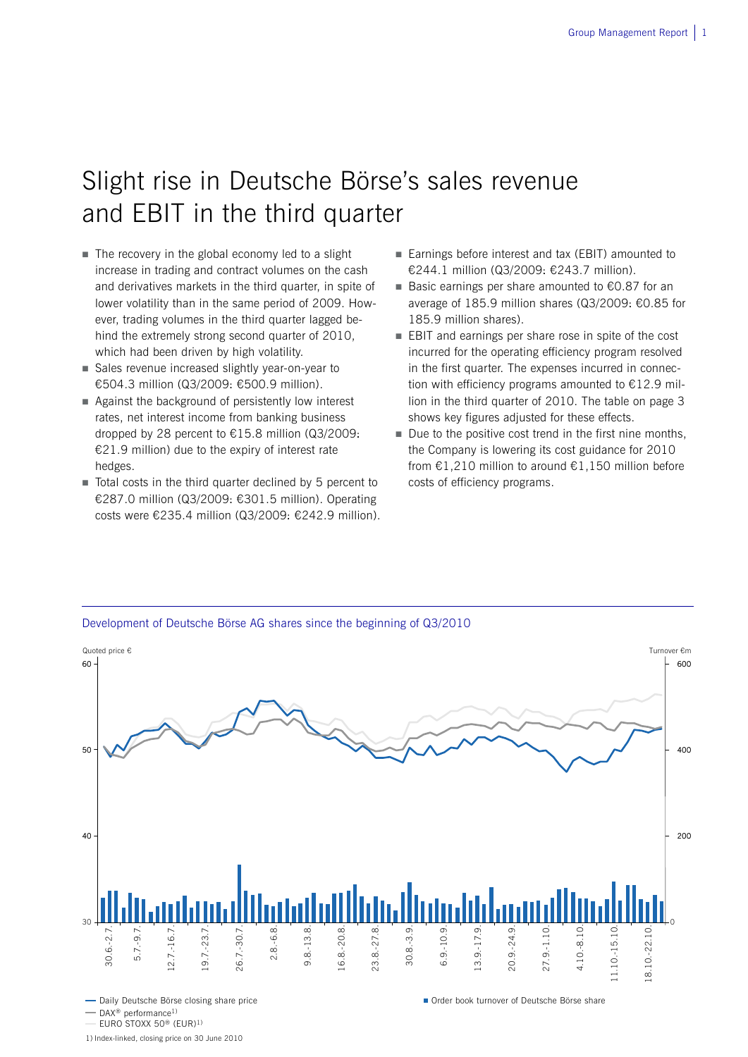# Slight rise in Deutsche Börse's sales revenue and EBIT in the third quarter

- The recovery in the global economy led to a slight increase in trading and contract volumes on the cash and derivatives markets in the third quarter, in spite of lower volatility than in the same period of 2009. However, trading volumes in the third quarter lagged behind the extremely strong second quarter of 2010, which had been driven by high volatility.
- Sales revenue increased slightly year-on-year to €504.3 million (Q3/2009: €500.9 million).
- Against the background of persistently low interest rates, net interest income from banking business dropped by 28 percent to €15.8 million (Q3/2009: €21.9 million) due to the expiry of interest rate hedges.
- Total costs in the third quarter declined by 5 percent to €287.0 million (Q3/2009: €301.5 million). Operating costs were €235.4 million (Q3/2009: €242.9 million).
- Earnings before interest and tax (EBIT) amounted to €244.1 million (Q3/2009: €243.7 million).
- Basic earnings per share amounted to €0.87 for an average of 185.9 million shares (Q3/2009: €0.85 for 185.9 million shares).
- EBIT and earnings per share rose in spite of the cost incurred for the operating efficiency program resolved in the first quarter. The expenses incurred in connection with efficiency programs amounted to €12.9 million in the third quarter of 2010. The table on page 3 shows key figures adjusted for these effects.
- Due to the positive cost trend in the first nine months, the Company is lowering its cost guidance for 2010 from €1,210 million to around €1,150 million before costs of efficiency programs.

Development of Deutsche Börse AG shares since the beginning of Q3/2010

Quoted price € | Turnover €m

— Daily Deutsche Börse closing share price
— DAX® performance[1)]
— EURO STOXX 50® (EUR)[1)]
■ Order book turnover of Deutsche Börse share

1) Index-linked, closing price on 30 June 2010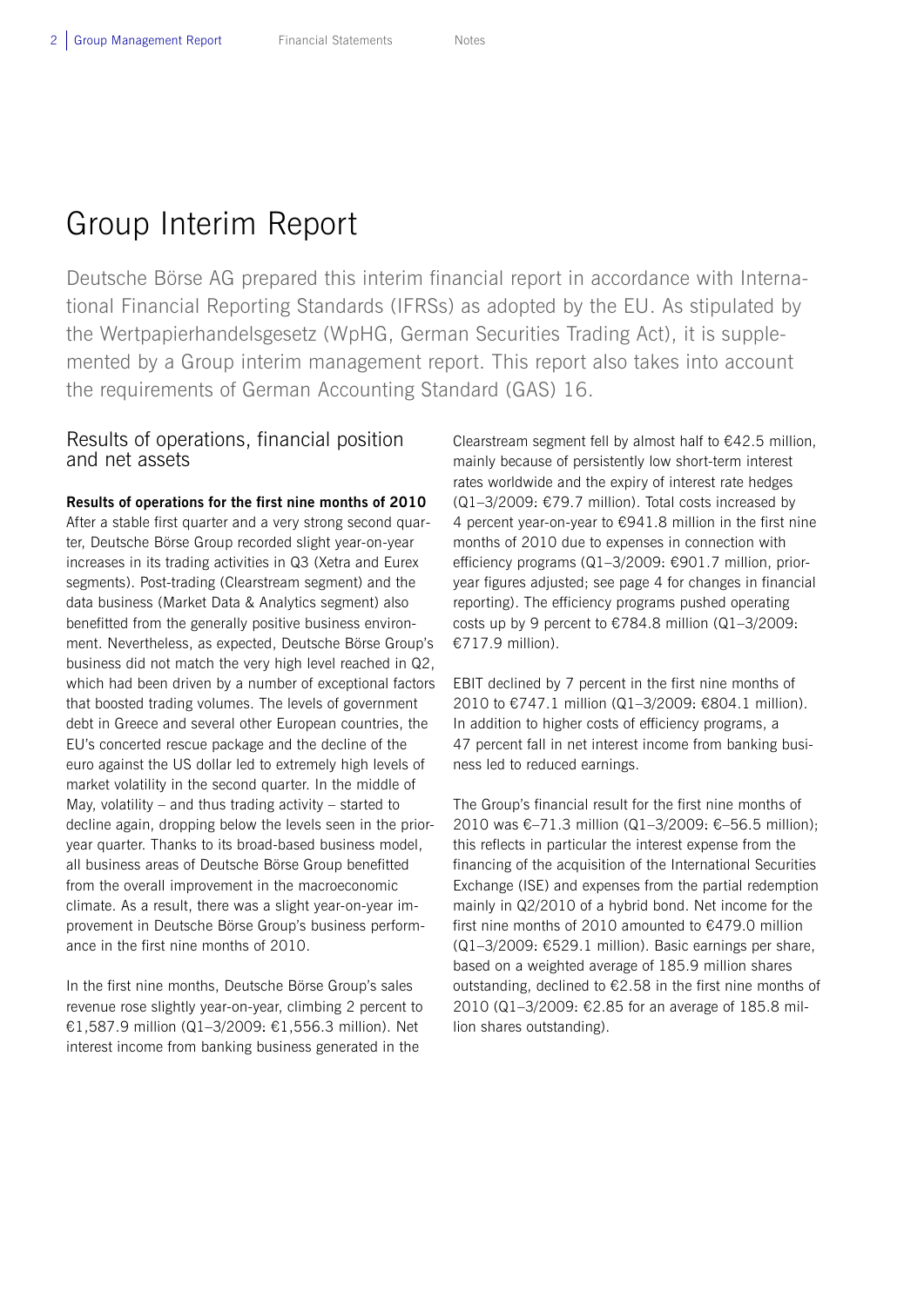# Group Interim Report

Deutsche Börse AG prepared this interim financial report in accordance with International Financial Reporting Standards (IFRSs) as adopted by the EU. As stipulated by the Wertpapierhandelsgesetz (WpHG, German Securities Trading Act), it is supplemented by a Group interim management report. This report also takes into account the requirements of German Accounting Standard (GAS) 16.

## Results of operations, financial position and net assets

**Results of operations for the first nine months of 2010**

After a stable first quarter and a very strong second quarter, Deutsche Börse Group recorded slight year-on-year increases in its trading activities in Q3 (Xetra and Eurex segments). Post-trading (Clearstream segment) and the data business (Market Data & Analytics segment) also benefitted from the generally positive business environment. Nevertheless, as expected, Deutsche Börse Group's business did not match the very high level reached in Q2, which had been driven by a number of exceptional factors that boosted trading volumes. The levels of government debt in Greece and several other European countries, the EU's concerted rescue package and the decline of the euro against the US dollar led to extremely high levels of market volatility in the second quarter. In the middle of May, volatility – and thus trading activity – started to decline again, dropping below the levels seen in the prior-year quarter. Thanks to its broad-based business model, all business areas of Deutsche Börse Group benefitted from the overall improvement in the macroeconomic climate. As a result, there was a slight year-on-year improvement in Deutsche Börse Group's business performance in the first nine months of 2010.

In the first nine months, Deutsche Börse Group's sales revenue rose slightly year-on-year, climbing 2 percent to €1,587.9 million (Q1–3/2009: €1,556.3 million). Net interest income from banking business generated in the Clearstream segment fell by almost half to €42.5 million, mainly because of persistently low short-term interest rates worldwide and the expiry of interest rate hedges (Q1–3/2009: €79.7 million). Total costs increased by 4 percent year-on-year to €941.8 million in the first nine months of 2010 due to expenses in connection with efficiency programs (Q1–3/2009: €901.7 million, prior-year figures adjusted; see page 4 for changes in financial reporting). The efficiency programs pushed operating costs up by 9 percent to €784.8 million (Q1–3/2009: €717.9 million).

EBIT declined by 7 percent in the first nine months of 2010 to €747.1 million (Q1–3/2009: €804.1 million). In addition to higher costs of efficiency programs, a 47 percent fall in net interest income from banking business led to reduced earnings.

The Group's financial result for the first nine months of 2010 was €–71.3 million (Q1–3/2009: €–56.5 million); this reflects in particular the interest expense from the financing of the acquisition of the International Securities Exchange (ISE) and expenses from the partial redemption mainly in Q2/2010 of a hybrid bond. Net income for the first nine months of 2010 amounted to €479.0 million (Q1–3/2009: €529.1 million). Basic earnings per share, based on a weighted average of 185.9 million shares outstanding, declined to €2.58 in the first nine months of 2010 (Q1–3/2009: €2.85 for an average of 185.8 million shares outstanding).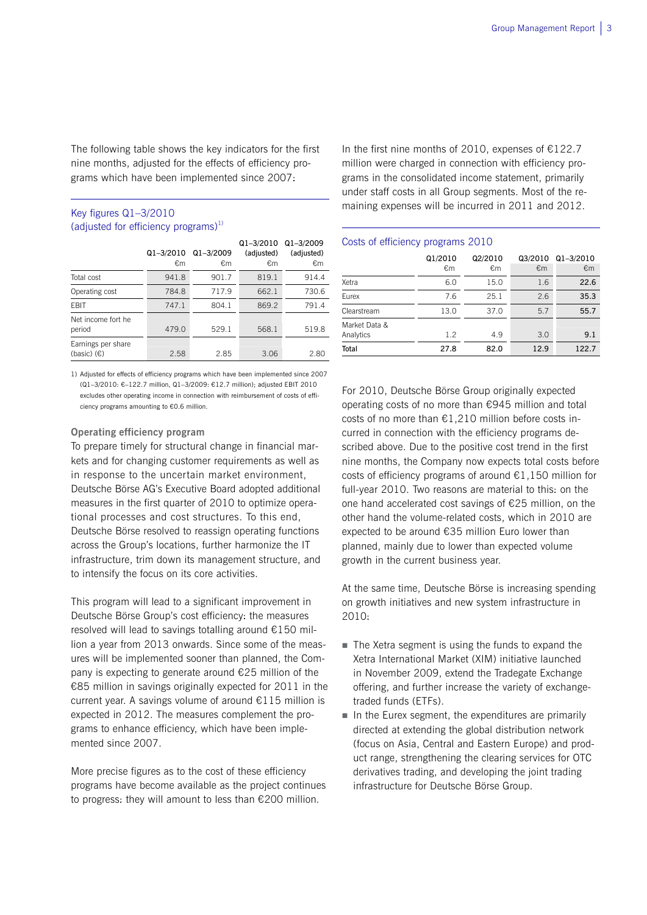The following table shows the key indicators for the first nine months, adjusted for the effects of efficiency programs which have been implemented since 2007:

**Key figures Q1–3/2010 (adjusted for efficiency programs)[1)]**

| | Q1–3/2010 €m | Q1–3/2009 €m | Q1–3/2010 (adjusted) €m | Q1–3/2009 (adjusted) €m |
|---|---|---|---|---|
| Total cost | 941.8 | 901.7 | 819.1 | 914.4 |
| Operating cost | 784.8 | 717.9 | 662.1 | 730.6 |
| EBIT | 747.1 | 804.1 | 869.2 | 791.4 |
| Net income fort he period | 479.0 | 529.1 | 568.1 | 519.8 |
| Earnings per share (basic) (€) | 2.58 | 2.85 | 3.06 | 2.80 |

1) Adjusted for effects of efficiency programs which have been implemented since 2007 (Q1–3/2010: €–122.7 million, Q1–3/2009: €12.7 million); adjusted EBIT 2010 excludes other operating income in connection with reimbursement of costs of efficiency programs amounting to €0.6 million.

**Operating efficiency program**

To prepare timely for structural change in financial markets and for changing customer requirements as well as in response to the uncertain market environment, Deutsche Börse AG's Executive Board adopted additional measures in the first quarter of 2010 to optimize operational processes and cost structures. To this end, Deutsche Börse resolved to reassign operating functions across the Group's locations, further harmonize the IT infrastructure, trim down its management structure, and to intensify the focus on its core activities.

This program will lead to a significant improvement in Deutsche Börse Group's cost efficiency: the measures resolved will lead to savings totalling around €150 million a year from 2013 onwards. Since some of the measures will be implemented sooner than planned, the Company is expecting to generate around €25 million of the €85 million in savings originally expected for 2011 in the current year. A savings volume of around €115 million is expected in 2012. The measures complement the programs to enhance efficiency, which have been implemented since 2007.

More precise figures as to the cost of these efficiency programs have become available as the project continues to progress: they will amount to less than €200 million.

In the first nine months of 2010, expenses of €122.7 million were charged in connection with efficiency programs in the consolidated income statement, primarily under staff costs in all Group segments. Most of the remaining expenses will be incurred in 2011 and 2012.

**Costs of efficiency programs 2010**

| | Q1/2010 €m | Q2/2010 €m | Q3/2010 €m | Q1–3/2010 €m |
|---|---|---|---|---|
| Xetra | 6.0 | 15.0 | 1.6 | **22.6** |
| Eurex | 7.6 | 25.1 | 2.6 | **35.3** |
| Clearstream | 13.0 | 37.0 | 5.7 | **55.7** |
| Market Data & Analytics | 1.2 | 4.9 | 3.0 | **9.1** |
| **Total** | **27.8** | **82.0** | **12.9** | **122.7** |

For 2010, Deutsche Börse Group originally expected operating costs of no more than €945 million and total costs of no more than €1,210 million before costs incurred in connection with the efficiency programs described above. Due to the positive cost trend in the first nine months, the Company now expects total costs before costs of efficiency programs of around €1,150 million for full-year 2010. Two reasons are material to this: on the one hand accelerated cost savings of €25 million, on the other hand the volume-related costs, which in 2010 are expected to be around €35 million Euro lower than planned, mainly due to lower than expected volume growth in the current business year.

At the same time, Deutsche Börse is increasing spending on growth initiatives and new system infrastructure in 2010:

- The Xetra segment is using the funds to expand the Xetra International Market (XIM) initiative launched in November 2009, extend the Tradegate Exchange offering, and further increase the variety of exchange-traded funds (ETFs).
- In the Eurex segment, the expenditures are primarily directed at extending the global distribution network (focus on Asia, Central and Eastern Europe) and product range, strengthening the clearing services for OTC derivatives trading, and developing the joint trading infrastructure for Deutsche Börse Group.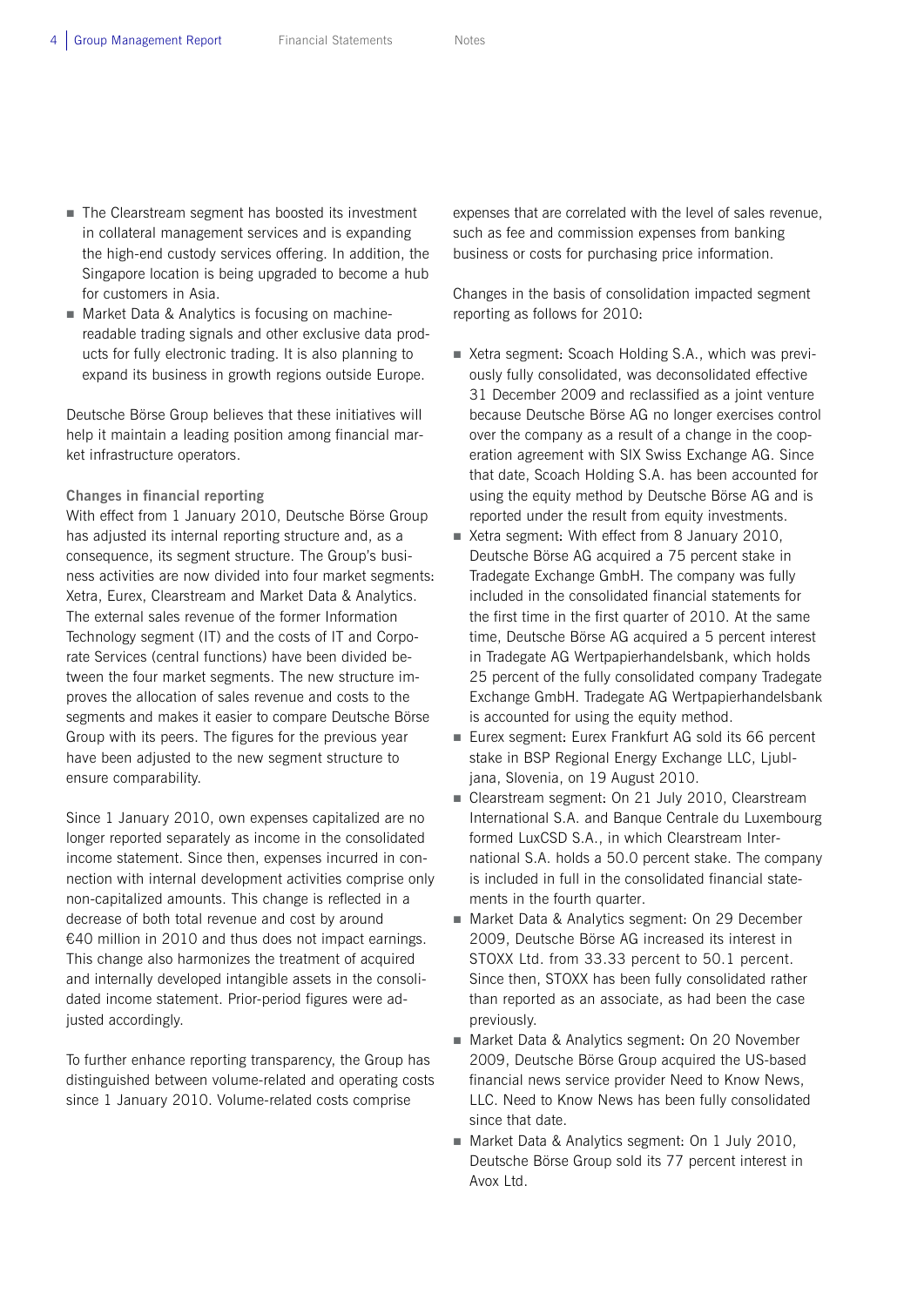- The Clearstream segment has boosted its investment in collateral management services and is expanding the high-end custody services offering. In addition, the Singapore location is being upgraded to become a hub for customers in Asia.
- Market Data & Analytics is focusing on machine-readable trading signals and other exclusive data products for fully electronic trading. It is also planning to expand its business in growth regions outside Europe.

Deutsche Börse Group believes that these initiatives will help it maintain a leading position among financial market infrastructure operators.

**Changes in financial reporting**

With effect from 1 January 2010, Deutsche Börse Group has adjusted its internal reporting structure and, as a consequence, its segment structure. The Group's business activities are now divided into four market segments: Xetra, Eurex, Clearstream and Market Data & Analytics. The external sales revenue of the former Information Technology segment (IT) and the costs of IT and Corporate Services (central functions) have been divided between the four market segments. The new structure improves the allocation of sales revenue and costs to the segments and makes it easier to compare Deutsche Börse Group with its peers. The figures for the previous year have been adjusted to the new segment structure to ensure comparability.

Since 1 January 2010, own expenses capitalized are no longer reported separately as income in the consolidated income statement. Since then, expenses incurred in connection with internal development activities comprise only non-capitalized amounts. This change is reflected in a decrease of both total revenue and cost by around €40 million in 2010 and thus does not impact earnings. This change also harmonizes the treatment of acquired and internally developed intangible assets in the consolidated income statement. Prior-period figures were adjusted accordingly.

To further enhance reporting transparency, the Group has distinguished between volume-related and operating costs since 1 January 2010. Volume-related costs comprise expenses that are correlated with the level of sales revenue, such as fee and commission expenses from banking business or costs for purchasing price information.

Changes in the basis of consolidation impacted segment reporting as follows for 2010:

- Xetra segment: Scoach Holding S.A., which was previously fully consolidated, was deconsolidated effective 31 December 2009 and reclassified as a joint venture because Deutsche Börse AG no longer exercises control over the company as a result of a change in the cooperation agreement with SIX Swiss Exchange AG. Since that date, Scoach Holding S.A. has been accounted for using the equity method by Deutsche Börse AG and is reported under the result from equity investments.
- Xetra segment: With effect from 8 January 2010, Deutsche Börse AG acquired a 75 percent stake in Tradegate Exchange GmbH. The company was fully included in the consolidated financial statements for the first time in the first quarter of 2010. At the same time, Deutsche Börse AG acquired a 5 percent interest in Tradegate AG Wertpapierhandelsbank, which holds 25 percent of the fully consolidated company Tradegate Exchange GmbH. Tradegate AG Wertpapierhandelsbank is accounted for using the equity method.
- Eurex segment: Eurex Frankfurt AG sold its 66 percent stake in BSP Regional Energy Exchange LLC, Ljubljana, Slovenia, on 19 August 2010.
- Clearstream segment: On 21 July 2010, Clearstream International S.A. and Banque Centrale du Luxembourg formed LuxCSD S.A., in which Clearstream International S.A. holds a 50.0 percent stake. The company is included in full in the consolidated financial statements in the fourth quarter.
- Market Data & Analytics segment: On 29 December 2009, Deutsche Börse AG increased its interest in STOXX Ltd. from 33.33 percent to 50.1 percent. Since then, STOXX has been fully consolidated rather than reported as an associate, as had been the case previously.
- Market Data & Analytics segment: On 20 November 2009, Deutsche Börse Group acquired the US-based financial news service provider Need to Know News, LLC. Need to Know News has been fully consolidated since that date.
- Market Data & Analytics segment: On 1 July 2010, Deutsche Börse Group sold its 77 percent interest in Avox Ltd.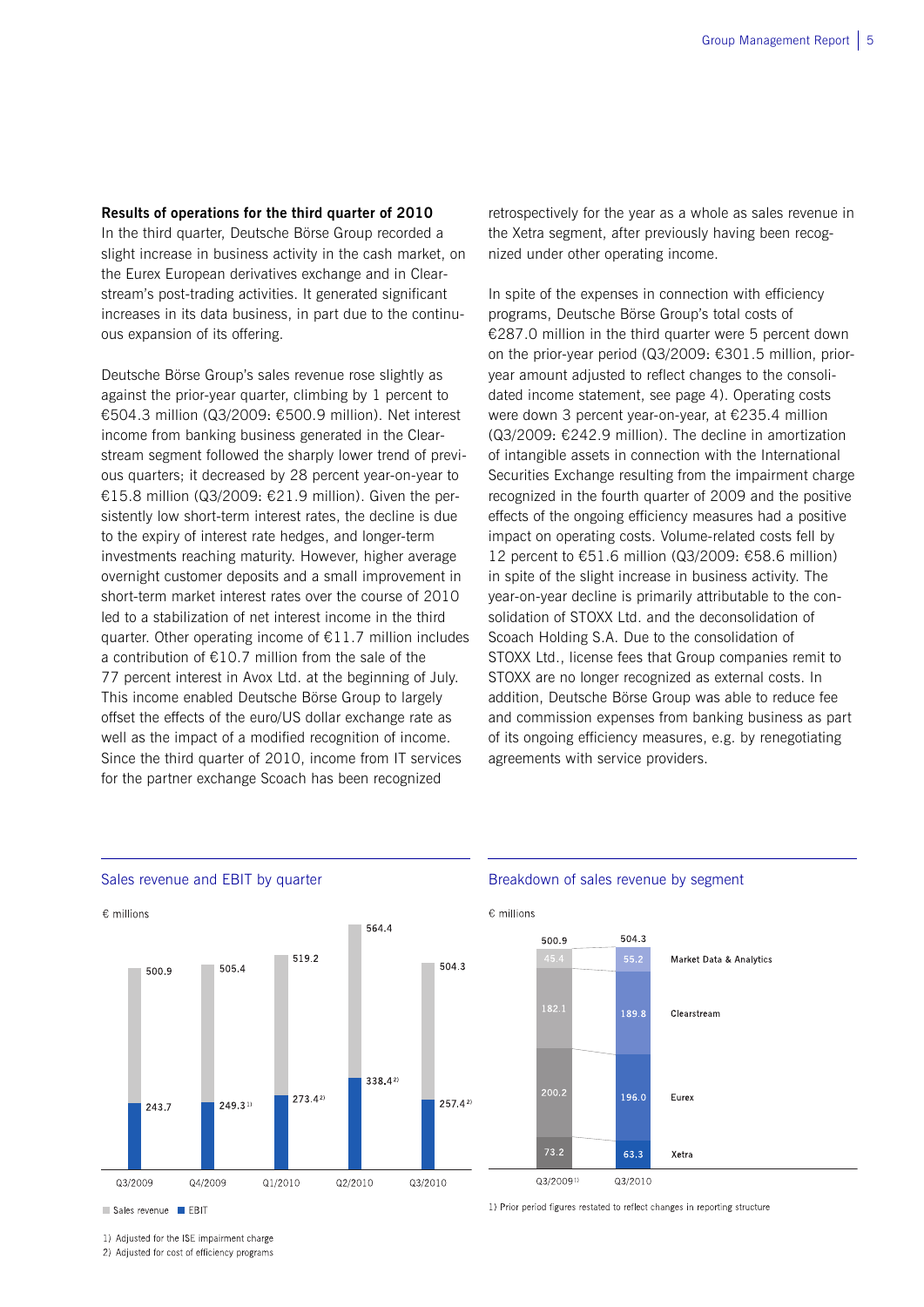**Results of operations for the third quarter of 2010**

In the third quarter, Deutsche Börse Group recorded a slight increase in business activity in the cash market, on the Eurex European derivatives exchange and in Clearstream's post-trading activities. It generated significant increases in its data business, in part due to the continuous expansion of its offering.

Deutsche Börse Group's sales revenue rose slightly as against the prior-year quarter, climbing by 1 percent to €504.3 million (Q3/2009: €500.9 million). Net interest income from banking business generated in the Clearstream segment followed the sharply lower trend of previous quarters; it decreased by 28 percent year-on-year to €15.8 million (Q3/2009: €21.9 million). Given the persistently low short-term interest rates, the decline is due to the expiry of interest rate hedges, and longer-term investments reaching maturity. However, higher average overnight customer deposits and a small improvement in short-term market interest rates over the course of 2010 led to a stabilization of net interest income in the third quarter. Other operating income of €11.7 million includes a contribution of €10.7 million from the sale of the 77 percent interest in Avox Ltd. at the beginning of July. This income enabled Deutsche Börse Group to largely offset the effects of the euro/US dollar exchange rate as well as the impact of a modified recognition of income. Since the third quarter of 2010, income from IT services for the partner exchange Scoach has been recognized retrospectively for the year as a whole as sales revenue in the Xetra segment, after previously having been recognized under other operating income.

In spite of the expenses in connection with efficiency programs, Deutsche Börse Group's total costs of €287.0 million in the third quarter were 5 percent down on the prior-year period (Q3/2009: €301.5 million, prior-year amount adjusted to reflect changes to the consolidated income statement, see page 4). Operating costs were down 3 percent year-on-year, at €235.4 million (Q3/2009: €242.9 million). The decline in amortization of intangible assets in connection with the International Securities Exchange resulting from the impairment charge recognized in the fourth quarter of 2009 and the positive effects of the ongoing efficiency measures had a positive impact on operating costs. Volume-related costs fell by 12 percent to €51.6 million (Q3/2009: €58.6 million) in spite of the slight increase in business activity. The year-on-year decline is primarily attributable to the consolidation of STOXX Ltd. and the deconsolidation of Scoach Holding S.A. Due to the consolidation of STOXX Ltd., license fees that Group companies remit to STOXX are no longer recognized as external costs. In addition, Deutsche Börse Group was able to reduce fee and commission expenses from banking business as part of its ongoing efficiency measures, e.g. by renegotiating agreements with service providers.

**Sales revenue and EBIT by quarter**

€ millions

| | Q3/2009 | Q4/2009 | Q1/2010 | Q2/2010 | Q3/2010 |
|---|---|---|---|---|---|
| Sales revenue | 500.9 | 505.4 | 519.2 | 564.4 | 504.3 |
| EBIT | 243.7 | 249.3[1] | 273.4[2] | 338.4[2] | 257.4[2] |

1) Adjusted for the ISE impairment charge
2) Adjusted for cost of efficiency programs

**Breakdown of sales revenue by segment**

€ millions

| | Q3/2009[1] | Q3/2010 |
|---|---|---|
| Market Data & Analytics | 45.4 | 55.2 |
| Clearstream | 182.1 | 189.8 |
| Eurex | 200.2 | 196.0 |
| Xetra | 73.2 | 63.3 |
| Total | 500.9 | 504.3 |

1) Prior period figures restated to reflect changes in reporting structure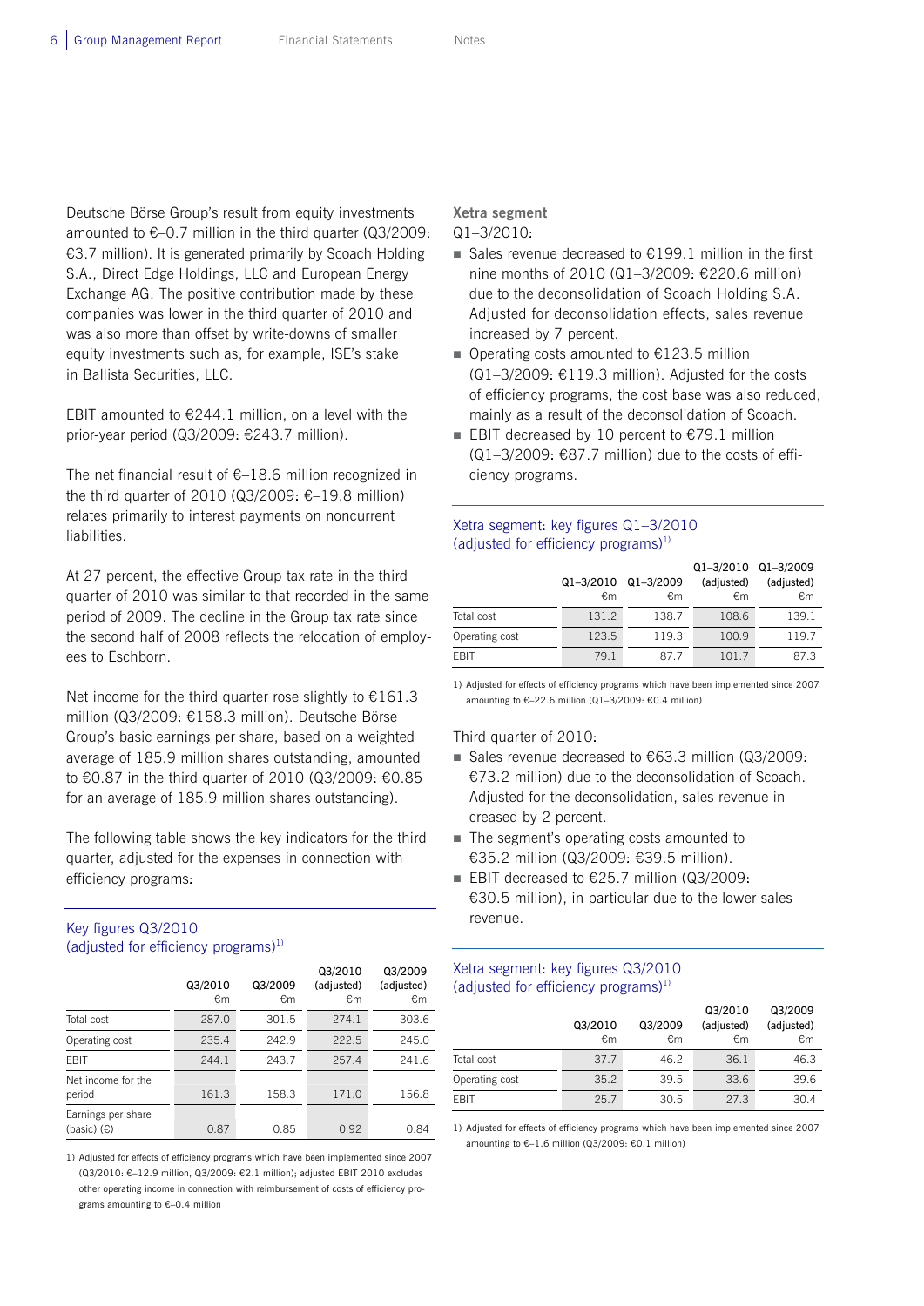Deutsche Börse Group's result from equity investments amounted to €–0.7 million in the third quarter (Q3/2009: €3.7 million). It is generated primarily by Scoach Holding S.A., Direct Edge Holdings, LLC and European Energy Exchange AG. The positive contribution made by these companies was lower in the third quarter of 2010 and was also more than offset by write-downs of smaller equity investments such as, for example, ISE's stake in Ballista Securities, LLC.

EBIT amounted to €244.1 million, on a level with the prior-year period (Q3/2009: €243.7 million).

The net financial result of €–18.6 million recognized in the third quarter of 2010 (Q3/2009: €–19.8 million) relates primarily to interest payments on noncurrent liabilities.

At 27 percent, the effective Group tax rate in the third quarter of 2010 was similar to that recorded in the same period of 2009. The decline in the Group tax rate since the second half of 2008 reflects the relocation of employees to Eschborn.

Net income for the third quarter rose slightly to €161.3 million (Q3/2009: €158.3 million). Deutsche Börse Group's basic earnings per share, based on a weighted average of 185.9 million shares outstanding, amounted to €0.87 in the third quarter of 2010 (Q3/2009: €0.85 for an average of 185.9 million shares outstanding).

The following table shows the key indicators for the third quarter, adjusted for the expenses in connection with efficiency programs:

### Key figures Q3/2010 (adjusted for efficiency programs)[1]

| | Q3/2010 €m | Q3/2009 €m | Q3/2010 (adjusted) €m | Q3/2009 (adjusted) €m |
|---|---|---|---|---|
| Total cost | 287.0 | 301.5 | 274.1 | 303.6 |
| Operating cost | 235.4 | 242.9 | 222.5 | 245.0 |
| EBIT | 244.1 | 243.7 | 257.4 | 241.6 |
| Net income for the period | 161.3 | 158.3 | 171.0 | 156.8 |
| Earnings per share (basic) (€) | 0.87 | 0.85 | 0.92 | 0.84 |

1) Adjusted for effects of efficiency programs which have been implemented since 2007 (Q3/2010: €–12.9 million, Q3/2009: €2.1 million); adjusted EBIT 2010 excludes other operating income in connection with reimbursement of costs of efficiency programs amounting to €–0.4 million

### Xetra segment

Q1–3/2010:

- Sales revenue decreased to €199.1 million in the first nine months of 2010 (Q1–3/2009: €220.6 million) due to the deconsolidation of Scoach Holding S.A. Adjusted for deconsolidation effects, sales revenue increased by 7 percent.
- Operating costs amounted to €123.5 million (Q1–3/2009: €119.3 million). Adjusted for the costs of efficiency programs, the cost base was also reduced, mainly as a result of the deconsolidation of Scoach.
- EBIT decreased by 10 percent to €79.1 million (Q1–3/2009: €87.7 million) due to the costs of efficiency programs.

### Xetra segment: key figures Q1–3/2010 (adjusted for efficiency programs)[1]

| | Q1–3/2010 €m | Q1–3/2009 €m | Q1–3/2010 (adjusted) €m | Q1–3/2009 (adjusted) €m |
|---|---|---|---|---|
| Total cost | 131.2 | 138.7 | 108.6 | 139.1 |
| Operating cost | 123.5 | 119.3 | 100.9 | 119.7 |
| EBIT | 79.1 | 87.7 | 101.7 | 87.3 |

1) Adjusted for effects of efficiency programs which have been implemented since 2007 amounting to €–22.6 million (Q1–3/2009: €0.4 million)

Third quarter of 2010:

- Sales revenue decreased to €63.3 million (Q3/2009: €73.2 million) due to the deconsolidation of Scoach. Adjusted for the deconsolidation, sales revenue increased by 2 percent.
- The segment's operating costs amounted to €35.2 million (Q3/2009: €39.5 million).
- EBIT decreased to €25.7 million (Q3/2009: €30.5 million), in particular due to the lower sales revenue.

### Xetra segment: key figures Q3/2010 (adjusted for efficiency programs)[1]

| | Q3/2010 €m | Q3/2009 €m | Q3/2010 (adjusted) €m | Q3/2009 (adjusted) €m |
|---|---|---|---|---|
| Total cost | 37.7 | 46.2 | 36.1 | 46.3 |
| Operating cost | 35.2 | 39.5 | 33.6 | 39.6 |
| EBIT | 25.7 | 30.5 | 27.3 | 30.4 |

1) Adjusted for effects of efficiency programs which have been implemented since 2007 amounting to €–1.6 million (Q3/2009: €0.1 million)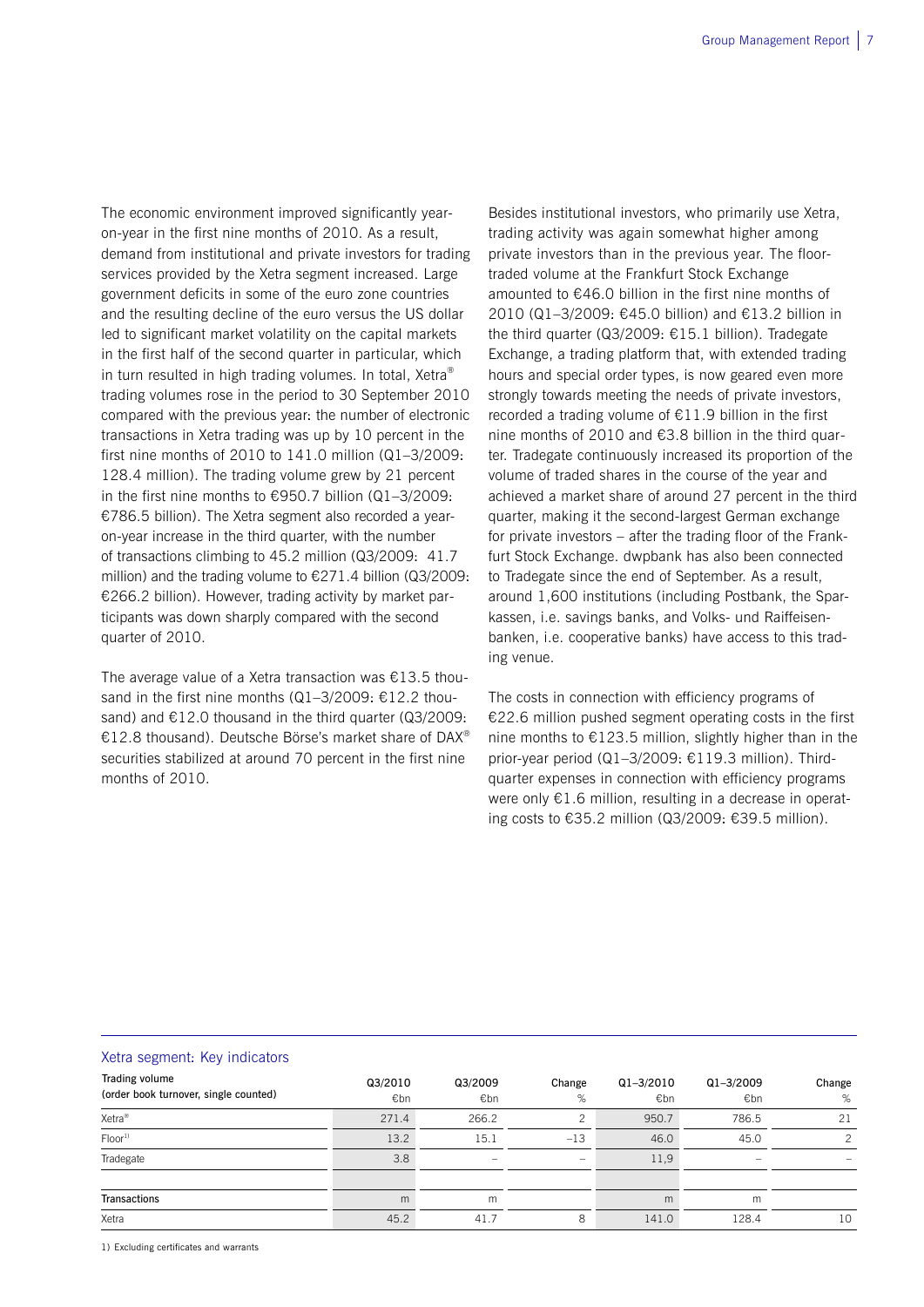The economic environment improved significantly year-on-year in the first nine months of 2010. As a result, demand from institutional and private investors for trading services provided by the Xetra segment increased. Large government deficits in some of the euro zone countries and the resulting decline of the euro versus the US dollar led to significant market volatility on the capital markets in the first half of the second quarter in particular, which in turn resulted in high trading volumes. In total, Xetra® trading volumes rose in the period to 30 September 2010 compared with the previous year: the number of electronic transactions in Xetra trading was up by 10 percent in the first nine months of 2010 to 141.0 million (Q1–3/2009: 128.4 million). The trading volume grew by 21 percent in the first nine months to €950.7 billion (Q1–3/2009: €786.5 billion). The Xetra segment also recorded a year-on-year increase in the third quarter, with the number of transactions climbing to 45.2 million (Q3/2009: 41.7 million) and the trading volume to €271.4 billion (Q3/2009: €266.2 billion). However, trading activity by market participants was down sharply compared with the second quarter of 2010.

The average value of a Xetra transaction was €13.5 thousand in the first nine months (Q1–3/2009: €12.2 thousand) and €12.0 thousand in the third quarter (Q3/2009: €12.8 thousand). Deutsche Börse's market share of DAX® securities stabilized at around 70 percent in the first nine months of 2010.

Besides institutional investors, who primarily use Xetra, trading activity was again somewhat higher among private investors than in the previous year. The floor-traded volume at the Frankfurt Stock Exchange amounted to €46.0 billion in the first nine months of 2010 (Q1–3/2009: €45.0 billion) and €13.2 billion in the third quarter (Q3/2009: €15.1 billion). Tradegate Exchange, a trading platform that, with extended trading hours and special order types, is now geared even more strongly towards meeting the needs of private investors, recorded a trading volume of €11.9 billion in the first nine months of 2010 and €3.8 billion in the third quarter. Tradegate continuously increased its proportion of the volume of traded shares in the course of the year and achieved a market share of around 27 percent in the third quarter, making it the second-largest German exchange for private investors – after the trading floor of the Frankfurt Stock Exchange. dwpbank has also been connected to Tradegate since the end of September. As a result, around 1,600 institutions (including Postbank, the Sparkassen, i.e. savings banks, and Volks- und Raiffeisenbanken, i.e. cooperative banks) have access to this trading venue.

The costs in connection with efficiency programs of €22.6 million pushed segment operating costs in the first nine months to €123.5 million, slightly higher than in the prior-year period (Q1–3/2009: €119.3 million). Third-quarter expenses in connection with efficiency programs were only €1.6 million, resulting in a decrease in operating costs to €35.2 million (Q3/2009: €39.5 million).

## Xetra segment: Key indicators

| Trading volume (order book turnover, single counted) | Q3/2010 €bn | Q3/2009 €bn | Change % | Q1–3/2010 €bn | Q1–3/2009 €bn | Change % |
|---|---|---|---|---|---|---|
| Xetra® | 271.4 | 266.2 | 2 | 950.7 | 786.5 | 21 |
| Floor[1] | 13.2 | 15.1 | –13 | 46.0 | 45.0 | 2 |
| Tradegate | 3.8 | – | – | 11,9 | – | – |
| | | | | | | |
| **Transactions** | m | m | | m | m | |
| Xetra | 45.2 | 41.7 | 8 | 141.0 | 128.4 | 10 |

1) Excluding certificates and warrants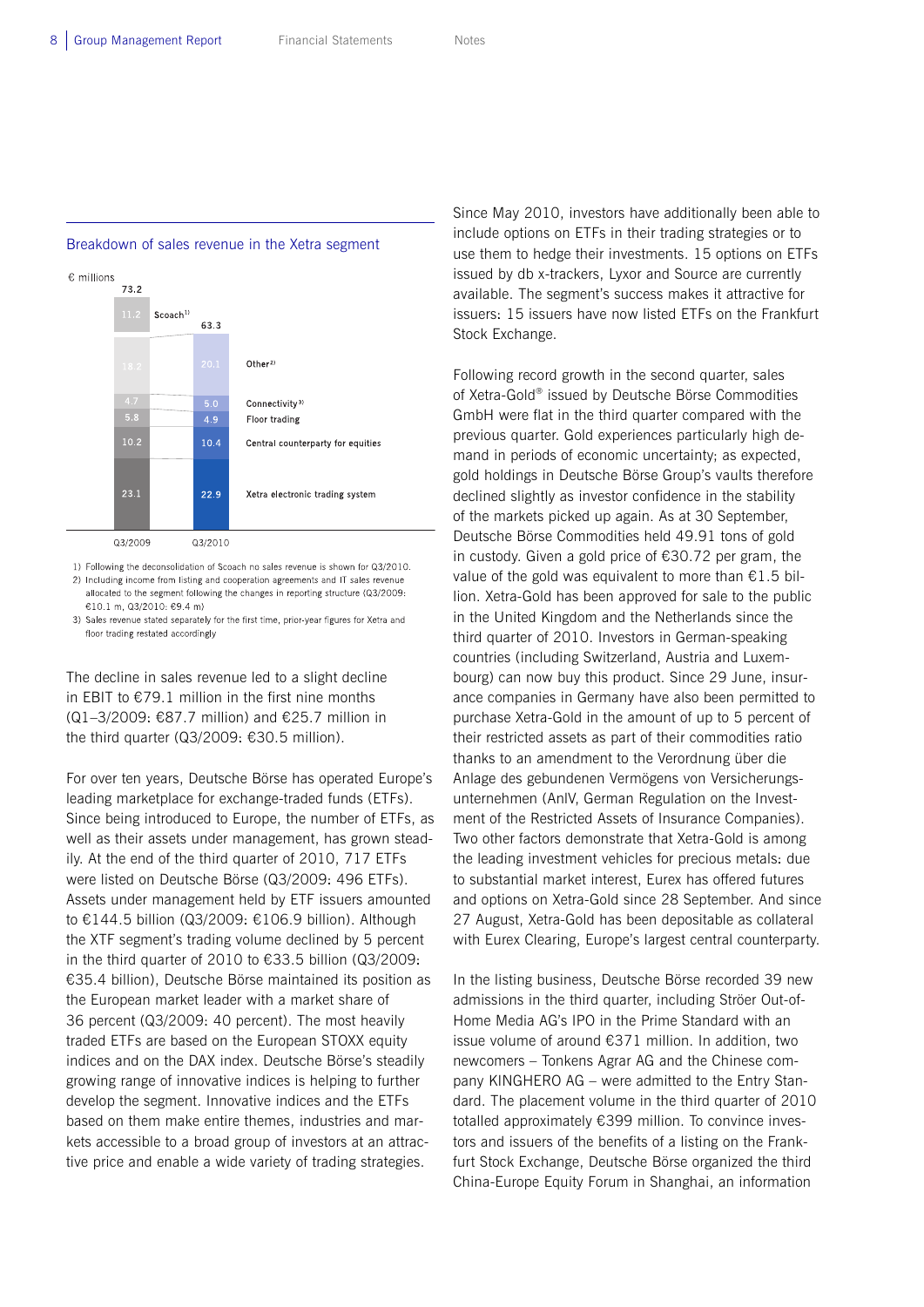Breakdown of sales revenue in the Xetra segment

€ millions

| | Q3/2009 | Q3/2010 |
|---|---|---|
| Scoach[1] | 11.2 | |
| Other[2] | 18.2 | 20.1 |
| Connectivity[3] | 4.7 | 5.0 |
| Floor trading | 5.8 | 4.9 |
| Central counterparty for equities | 10.2 | 10.4 |
| Xetra electronic trading system | 23.1 | 22.9 |
| Total | 73.2 | 63.3 |

1) Following the deconsolidation of Scoach no sales revenue is shown for Q3/2010.
2) Including income from listing and cooperation agreements and IT sales revenue allocated to the segment following the changes in reporting structure (Q3/2009: €10.1 m, Q3/2010: €9.4 m)
3) Sales revenue stated separately for the first time, prior-year figures for Xetra and floor trading restated accordingly

The decline in sales revenue led to a slight decline in EBIT to €79.1 million in the first nine months (Q1–3/2009: €87.7 million) and €25.7 million in the third quarter (Q3/2009: €30.5 million).

For over ten years, Deutsche Börse has operated Europe's leading marketplace for exchange-traded funds (ETFs). Since being introduced to Europe, the number of ETFs, as well as their assets under management, has grown steadily. At the end of the third quarter of 2010, 717 ETFs were listed on Deutsche Börse (Q3/2009: 496 ETFs). Assets under management held by ETF issuers amounted to €144.5 billion (Q3/2009: €106.9 billion). Although the XTF segment's trading volume declined by 5 percent in the third quarter of 2010 to €33.5 billion (Q3/2009: €35.4 billion), Deutsche Börse maintained its position as the European market leader with a market share of 36 percent (Q3/2009: 40 percent). The most heavily traded ETFs are based on the European STOXX equity indices and on the DAX index. Deutsche Börse's steadily growing range of innovative indices is helping to further develop the segment. Innovative indices and the ETFs based on them make entire themes, industries and markets accessible to a broad group of investors at an attractive price and enable a wide variety of trading strategies.

Since May 2010, investors have additionally been able to include options on ETFs in their trading strategies or to use them to hedge their investments. 15 options on ETFs issued by db x-trackers, Lyxor and Source are currently available. The segment's success makes it attractive for issuers: 15 issuers have now listed ETFs on the Frankfurt Stock Exchange.

Following record growth in the second quarter, sales of Xetra-Gold® issued by Deutsche Börse Commodities GmbH were flat in the third quarter compared with the previous quarter. Gold experiences particularly high demand in periods of economic uncertainty; as expected, gold holdings in Deutsche Börse Group's vaults therefore declined slightly as investor confidence in the stability of the markets picked up again. As at 30 September, Deutsche Börse Commodities held 49.91 tons of gold in custody. Given a gold price of €30.72 per gram, the value of the gold was equivalent to more than €1.5 billion. Xetra-Gold has been approved for sale to the public in the United Kingdom and the Netherlands since the third quarter of 2010. Investors in German-speaking countries (including Switzerland, Austria and Luxembourg) can now buy this product. Since 29 June, insurance companies in Germany have also been permitted to purchase Xetra-Gold in the amount of up to 5 percent of their restricted assets as part of their commodities ratio thanks to an amendment to the Verordnung über die Anlage des gebundenen Vermögens von Versicherungsunternehmen (AnlV, German Regulation on the Investment of the Restricted Assets of Insurance Companies). Two other factors demonstrate that Xetra-Gold is among the leading investment vehicles for precious metals: due to substantial market interest, Eurex has offered futures and options on Xetra-Gold since 28 September. And since 27 August, Xetra-Gold has been depositable as collateral with Eurex Clearing, Europe's largest central counterparty.

In the listing business, Deutsche Börse recorded 39 new admissions in the third quarter, including Ströer Out-of-Home Media AG's IPO in the Prime Standard with an issue volume of around €371 million. In addition, two newcomers – Tonkens Agrar AG and the Chinese company KINGHERO AG – were admitted to the Entry Standard. The placement volume in the third quarter of 2010 totalled approximately €399 million. To convince investors and issuers of the benefits of a listing on the Frankfurt Stock Exchange, Deutsche Börse organized the third China-Europe Equity Forum in Shanghai, an information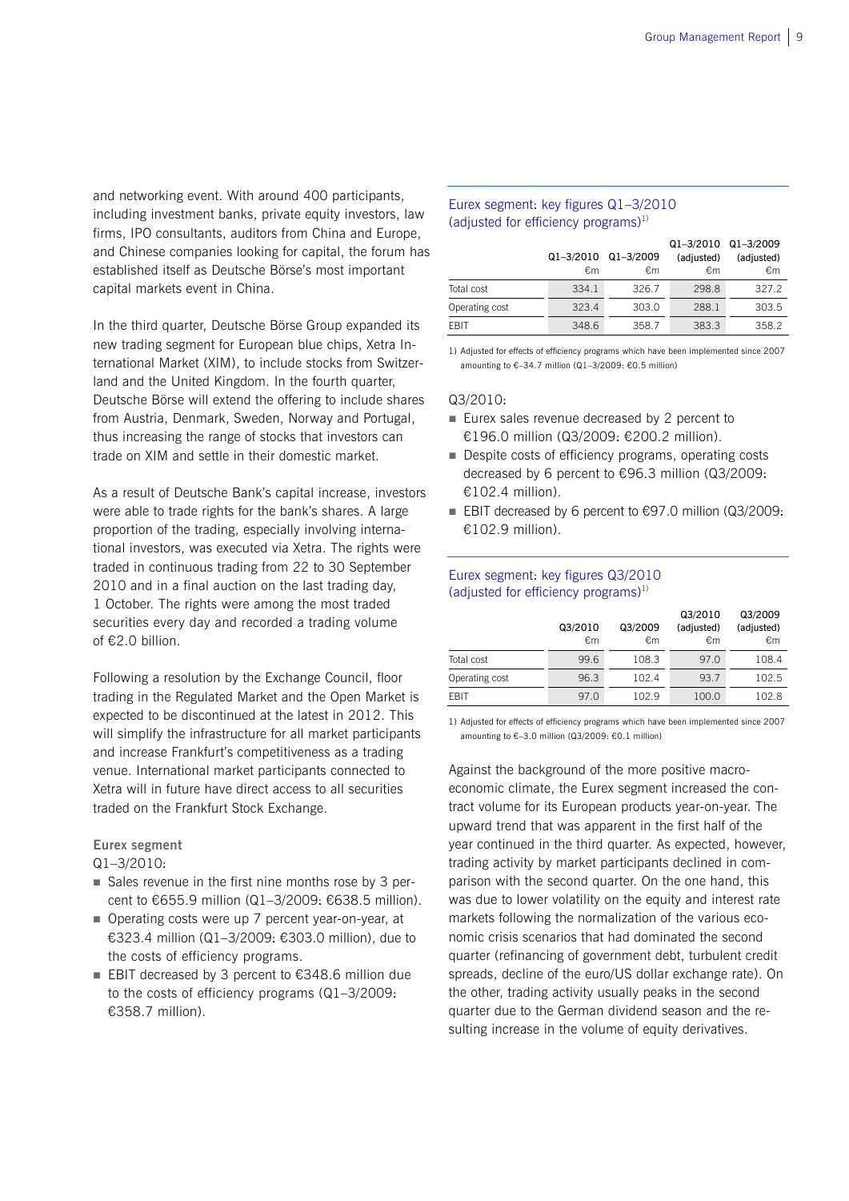and networking event. With around 400 participants, including investment banks, private equity investors, law firms, IPO consultants, auditors from China and Europe, and Chinese companies looking for capital, the forum has established itself as Deutsche Börse's most important capital markets event in China.

In the third quarter, Deutsche Börse Group expanded its new trading segment for European blue chips, Xetra International Market (XIM), to include stocks from Switzerland and the United Kingdom. In the fourth quarter, Deutsche Börse will extend the offering to include shares from Austria, Denmark, Sweden, Norway and Portugal, thus increasing the range of stocks that investors can trade on XIM and settle in their domestic market.

As a result of Deutsche Bank's capital increase, investors were able to trade rights for the bank's shares. A large proportion of the trading, especially involving international investors, was executed via Xetra. The rights were traded in continuous trading from 22 to 30 September 2010 and in a final auction on the last trading day, 1 October. The rights were among the most traded securities every day and recorded a trading volume of €2.0 billion.

Following a resolution by the Exchange Council, floor trading in the Regulated Market and the Open Market is expected to be discontinued at the latest in 2012. This will simplify the infrastructure for all market participants and increase Frankfurt's competitiveness as a trading venue. International market participants connected to Xetra will in future have direct access to all securities traded on the Frankfurt Stock Exchange.

### Eurex segment

Q1–3/2010:

- Sales revenue in the first nine months rose by 3 percent to €655.9 million (Q1–3/2009: €638.5 million).
- Operating costs were up 7 percent year-on-year, at €323.4 million (Q1–3/2009: €303.0 million), due to the costs of efficiency programs.
- EBIT decreased by 3 percent to €348.6 million due to the costs of efficiency programs (Q1–3/2009: €358.7 million).

**Eurex segment: key figures Q1–3/2010 (adjusted for efficiency programs)[1]**

| | Q1–3/2010 €m | Q1–3/2009 €m | Q1–3/2010 (adjusted) €m | Q1–3/2009 (adjusted) €m |
|---|---|---|---|---|
| Total cost | 334.1 | 326.7 | 298.8 | 327.2 |
| Operating cost | 323.4 | 303.0 | 288.1 | 303.5 |
| EBIT | 348.6 | 358.7 | 383.3 | 358.2 |

1) Adjusted for effects of efficiency programs which have been implemented since 2007 amounting to €–34.7 million (Q1–3/2009: €0.5 million)

Q3/2010:

- Eurex sales revenue decreased by 2 percent to €196.0 million (Q3/2009: €200.2 million).
- Despite costs of efficiency programs, operating costs decreased by 6 percent to €96.3 million (Q3/2009: €102.4 million).
- EBIT decreased by 6 percent to €97.0 million (Q3/2009: €102.9 million).

**Eurex segment: key figures Q3/2010 (adjusted for efficiency programs)[1]**

| | Q3/2010 €m | Q3/2009 €m | Q3/2010 (adjusted) €m | Q3/2009 (adjusted) €m |
|---|---|---|---|---|
| Total cost | 99.6 | 108.3 | 97.0 | 108.4 |
| Operating cost | 96.3 | 102.4 | 93.7 | 102.5 |
| EBIT | 97.0 | 102.9 | 100.0 | 102.8 |

1) Adjusted for effects of efficiency programs which have been implemented since 2007 amounting to €–3.0 million (Q3/2009: €0.1 million)

Against the background of the more positive macroeconomic climate, the Eurex segment increased the contract volume for its European products year-on-year. The upward trend that was apparent in the first half of the year continued in the third quarter. As expected, however, trading activity by market participants declined in comparison with the second quarter. On the one hand, this was due to lower volatility on the equity and interest rate markets following the normalization of the various economic crisis scenarios that had dominated the second quarter (refinancing of government debt, turbulent credit spreads, decline of the euro/US dollar exchange rate). On the other, trading activity usually peaks in the second quarter due to the German dividend season and the resulting increase in the volume of equity derivatives.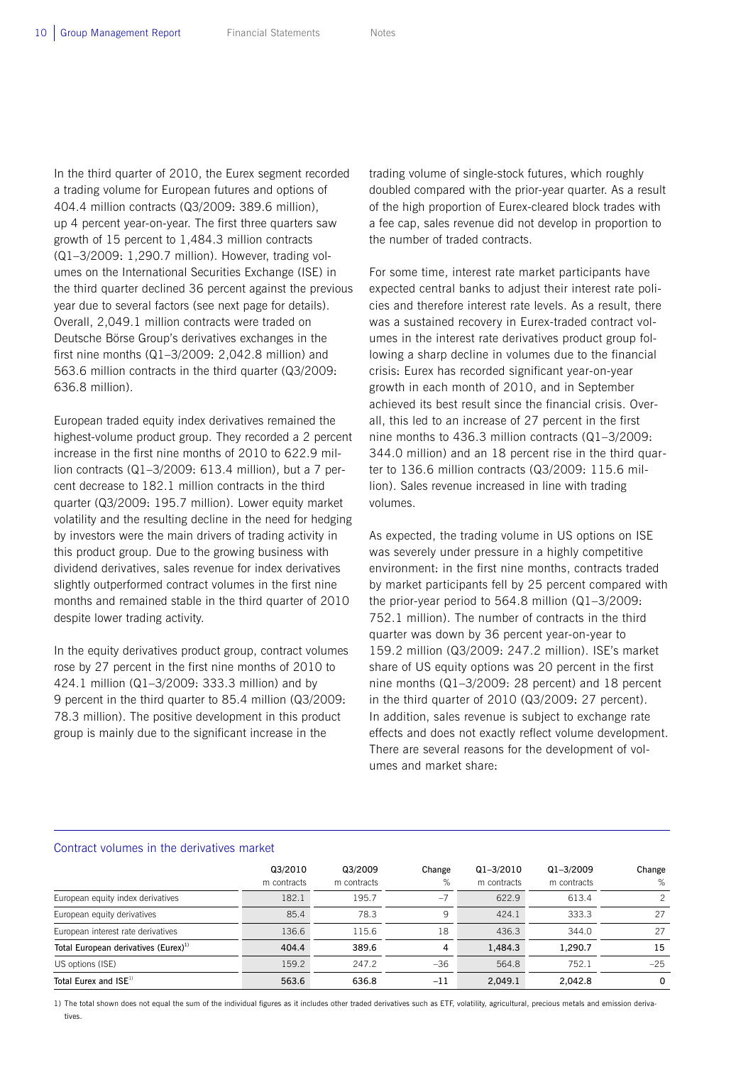In the third quarter of 2010, the Eurex segment recorded a trading volume for European futures and options of 404.4 million contracts (Q3/2009: 389.6 million), up 4 percent year-on-year. The first three quarters saw growth of 15 percent to 1,484.3 million contracts (Q1–3/2009: 1,290.7 million). However, trading volumes on the International Securities Exchange (ISE) in the third quarter declined 36 percent against the previous year due to several factors (see next page for details). Overall, 2,049.1 million contracts were traded on Deutsche Börse Group's derivatives exchanges in the first nine months (Q1–3/2009: 2,042.8 million) and 563.6 million contracts in the third quarter (Q3/2009: 636.8 million).

European traded equity index derivatives remained the highest-volume product group. They recorded a 2 percent increase in the first nine months of 2010 to 622.9 million contracts (Q1–3/2009: 613.4 million), but a 7 percent decrease to 182.1 million contracts in the third quarter (Q3/2009: 195.7 million). Lower equity market volatility and the resulting decline in the need for hedging by investors were the main drivers of trading activity in this product group. Due to the growing business with dividend derivatives, sales revenue for index derivatives slightly outperformed contract volumes in the first nine months and remained stable in the third quarter of 2010 despite lower trading activity.

In the equity derivatives product group, contract volumes rose by 27 percent in the first nine months of 2010 to 424.1 million (Q1–3/2009: 333.3 million) and by 9 percent in the third quarter to 85.4 million (Q3/2009: 78.3 million). The positive development in this product group is mainly due to the significant increase in the trading volume of single-stock futures, which roughly doubled compared with the prior-year quarter. As a result of the high proportion of Eurex-cleared block trades with a fee cap, sales revenue did not develop in proportion to the number of traded contracts.

For some time, interest rate market participants have expected central banks to adjust their interest rate policies and therefore interest rate levels. As a result, there was a sustained recovery in Eurex-traded contract volumes in the interest rate derivatives product group following a sharp decline in volumes due to the financial crisis: Eurex has recorded significant year-on-year growth in each month of 2010, and in September achieved its best result since the financial crisis. Overall, this led to an increase of 27 percent in the first nine months to 436.3 million contracts (Q1–3/2009: 344.0 million) and an 18 percent rise in the third quarter to 136.6 million contracts (Q3/2009: 115.6 million). Sales revenue increased in line with trading volumes.

As expected, the trading volume in US options on ISE was severely under pressure in a highly competitive environment: in the first nine months, contracts traded by market participants fell by 25 percent compared with the prior-year period to 564.8 million (Q1–3/2009: 752.1 million). The number of contracts in the third quarter was down by 36 percent year-on-year to 159.2 million (Q3/2009: 247.2 million). ISE's market share of US equity options was 20 percent in the first nine months (Q1–3/2009: 28 percent) and 18 percent in the third quarter of 2010 (Q3/2009: 27 percent). In addition, sales revenue is subject to exchange rate effects and does not exactly reflect volume development. There are several reasons for the development of volumes and market share:

**Contract volumes in the derivatives market**

| | Q3/2010 m contracts | Q3/2009 m contracts | Change % | Q1–3/2010 m contracts | Q1–3/2009 m contracts | Change % |
|---|---|---|---|---|---|---|
| European equity index derivatives | 182.1 | 195.7 | –7 | 622.9 | 613.4 | 2 |
| European equity derivatives | 85.4 | 78.3 | 9 | 424.1 | 333.3 | 27 |
| European interest rate derivatives | 136.6 | 115.6 | 18 | 436.3 | 344.0 | 27 |
| **Total European derivatives (Eurex)[1]** | **404.4** | **389.6** | **4** | **1,484.3** | **1,290.7** | **15** |
| US options (ISE) | 159.2 | 247.2 | –36 | 564.8 | 752.1 | –25 |
| **Total Eurex and ISE[1]** | **563.6** | **636.8** | **–11** | **2,049.1** | **2,042.8** | **0** |

1) The total shown does not equal the sum of the individual figures as it includes other traded derivatives such as ETF, volatility, agricultural, precious metals and emission derivatives.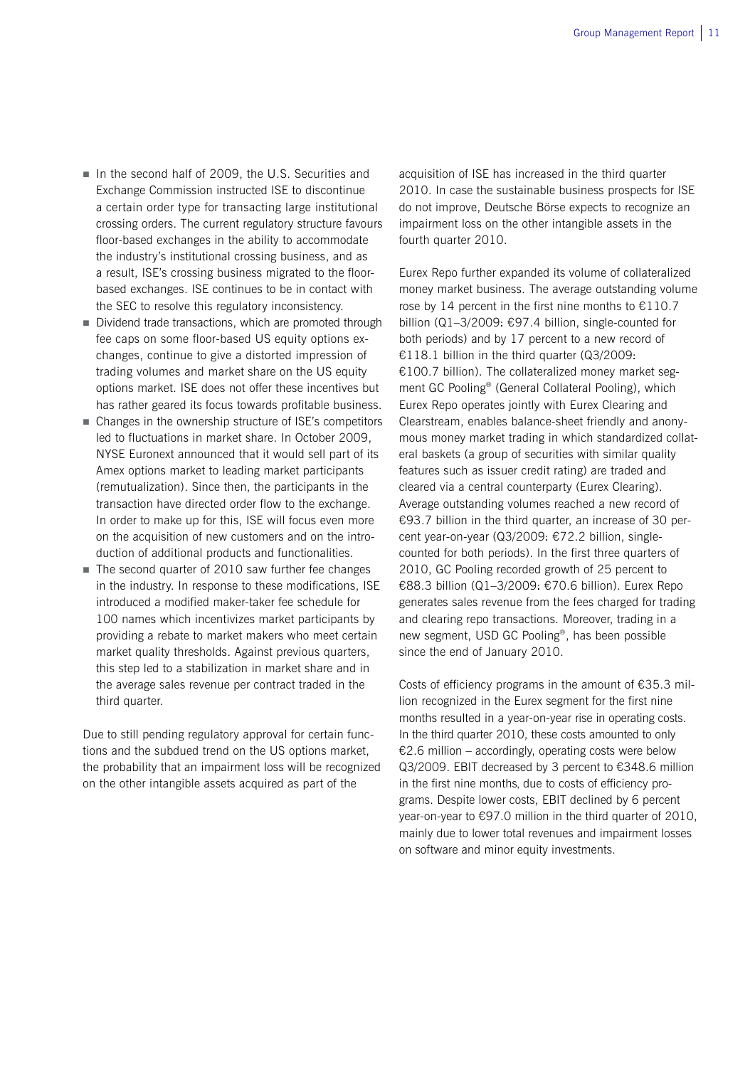- In the second half of 2009, the U.S. Securities and Exchange Commission instructed ISE to discontinue a certain order type for transacting large institutional crossing orders. The current regulatory structure favours floor-based exchanges in the ability to accommodate the industry's institutional crossing business, and as a result, ISE's crossing business migrated to the floor-based exchanges. ISE continues to be in contact with the SEC to resolve this regulatory inconsistency.
- Dividend trade transactions, which are promoted through fee caps on some floor-based US equity options exchanges, continue to give a distorted impression of trading volumes and market share on the US equity options market. ISE does not offer these incentives but has rather geared its focus towards profitable business.
- Changes in the ownership structure of ISE's competitors led to fluctuations in market share. In October 2009, NYSE Euronext announced that it would sell part of its Amex options market to leading market participants (remutualization). Since then, the participants in the transaction have directed order flow to the exchange. In order to make up for this, ISE will focus even more on the acquisition of new customers and on the introduction of additional products and functionalities.
- The second quarter of 2010 saw further fee changes in the industry. In response to these modifications, ISE introduced a modified maker-taker fee schedule for 100 names which incentivizes market participants by providing a rebate to market makers who meet certain market quality thresholds. Against previous quarters, this step led to a stabilization in market share and in the average sales revenue per contract traded in the third quarter.

Due to still pending regulatory approval for certain functions and the subdued trend on the US options market, the probability that an impairment loss will be recognized on the other intangible assets acquired as part of the acquisition of ISE has increased in the third quarter 2010. In case the sustainable business prospects for ISE do not improve, Deutsche Börse expects to recognize an impairment loss on the other intangible assets in the fourth quarter 2010.

Eurex Repo further expanded its volume of collateralized money market business. The average outstanding volume rose by 14 percent in the first nine months to €110.7 billion (Q1–3/2009: €97.4 billion, single-counted for both periods) and by 17 percent to a new record of €118.1 billion in the third quarter (Q3/2009: €100.7 billion). The collateralized money market segment GC Pooling® (General Collateral Pooling), which Eurex Repo operates jointly with Eurex Clearing and Clearstream, enables balance-sheet friendly and anonymous money market trading in which standardized collateral baskets (a group of securities with similar quality features such as issuer credit rating) are traded and cleared via a central counterparty (Eurex Clearing). Average outstanding volumes reached a new record of €93.7 billion in the third quarter, an increase of 30 percent year-on-year (Q3/2009: €72.2 billion, single-counted for both periods). In the first three quarters of 2010, GC Pooling recorded growth of 25 percent to €88.3 billion (Q1–3/2009: €70.6 billion). Eurex Repo generates sales revenue from the fees charged for trading and clearing repo transactions. Moreover, trading in a new segment, USD GC Pooling®, has been possible since the end of January 2010.

Costs of efficiency programs in the amount of €35.3 million recognized in the Eurex segment for the first nine months resulted in a year-on-year rise in operating costs. In the third quarter 2010, these costs amounted to only €2.6 million – accordingly, operating costs were below Q3/2009. EBIT decreased by 3 percent to €348.6 million in the first nine months, due to costs of efficiency programs. Despite lower costs, EBIT declined by 6 percent year-on-year to €97.0 million in the third quarter of 2010, mainly due to lower total revenues and impairment losses on software and minor equity investments.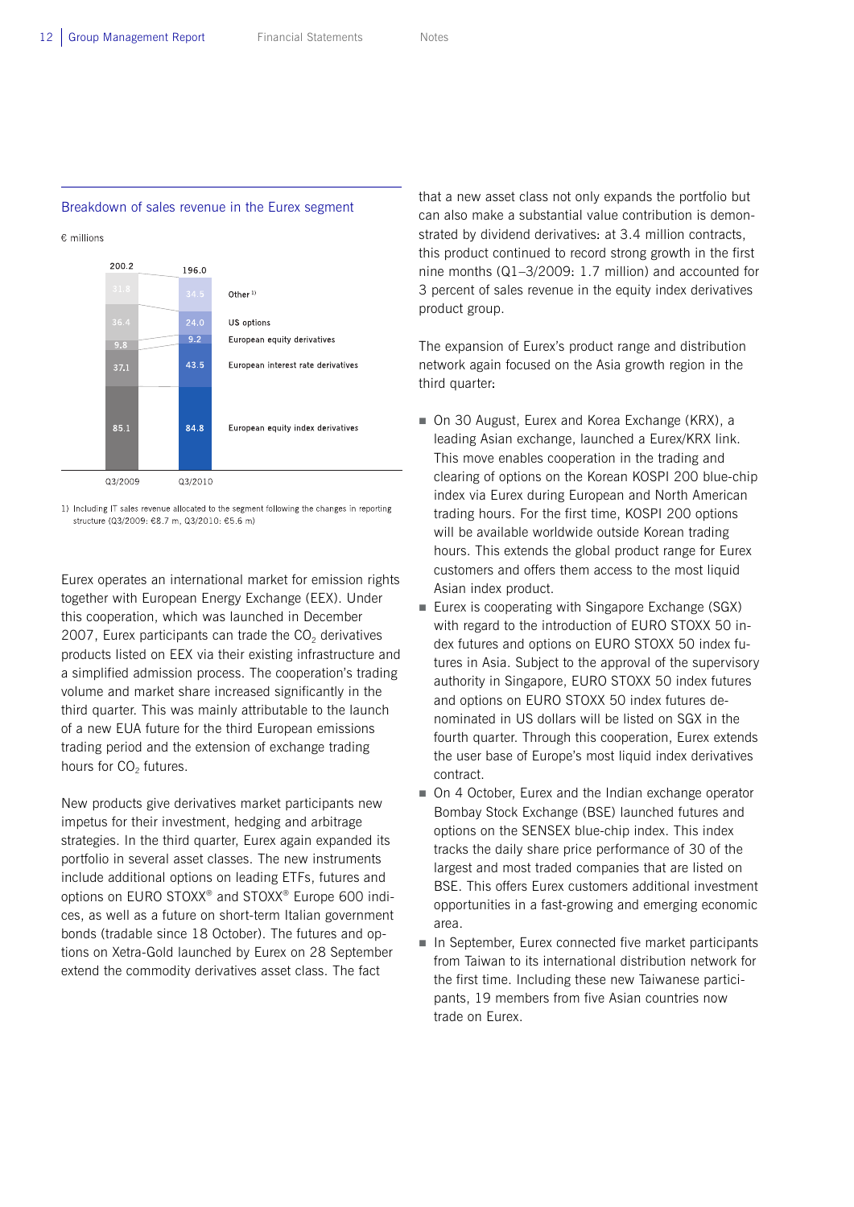## Breakdown of sales revenue in the Eurex segment

€ millions

| | Q3/2009 | Q3/2010 |
|---|---|---|
| Other[1] | 31.8 | 34.5 |
| US options | 36.4 | 24.0 |
| European equity derivatives | 9.8 | 9.2 |
| European interest rate derivatives | 37.1 | 43.5 |
| European equity index derivatives | 85.1 | 84.8 |
| Total | 200.2 | 196.0 |

1) Including IT sales revenue allocated to the segment following the changes in reporting structure (Q3/2009: €8.7 m, Q3/2010: €5.6 m)

Eurex operates an international market for emission rights together with European Energy Exchange (EEX). Under this cooperation, which was launched in December 2007, Eurex participants can trade the $CO_2$ derivatives products listed on EEX via their existing infrastructure and a simplified admission process. The cooperation's trading volume and market share increased significantly in the third quarter. This was mainly attributable to the launch of a new EUA future for the third European emissions trading period and the extension of exchange trading hours for $CO_2$ futures.

New products give derivatives market participants new impetus for their investment, hedging and arbitrage strategies. In the third quarter, Eurex again expanded its portfolio in several asset classes. The new instruments include additional options on leading ETFs, futures and options on EURO STOXX® and STOXX® Europe 600 indices, as well as a future on short-term Italian government bonds (tradable since 18 October). The futures and options on Xetra-Gold launched by Eurex on 28 September extend the commodity derivatives asset class. The fact that a new asset class not only expands the portfolio but can also make a substantial value contribution is demonstrated by dividend derivatives: at 3.4 million contracts, this product continued to record strong growth in the first nine months (Q1–3/2009: 1.7 million) and accounted for 3 percent of sales revenue in the equity index derivatives product group.

The expansion of Eurex's product range and distribution network again focused on the Asia growth region in the third quarter:

- On 30 August, Eurex and Korea Exchange (KRX), a leading Asian exchange, launched a Eurex/KRX link. This move enables cooperation in the trading and clearing of options on the Korean KOSPI 200 blue-chip index via Eurex during European and North American trading hours. For the first time, KOSPI 200 options will be available worldwide outside Korean trading hours. This extends the global product range for Eurex customers and offers them access to the most liquid Asian index product.
- Eurex is cooperating with Singapore Exchange (SGX) with regard to the introduction of EURO STOXX 50 index futures and options on EURO STOXX 50 index futures in Asia. Subject to the approval of the supervisory authority in Singapore, EURO STOXX 50 index futures and options on EURO STOXX 50 index futures denominated in US dollars will be listed on SGX in the fourth quarter. Through this cooperation, Eurex extends the user base of Europe's most liquid index derivatives contract.
- On 4 October, Eurex and the Indian exchange operator Bombay Stock Exchange (BSE) launched futures and options on the SENSEX blue-chip index. This index tracks the daily share price performance of 30 of the largest and most traded companies that are listed on BSE. This offers Eurex customers additional investment opportunities in a fast-growing and emerging economic area.
- In September, Eurex connected five market participants from Taiwan to its international distribution network for the first time. Including these new Taiwanese participants, 19 members from five Asian countries now trade on Eurex.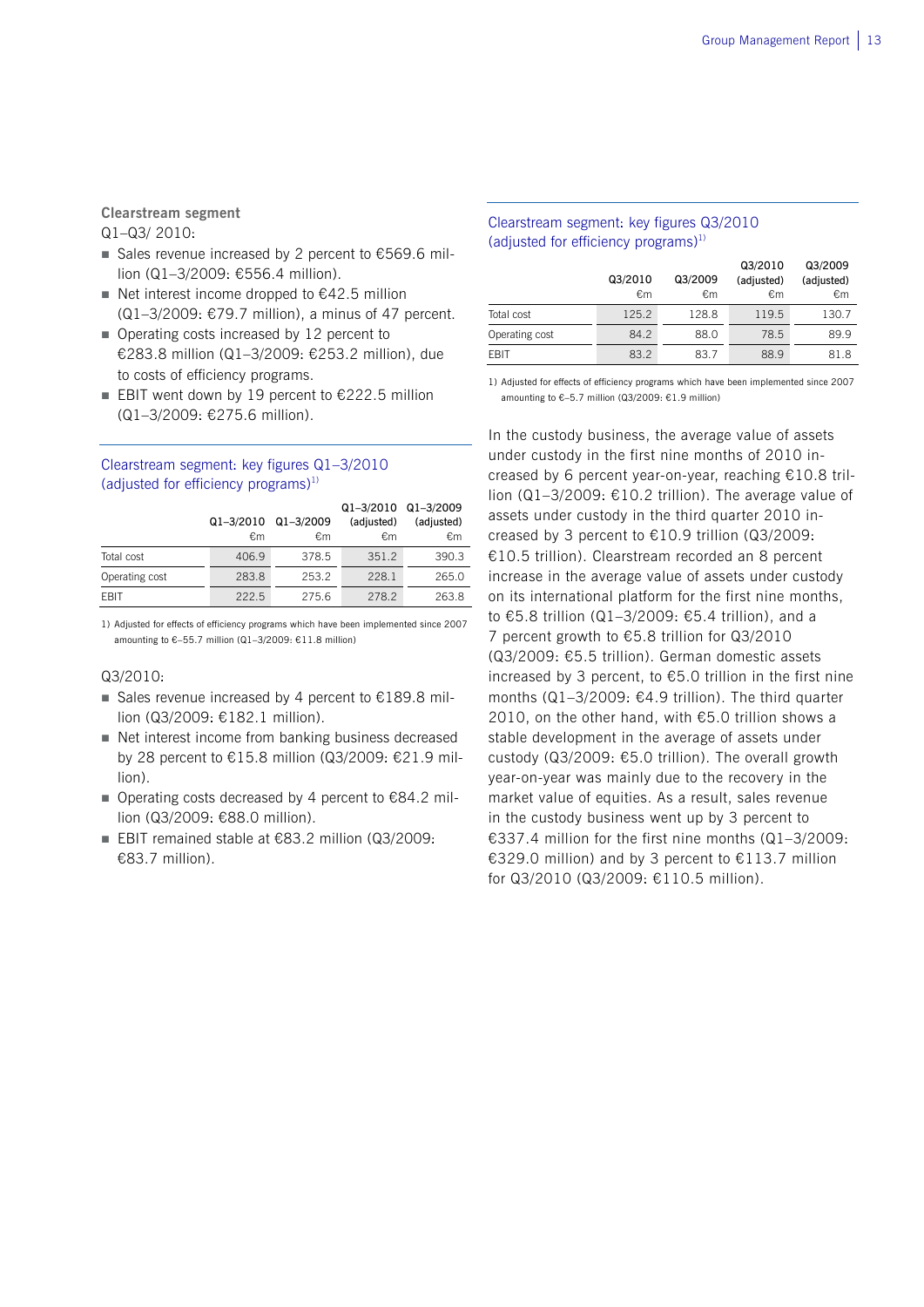**Clearstream segment**

Q1–Q3/ 2010:

- Sales revenue increased by 2 percent to €569.6 million (Q1–3/2009: €556.4 million).
- Net interest income dropped to €42.5 million (Q1–3/2009: €79.7 million), a minus of 47 percent.
- Operating costs increased by 12 percent to €283.8 million (Q1–3/2009: €253.2 million), due to costs of efficiency programs.
- EBIT went down by 19 percent to €222.5 million (Q1–3/2009: €275.6 million).

### Clearstream segment: key figures Q1–3/2010 (adjusted for efficiency programs)[1]

| | Q1–3/2010 €m | Q1–3/2009 €m | Q1–3/2010 (adjusted) €m | Q1–3/2009 (adjusted) €m |
|---|---|---|---|---|
| Total cost | 406.9 | 378.5 | 351.2 | 390.3 |
| Operating cost | 283.8 | 253.2 | 228.1 | 265.0 |
| EBIT | 222.5 | 275.6 | 278.2 | 263.8 |

1) Adjusted for effects of efficiency programs which have been implemented since 2007 amounting to €–55.7 million (Q1–3/2009: €11.8 million)

Q3/2010:

- Sales revenue increased by 4 percent to €189.8 million (Q3/2009: €182.1 million).
- Net interest income from banking business decreased by 28 percent to €15.8 million (Q3/2009: €21.9 million).
- Operating costs decreased by 4 percent to €84.2 million (Q3/2009: €88.0 million).
- EBIT remained stable at €83.2 million (Q3/2009: €83.7 million).

### Clearstream segment: key figures Q3/2010 (adjusted for efficiency programs)[1]

| | Q3/2010 €m | Q3/2009 €m | Q3/2010 (adjusted) €m | Q3/2009 (adjusted) €m |
|---|---|---|---|---|
| Total cost | 125.2 | 128.8 | 119.5 | 130.7 |
| Operating cost | 84.2 | 88.0 | 78.5 | 89.9 |
| EBIT | 83.2 | 83.7 | 88.9 | 81.8 |

1) Adjusted for effects of efficiency programs which have been implemented since 2007 amounting to €–5.7 million (Q3/2009: €1.9 million)

In the custody business, the average value of assets under custody in the first nine months of 2010 increased by 6 percent year-on-year, reaching €10.8 trillion (Q1–3/2009: €10.2 trillion). The average value of assets under custody in the third quarter 2010 increased by 3 percent to €10.9 trillion (Q3/2009: €10.5 trillion). Clearstream recorded an 8 percent increase in the average value of assets under custody on its international platform for the first nine months, to €5.8 trillion (Q1–3/2009: €5.4 trillion), and a 7 percent growth to €5.8 trillion for Q3/2010 (Q3/2009: €5.5 trillion). German domestic assets increased by 3 percent, to €5.0 trillion in the first nine months (Q1–3/2009: €4.9 trillion). The third quarter 2010, on the other hand, with €5.0 trillion shows a stable development in the average of assets under custody (Q3/2009: €5.0 trillion). The overall growth year-on-year was mainly due to the recovery in the market value of equities. As a result, sales revenue in the custody business went up by 3 percent to €337.4 million for the first nine months (Q1–3/2009: €329.0 million) and by 3 percent to €113.7 million for Q3/2010 (Q3/2009: €110.5 million).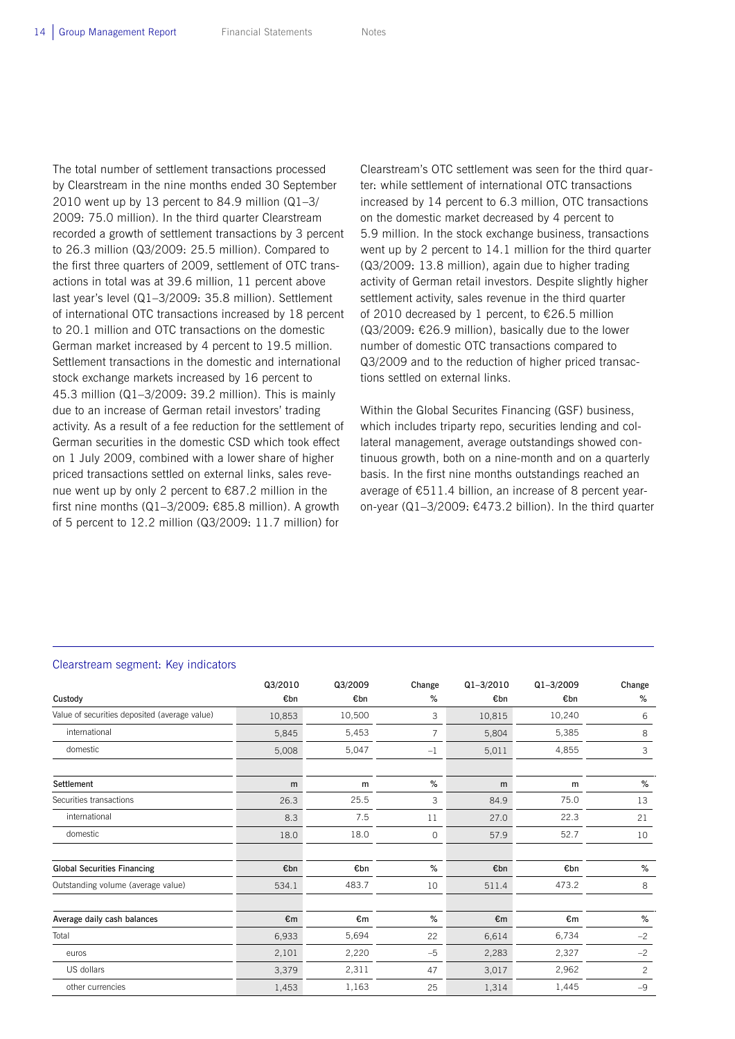The total number of settlement transactions processed by Clearstream in the nine months ended 30 September 2010 went up by 13 percent to 84.9 million (Q1–3/2009: 75.0 million). In the third quarter Clearstream recorded a growth of settlement transactions by 3 percent to 26.3 million (Q3/2009: 25.5 million). Compared to the first three quarters of 2009, settlement of OTC transactions in total was at 39.6 million, 11 percent above last year's level (Q1–3/2009: 35.8 million). Settlement of international OTC transactions increased by 18 percent to 20.1 million and OTC transactions on the domestic German market increased by 4 percent to 19.5 million. Settlement transactions in the domestic and international stock exchange markets increased by 16 percent to 45.3 million (Q1–3/2009: 39.2 million). This is mainly due to an increase of German retail investors' trading activity. As a result of a fee reduction for the settlement of German securities in the domestic CSD which took effect on 1 July 2009, combined with a lower share of higher priced transactions settled on external links, sales revenue went up by only 2 percent to €87.2 million in the first nine months (Q1–3/2009: €85.8 million). A growth of 5 percent to 12.2 million (Q3/2009: 11.7 million) for Clearstream's OTC settlement was seen for the third quarter: while settlement of international OTC transactions increased by 14 percent to 6.3 million, OTC transactions on the domestic market decreased by 4 percent to 5.9 million. In the stock exchange business, transactions went up by 2 percent to 14.1 million for the third quarter (Q3/2009: 13.8 million), again due to higher trading activity of German retail investors. Despite slightly higher settlement activity, sales revenue in the third quarter of 2010 decreased by 1 percent, to €26.5 million (Q3/2009: €26.9 million), basically due to the lower number of domestic OTC transactions compared to Q3/2009 and to the reduction of higher priced transactions settled on external links.

Within the Global Securites Financing (GSF) business, which includes triparty repo, securities lending and collateral management, average outstandings showed continuous growth, both on a nine-month and on a quarterly basis. In the first nine months outstandings reached an average of €511.4 billion, an increase of 8 percent year-on-year (Q1–3/2009: €473.2 billion). In the third quarter

**Clearstream segment: Key indicators**

| Custody | Q3/2010 €bn | Q3/2009 €bn | Change % | Q1–3/2010 €bn | Q1–3/2009 €bn | Change % |
|---|---|---|---|---|---|---|
| Value of securities deposited (average value) | 10,853 | 10,500 | 3 | 10,815 | 10,240 | 6 |
| international | 5,845 | 5,453 | 7 | 5,804 | 5,385 | 8 |
| domestic | 5,008 | 5,047 | –1 | 5,011 | 4,855 | 3 |
| **Settlement** | m | m | % | m | m | % |
| Securities transactions | 26.3 | 25.5 | 3 | 84.9 | 75.0 | 13 |
| international | 8.3 | 7.5 | 11 | 27.0 | 22.3 | 21 |
| domestic | 18.0 | 18.0 | 0 | 57.9 | 52.7 | 10 |
| **Global Securities Financing** | €bn | €bn | % | €bn | €bn | % |
| Outstanding volume (average value) | 534.1 | 483.7 | 10 | 511.4 | 473.2 | 8 |
| **Average daily cash balances** | €m | €m | % | €m | €m | % |
| Total | 6,933 | 5,694 | 22 | 6,614 | 6,734 | –2 |
| euros | 2,101 | 2,220 | –5 | 2,283 | 2,327 | –2 |
| US dollars | 3,379 | 2,311 | 47 | 3,017 | 2,962 | 2 |
| other currencies | 1,453 | 1,163 | 25 | 1,314 | 1,445 | –9 |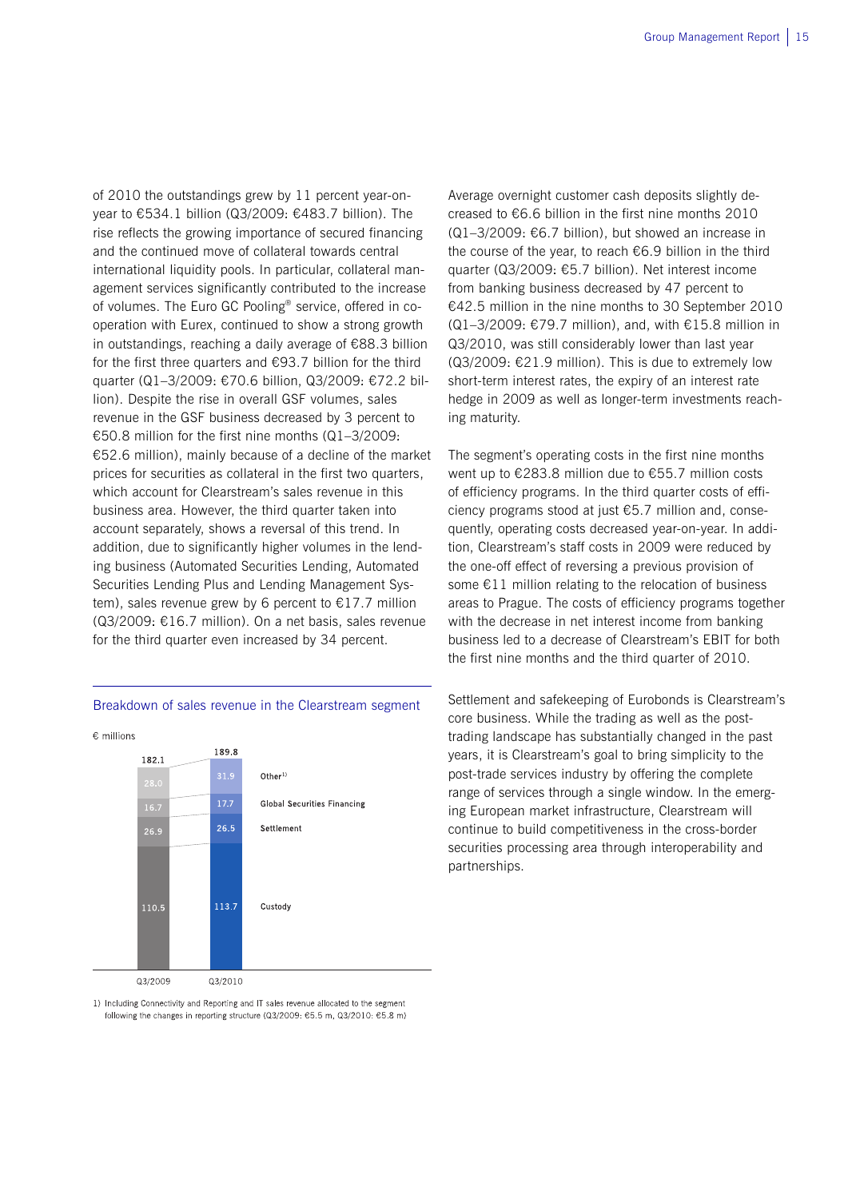of 2010 the outstandings grew by 11 percent year-on-year to €534.1 billion (Q3/2009: €483.7 billion). The rise reflects the growing importance of secured financing and the continued move of collateral towards central international liquidity pools. In particular, collateral management services significantly contributed to the increase of volumes. The Euro GC Pooling® service, offered in co-operation with Eurex, continued to show a strong growth in outstandings, reaching a daily average of €88.3 billion for the first three quarters and €93.7 billion for the third quarter (Q1–3/2009: €70.6 billion, Q3/2009: €72.2 billion). Despite the rise in overall GSF volumes, sales revenue in the GSF business decreased by 3 percent to €50.8 million for the first nine months (Q1–3/2009: €52.6 million), mainly because of a decline of the market prices for securities as collateral in the first two quarters, which account for Clearstream's sales revenue in this business area. However, the third quarter taken into account separately, shows a reversal of this trend. In addition, due to significantly higher volumes in the lending business (Automated Securities Lending, Automated Securities Lending Plus and Lending Management System), sales revenue grew by 6 percent to €17.7 million (Q3/2009: €16.7 million). On a net basis, sales revenue for the third quarter even increased by 34 percent.

**Breakdown of sales revenue in the Clearstream segment**

€ millions

| | Q3/2009 | Q3/2010 |
|---|---|---|
| Other[1] | 28.0 | 31.9 |
| Global Securities Financing | 16.7 | 17.7 |
| Settlement | 26.9 | 26.5 |
| Custody | 110.5 | 113.7 |
| Total | 182.1 | 189.8 |

1) Including Connectivity and Reporting and IT sales revenue allocated to the segment following the changes in reporting structure (Q3/2009: €5.5 m, Q3/2010: €5.8 m)

Average overnight customer cash deposits slightly decreased to €6.6 billion in the first nine months 2010 (Q1–3/2009: €6.7 billion), but showed an increase in the course of the year, to reach €6.9 billion in the third quarter (Q3/2009: €5.7 billion). Net interest income from banking business decreased by 47 percent to €42.5 million in the nine months to 30 September 2010 (Q1–3/2009: €79.7 million), and, with €15.8 million in Q3/2010, was still considerably lower than last year (Q3/2009: €21.9 million). This is due to extremely low short-term interest rates, the expiry of an interest rate hedge in 2009 as well as longer-term investments reaching maturity.

The segment's operating costs in the first nine months went up to €283.8 million due to €55.7 million costs of efficiency programs. In the third quarter costs of efficiency programs stood at just €5.7 million and, consequently, operating costs decreased year-on-year. In addition, Clearstream's staff costs in 2009 were reduced by the one-off effect of reversing a previous provision of some €11 million relating to the relocation of business areas to Prague. The costs of efficiency programs together with the decrease in net interest income from banking business led to a decrease of Clearstream's EBIT for both the first nine months and the third quarter of 2010.

Settlement and safekeeping of Eurobonds is Clearstream's core business. While the trading as well as the post-trading landscape has substantially changed in the past years, it is Clearstream's goal to bring simplicity to the post-trade services industry by offering the complete range of services through a single window. In the emerging European market infrastructure, Clearstream will continue to build competitiveness in the cross-border securities processing area through interoperability and partnerships.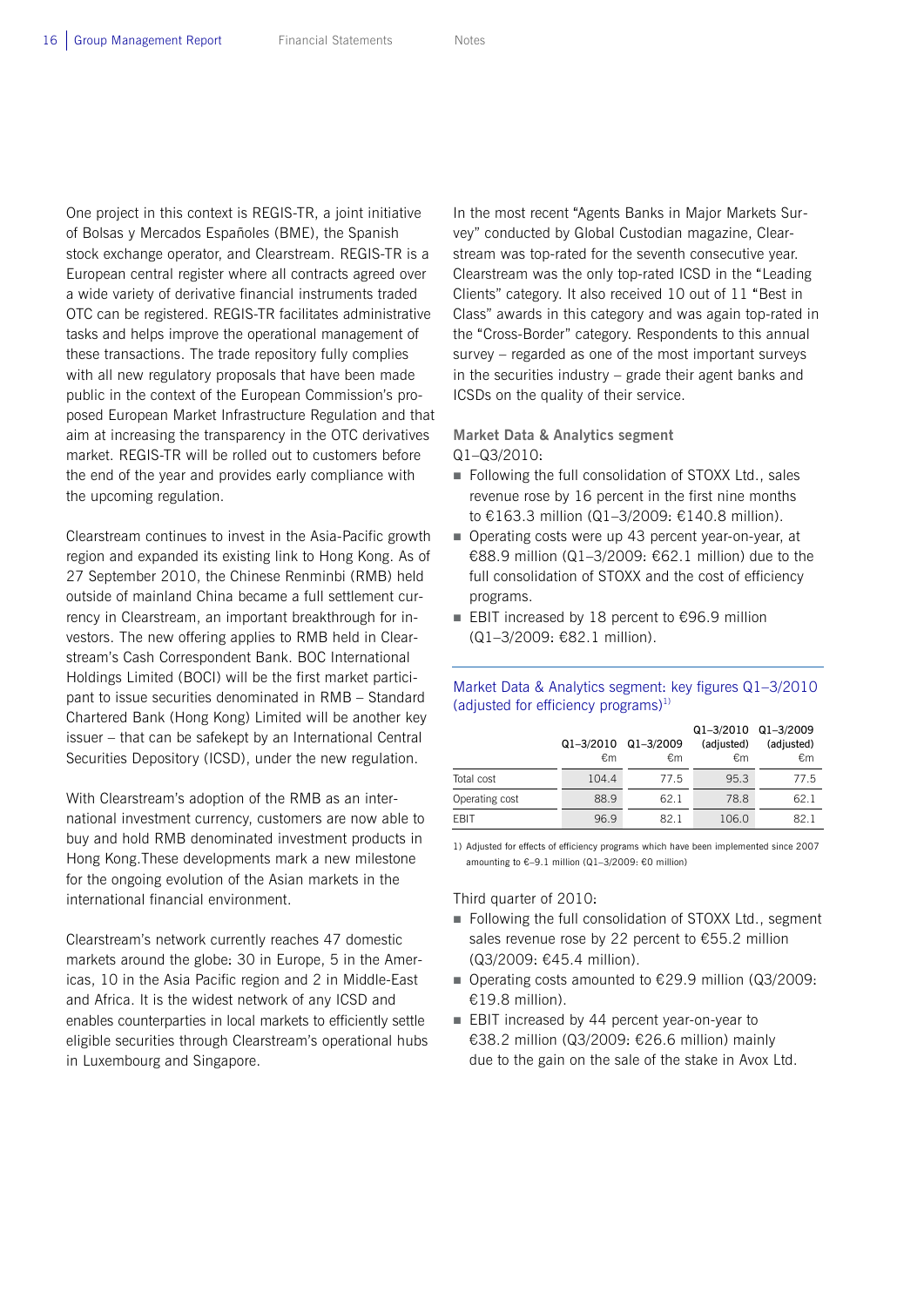One project in this context is REGIS-TR, a joint initiative of Bolsas y Mercados Españoles (BME), the Spanish stock exchange operator, and Clearstream. REGIS-TR is a European central register where all contracts agreed over a wide variety of derivative financial instruments traded OTC can be registered. REGIS-TR facilitates administrative tasks and helps improve the operational management of these transactions. The trade repository fully complies with all new regulatory proposals that have been made public in the context of the European Commission's proposed European Market Infrastructure Regulation and that aim at increasing the transparency in the OTC derivatives market. REGIS-TR will be rolled out to customers before the end of the year and provides early compliance with the upcoming regulation.

Clearstream continues to invest in the Asia-Pacific growth region and expanded its existing link to Hong Kong. As of 27 September 2010, the Chinese Renminbi (RMB) held outside of mainland China became a full settlement currency in Clearstream, an important breakthrough for investors. The new offering applies to RMB held in Clearstream's Cash Correspondent Bank. BOC International Holdings Limited (BOCI) will be the first market participant to issue securities denominated in RMB – Standard Chartered Bank (Hong Kong) Limited will be another key issuer – that can be safekept by an International Central Securities Depository (ICSD), under the new regulation.

With Clearstream's adoption of the RMB as an international investment currency, customers are now able to buy and hold RMB denominated investment products in Hong Kong.These developments mark a new milestone for the ongoing evolution of the Asian markets in the international financial environment.

Clearstream's network currently reaches 47 domestic markets around the globe: 30 in Europe, 5 in the Americas, 10 in the Asia Pacific region and 2 in Middle-East and Africa. It is the widest network of any ICSD and enables counterparties in local markets to efficiently settle eligible securities through Clearstream's operational hubs in Luxembourg and Singapore.

In the most recent "Agents Banks in Major Markets Survey" conducted by Global Custodian magazine, Clearstream was top-rated for the seventh consecutive year. Clearstream was the only top-rated ICSD in the "Leading Clients" category. It also received 10 out of 11 "Best in Class" awards in this category and was again top-rated in the "Cross-Border" category. Respondents to this annual survey – regarded as one of the most important surveys in the securities industry – grade their agent banks and ICSDs on the quality of their service.

### Market Data & Analytics segment

Q1–Q3/2010:

- Following the full consolidation of STOXX Ltd., sales revenue rose by 16 percent in the first nine months to €163.3 million (Q1–3/2009: €140.8 million).
- Operating costs were up 43 percent year-on-year, at €88.9 million (Q1–3/2009: €62.1 million) due to the full consolidation of STOXX and the cost of efficiency programs.
- EBIT increased by 18 percent to €96.9 million (Q1–3/2009: €82.1 million).

Market Data & Analytics segment: key figures Q1–3/2010 (adjusted for efficiency programs)[1)]

| | Q1–3/2010 €m | Q1–3/2009 €m | Q1–3/2010 (adjusted) €m | Q1–3/2009 (adjusted) €m |
|---|---|---|---|---|
| Total cost | 104.4 | 77.5 | 95.3 | 77.5 |
| Operating cost | 88.9 | 62.1 | 78.8 | 62.1 |
| EBIT | 96.9 | 82.1 | 106.0 | 82.1 |

1) Adjusted for effects of efficiency programs which have been implemented since 2007 amounting to €–9.1 million (Q1–3/2009: €0 million)

Third quarter of 2010:

- Following the full consolidation of STOXX Ltd., segment sales revenue rose by 22 percent to €55.2 million (Q3/2009: €45.4 million).
- Operating costs amounted to €29.9 million (Q3/2009: €19.8 million).
- EBIT increased by 44 percent year-on-year to €38.2 million (Q3/2009: €26.6 million) mainly due to the gain on the sale of the stake in Avox Ltd.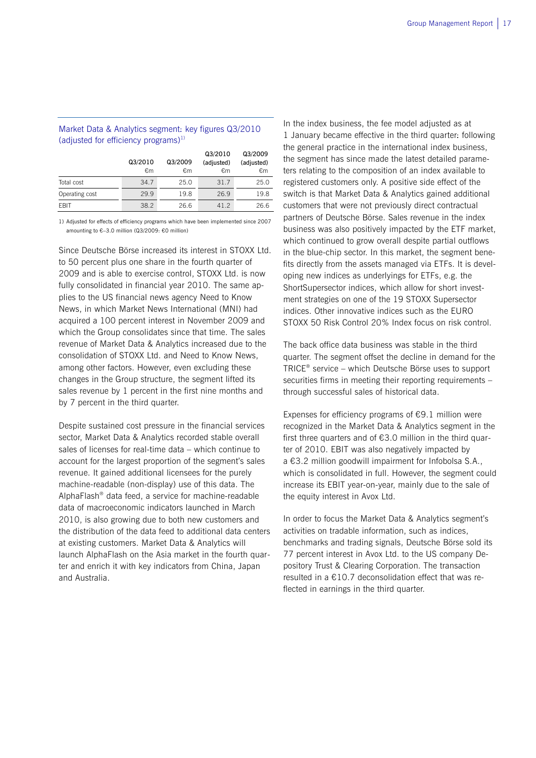### Market Data & Analytics segment: key figures Q3/2010 (adjusted for efficiency programs)[1]

| | Q3/2010 €m | Q3/2009 €m | Q3/2010 (adjusted) €m | Q3/2009 (adjusted) €m |
|---|---|---|---|---|
| Total cost | 34.7 | 25.0 | 31.7 | 25.0 |
| Operating cost | 29.9 | 19.8 | 26.9 | 19.8 |
| EBIT | 38.2 | 26.6 | 41.2 | 26.6 |

1) Adjusted for effects of efficiency programs which have been implemented since 2007 amounting to €–3.0 million (Q3/2009: €0 million)

Since Deutsche Börse increased its interest in STOXX Ltd. to 50 percent plus one share in the fourth quarter of 2009 and is able to exercise control, STOXX Ltd. is now fully consolidated in financial year 2010. The same applies to the US financial news agency Need to Know News, in which Market News International (MNI) had acquired a 100 percent interest in November 2009 and which the Group consolidates since that time. The sales revenue of Market Data & Analytics increased due to the consolidation of STOXX Ltd. and Need to Know News, among other factors. However, even excluding these changes in the Group structure, the segment lifted its sales revenue by 1 percent in the first nine months and by 7 percent in the third quarter.

Despite sustained cost pressure in the financial services sector, Market Data & Analytics recorded stable overall sales of licenses for real-time data – which continue to account for the largest proportion of the segment's sales revenue. It gained additional licensees for the purely machine-readable (non-display) use of this data. The AlphaFlash® data feed, a service for machine-readable data of macroeconomic indicators launched in March 2010, is also growing due to both new customers and the distribution of the data feed to additional data centers at existing customers. Market Data & Analytics will launch AlphaFlash on the Asia market in the fourth quarter and enrich it with key indicators from China, Japan and Australia.

In the index business, the fee model adjusted as at 1 January became effective in the third quarter: following the general practice in the international index business, the segment has since made the latest detailed parameters relating to the composition of an index available to registered customers only. A positive side effect of the switch is that Market Data & Analytics gained additional customers that were not previously direct contractual partners of Deutsche Börse. Sales revenue in the index business was also positively impacted by the ETF market, which continued to grow overall despite partial outflows in the blue-chip sector. In this market, the segment benefits directly from the assets managed via ETFs. It is developing new indices as underlyings for ETFs, e.g. the ShortSupersector indices, which allow for short investment strategies on one of the 19 STOXX Supersector indices. Other innovative indices such as the EURO STOXX 50 Risk Control 20% Index focus on risk control.

The back office data business was stable in the third quarter. The segment offset the decline in demand for the TRICE® service – which Deutsche Börse uses to support securities firms in meeting their reporting requirements – through successful sales of historical data.

Expenses for efficiency programs of €9.1 million were recognized in the Market Data & Analytics segment in the first three quarters and of €3.0 million in the third quarter of 2010. EBIT was also negatively impacted by a €3.2 million goodwill impairment for Infobolsa S.A., which is consolidated in full. However, the segment could increase its EBIT year-on-year, mainly due to the sale of the equity interest in Avox Ltd.

In order to focus the Market Data & Analytics segment's activities on tradable information, such as indices, benchmarks and trading signals, Deutsche Börse sold its 77 percent interest in Avox Ltd. to the US company Depository Trust & Clearing Corporation. The transaction resulted in a €10.7 deconsolidation effect that was reflected in earnings in the third quarter.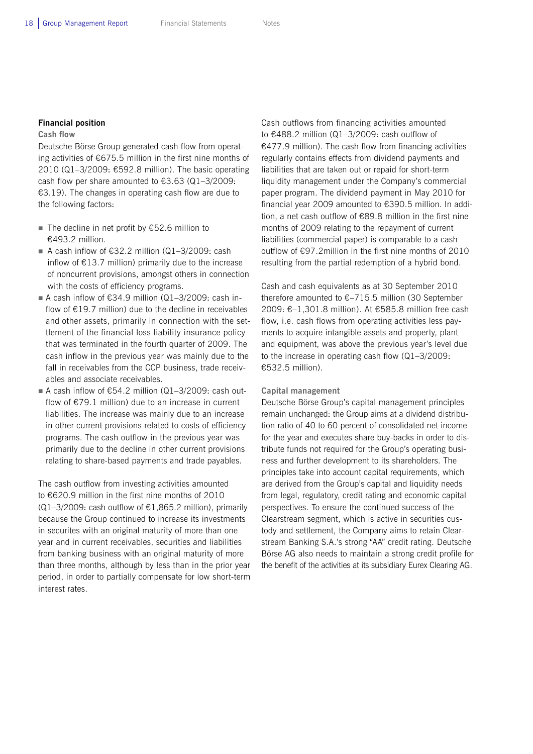## Financial position

### Cash flow

Deutsche Börse Group generated cash flow from operating activities of €675.5 million in the first nine months of 2010 (Q1–3/2009: €592.8 million). The basic operating cash flow per share amounted to €3.63 (Q1–3/2009: €3.19). The changes in operating cash flow are due to the following factors:

- The decline in net profit by €52.6 million to €493.2 million.
- A cash inflow of €32.2 million (Q1–3/2009: cash inflow of €13.7 million) primarily due to the increase of noncurrent provisions, amongst others in connection with the costs of efficiency programs.
- A cash inflow of €34.9 million (Q1–3/2009: cash inflow of €19.7 million) due to the decline in receivables and other assets, primarily in connection with the settlement of the financial loss liability insurance policy that was terminated in the fourth quarter of 2009. The cash inflow in the previous year was mainly due to the fall in receivables from the CCP business, trade receivables and associate receivables.
- A cash inflow of €54.2 million (Q1–3/2009: cash outflow of €79.1 million) due to an increase in current liabilities. The increase was mainly due to an increase in other current provisions related to costs of efficiency programs. The cash outflow in the previous year was primarily due to the decline in other current provisions relating to share-based payments and trade payables.

The cash outflow from investing activities amounted to €620.9 million in the first nine months of 2010 (Q1–3/2009: cash outflow of €1,865.2 million), primarily because the Group continued to increase its investments in securites with an original maturity of more than one year and in current receivables, securities and liabilities from banking business with an original maturity of more than three months, although by less than in the prior year period, in order to partially compensate for low short-term interest rates.

Cash outflows from financing activities amounted to €488.2 million (Q1–3/2009: cash outflow of €477.9 million). The cash flow from financing activities regularly contains effects from dividend payments and liabilities that are taken out or repaid for short-term liquidity management under the Company's commercial paper program. The dividend payment in May 2010 for financial year 2009 amounted to €390.5 million. In addition, a net cash outflow of €89.8 million in the first nine months of 2009 relating to the repayment of current liabilities (commercial paper) is comparable to a cash outflow of €97.2million in the first nine months of 2010 resulting from the partial redemption of a hybrid bond.

Cash and cash equivalents as at 30 September 2010 therefore amounted to €–715.5 million (30 September 2009: €–1,301.8 million). At €585.8 million free cash flow, i.e. cash flows from operating activities less payments to acquire intangible assets and property, plant and equipment, was above the previous year's level due to the increase in operating cash flow (Q1–3/2009: €532.5 million).

### Capital management

Deutsche Börse Group's capital management principles remain unchanged: the Group aims at a dividend distribution ratio of 40 to 60 percent of consolidated net income for the year and executes share buy-backs in order to distribute funds not required for the Group's operating business and further development to its shareholders. The principles take into account capital requirements, which are derived from the Group's capital and liquidity needs from legal, regulatory, credit rating and economic capital perspectives. To ensure the continued success of the Clearstream segment, which is active in securities custody and settlement, the Company aims to retain Clearstream Banking S.A.'s strong "AA" credit rating. Deutsche Börse AG also needs to maintain a strong credit profile for the benefit of the activities at its subsidiary Eurex Clearing AG.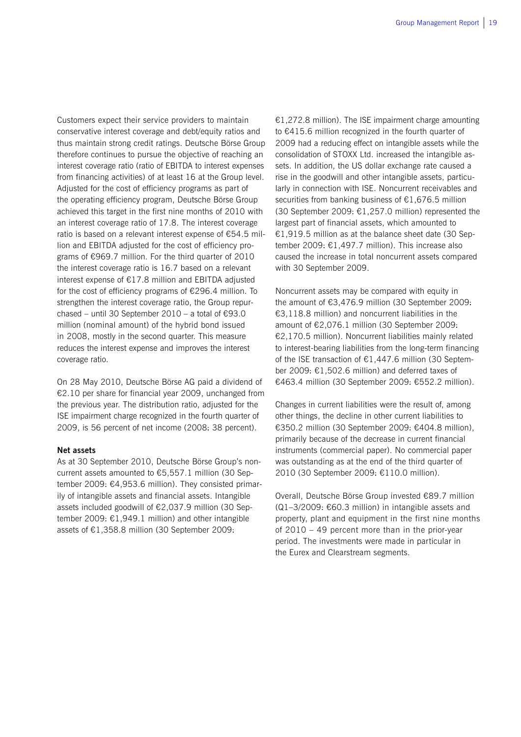Customers expect their service providers to maintain conservative interest coverage and debt/equity ratios and thus maintain strong credit ratings. Deutsche Börse Group therefore continues to pursue the objective of reaching an interest coverage ratio (ratio of EBITDA to interest expenses from financing activities) of at least 16 at the Group level. Adjusted for the cost of efficiency programs as part of the operating efficiency program, Deutsche Börse Group achieved this target in the first nine months of 2010 with an interest coverage ratio of 17.8. The interest coverage ratio is based on a relevant interest expense of €54.5 million and EBITDA adjusted for the cost of efficiency programs of €969.7 million. For the third quarter of 2010 the interest coverage ratio is 16.7 based on a relevant interest expense of €17.8 million and EBITDA adjusted for the cost of efficiency programs of €296.4 million. To strengthen the interest coverage ratio, the Group repurchased – until 30 September 2010 – a total of €93.0 million (nominal amount) of the hybrid bond issued in 2008, mostly in the second quarter. This measure reduces the interest expense and improves the interest coverage ratio.

On 28 May 2010, Deutsche Börse AG paid a dividend of €2.10 per share for financial year 2009, unchanged from the previous year. The distribution ratio, adjusted for the ISE impairment charge recognized in the fourth quarter of 2009, is 56 percent of net income (2008: 38 percent).

**Net assets**

As at 30 September 2010, Deutsche Börse Group's noncurrent assets amounted to €5,557.1 million (30 September 2009: €4,953.6 million). They consisted primarily of intangible assets and financial assets. Intangible assets included goodwill of €2,037.9 million (30 September 2009: €1,949.1 million) and other intangible assets of €1,358.8 million (30 September 2009: €1,272.8 million). The ISE impairment charge amounting to €415.6 million recognized in the fourth quarter of 2009 had a reducing effect on intangible assets while the consolidation of STOXX Ltd. increased the intangible assets. In addition, the US dollar exchange rate caused a rise in the goodwill and other intangible assets, particularly in connection with ISE. Noncurrent receivables and securities from banking business of €1,676.5 million (30 September 2009: €1,257.0 million) represented the largest part of financial assets, which amounted to €1,919.5 million as at the balance sheet date (30 September 2009: €1,497.7 million). This increase also caused the increase in total noncurrent assets compared with 30 September 2009.

Noncurrent assets may be compared with equity in the amount of €3,476.9 million (30 September 2009: €3,118.8 million) and noncurrent liabilities in the amount of €2,076.1 million (30 September 2009: €2,170.5 million). Noncurrent liabilities mainly related to interest-bearing liabilities from the long-term financing of the ISE transaction of €1,447.6 million (30 September 2009: €1,502.6 million) and deferred taxes of €463.4 million (30 September 2009: €552.2 million).

Changes in current liabilities were the result of, among other things, the decline in other current liabilities to €350.2 million (30 September 2009: €404.8 million), primarily because of the decrease in current financial instruments (commercial paper). No commercial paper was outstanding as at the end of the third quarter of 2010 (30 September 2009: €110.0 million).

Overall, Deutsche Börse Group invested €89.7 million (Q1–3/2009: €60.3 million) in intangible assets and property, plant and equipment in the first nine months of 2010 – 49 percent more than in the prior-year period. The investments were made in particular in the Eurex and Clearstream segments.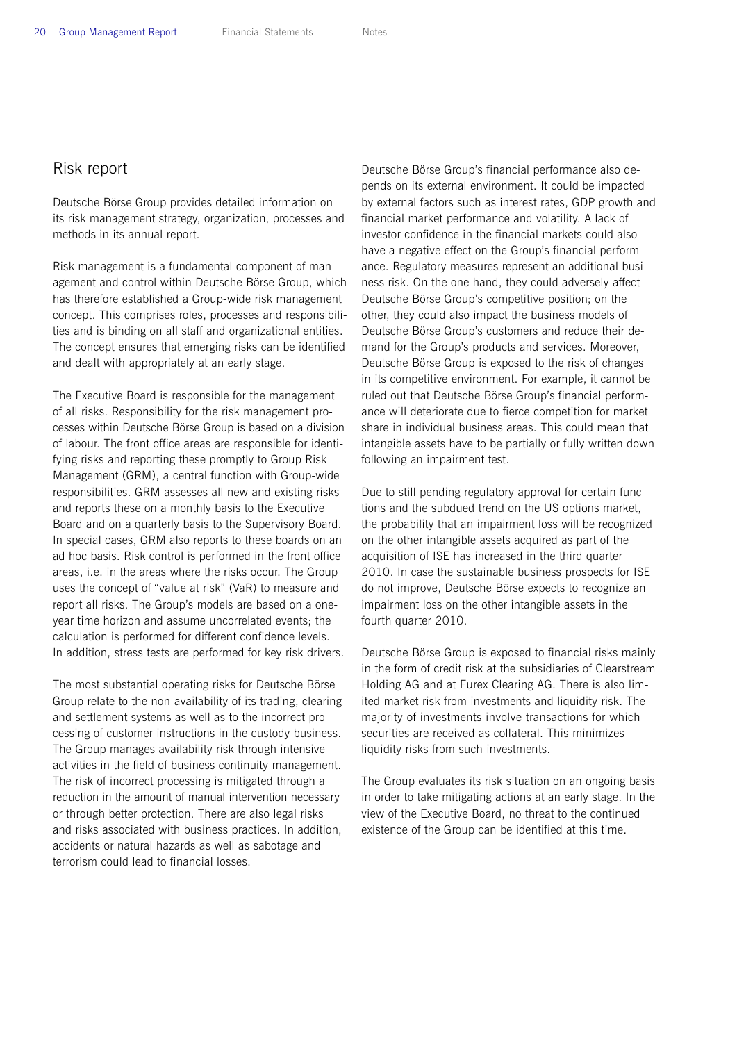## Risk report

Deutsche Börse Group provides detailed information on its risk management strategy, organization, processes and methods in its annual report.

Risk management is a fundamental component of management and control within Deutsche Börse Group, which has therefore established a Group-wide risk management concept. This comprises roles, processes and responsibilities and is binding on all staff and organizational entities. The concept ensures that emerging risks can be identified and dealt with appropriately at an early stage.

The Executive Board is responsible for the management of all risks. Responsibility for the risk management processes within Deutsche Börse Group is based on a division of labour. The front office areas are responsible for identifying risks and reporting these promptly to Group Risk Management (GRM), a central function with Group-wide responsibilities. GRM assesses all new and existing risks and reports these on a monthly basis to the Executive Board and on a quarterly basis to the Supervisory Board. In special cases, GRM also reports to these boards on an ad hoc basis. Risk control is performed in the front office areas, i.e. in the areas where the risks occur. The Group uses the concept of "value at risk" (VaR) to measure and report all risks. The Group's models are based on a one-year time horizon and assume uncorrelated events; the calculation is performed for different confidence levels. In addition, stress tests are performed for key risk drivers.

The most substantial operating risks for Deutsche Börse Group relate to the non-availability of its trading, clearing and settlement systems as well as to the incorrect processing of customer instructions in the custody business. The Group manages availability risk through intensive activities in the field of business continuity management. The risk of incorrect processing is mitigated through a reduction in the amount of manual intervention necessary or through better protection. There are also legal risks and risks associated with business practices. In addition, accidents or natural hazards as well as sabotage and terrorism could lead to financial losses.

Deutsche Börse Group's financial performance also depends on its external environment. It could be impacted by external factors such as interest rates, GDP growth and financial market performance and volatility. A lack of investor confidence in the financial markets could also have a negative effect on the Group's financial performance. Regulatory measures represent an additional business risk. On the one hand, they could adversely affect Deutsche Börse Group's competitive position; on the other, they could also impact the business models of Deutsche Börse Group's customers and reduce their demand for the Group's products and services. Moreover, Deutsche Börse Group is exposed to the risk of changes in its competitive environment. For example, it cannot be ruled out that Deutsche Börse Group's financial performance will deteriorate due to fierce competition for market share in individual business areas. This could mean that intangible assets have to be partially or fully written down following an impairment test.

Due to still pending regulatory approval for certain functions and the subdued trend on the US options market, the probability that an impairment loss will be recognized on the other intangible assets acquired as part of the acquisition of ISE has increased in the third quarter 2010. In case the sustainable business prospects for ISE do not improve, Deutsche Börse expects to recognize an impairment loss on the other intangible assets in the fourth quarter 2010.

Deutsche Börse Group is exposed to financial risks mainly in the form of credit risk at the subsidiaries of Clearstream Holding AG and at Eurex Clearing AG. There is also limited market risk from investments and liquidity risk. The majority of investments involve transactions for which securities are received as collateral. This minimizes liquidity risks from such investments.

The Group evaluates its risk situation on an ongoing basis in order to take mitigating actions at an early stage. In the view of the Executive Board, no threat to the continued existence of the Group can be identified at this time.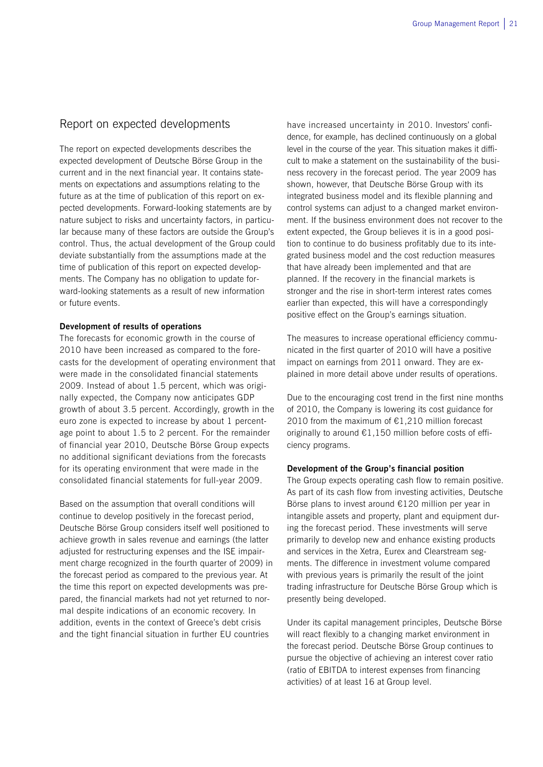## Report on expected developments

The report on expected developments describes the expected development of Deutsche Börse Group in the current and in the next financial year. It contains statements on expectations and assumptions relating to the future as at the time of publication of this report on expected developments. Forward-looking statements are by nature subject to risks and uncertainty factors, in particular because many of these factors are outside the Group's control. Thus, the actual development of the Group could deviate substantially from the assumptions made at the time of publication of this report on expected developments. The Company has no obligation to update forward-looking statements as a result of new information or future events.

**Development of results of operations**

The forecasts for economic growth in the course of 2010 have been increased as compared to the forecasts for the development of operating environment that were made in the consolidated financial statements 2009. Instead of about 1.5 percent, which was originally expected, the Company now anticipates GDP growth of about 3.5 percent. Accordingly, growth in the euro zone is expected to increase by about 1 percentage point to about 1.5 to 2 percent. For the remainder of financial year 2010, Deutsche Börse Group expects no additional significant deviations from the forecasts for its operating environment that were made in the consolidated financial statements for full-year 2009.

Based on the assumption that overall conditions will continue to develop positively in the forecast period, Deutsche Börse Group considers itself well positioned to achieve growth in sales revenue and earnings (the latter adjusted for restructuring expenses and the ISE impairment charge recognized in the fourth quarter of 2009) in the forecast period as compared to the previous year. At the time this report on expected developments was prepared, the financial markets had not yet returned to normal despite indications of an economic recovery. In addition, events in the context of Greece's debt crisis and the tight financial situation in further EU countries have increased uncertainty in 2010. Investors' confidence, for example, has declined continuously on a global level in the course of the year. This situation makes it difficult to make a statement on the sustainability of the business recovery in the forecast period. The year 2009 has shown, however, that Deutsche Börse Group with its integrated business model and its flexible planning and control systems can adjust to a changed market environment. If the business environment does not recover to the extent expected, the Group believes it is in a good position to continue to do business profitably due to its integrated business model and the cost reduction measures that have already been implemented and that are planned. If the recovery in the financial markets is stronger and the rise in short-term interest rates comes earlier than expected, this will have a correspondingly positive effect on the Group's earnings situation.

The measures to increase operational efficiency communicated in the first quarter of 2010 will have a positive impact on earnings from 2011 onward. They are explained in more detail above under results of operations.

Due to the encouraging cost trend in the first nine months of 2010, the Company is lowering its cost guidance for 2010 from the maximum of €1,210 million forecast originally to around €1,150 million before costs of efficiency programs.

**Development of the Group's financial position**

The Group expects operating cash flow to remain positive. As part of its cash flow from investing activities, Deutsche Börse plans to invest around €120 million per year in intangible assets and property, plant and equipment during the forecast period. These investments will serve primarily to develop new and enhance existing products and services in the Xetra, Eurex and Clearstream segments. The difference in investment volume compared with previous years is primarily the result of the joint trading infrastructure for Deutsche Börse Group which is presently being developed.

Under its capital management principles, Deutsche Börse will react flexibly to a changing market environment in the forecast period. Deutsche Börse Group continues to pursue the objective of achieving an interest cover ratio (ratio of EBITDA to interest expenses from financing activities) of at least 16 at Group level.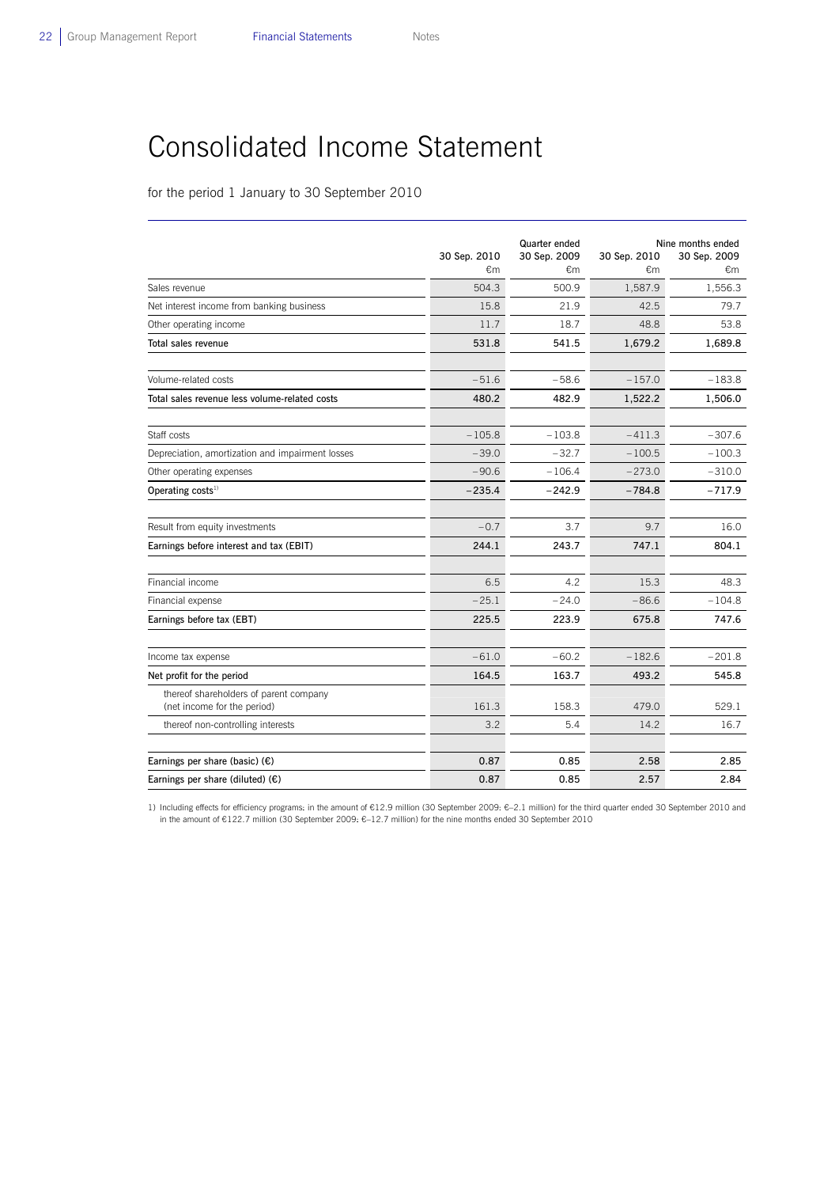# Consolidated Income Statement

for the period 1 January to 30 September 2010

| | Quarter ended | | Nine months ended | |
|---|---|---|---|---|
| | 30 Sep. 2010 €m | 30 Sep. 2009 €m | 30 Sep. 2010 €m | 30 Sep. 2009 €m |
| Sales revenue | 504.3 | 500.9 | 1,587.9 | 1,556.3 |
| Net interest income from banking business | 15.8 | 21.9 | 42.5 | 79.7 |
| Other operating income | 11.7 | 18.7 | 48.8 | 53.8 |
| **Total sales revenue** | **531.8** | **541.5** | **1,679.2** | **1,689.8** |
| Volume-related costs | –51.6 | –58.6 | –157.0 | –183.8 |
| **Total sales revenue less volume-related costs** | **480.2** | **482.9** | **1,522.2** | **1,506.0** |
| Staff costs | –105.8 | –103.8 | –411.3 | –307.6 |
| Depreciation, amortization and impairment losses | –39.0 | –32.7 | –100.5 | –100.3 |
| Other operating expenses | –90.6 | –106.4 | –273.0 | –310.0 |
| **Operating costs**[1] | **–235.4** | **–242.9** | **–784.8** | **–717.9** |
| Result from equity investments | –0.7 | 3.7 | 9.7 | 16.0 |
| **Earnings before interest and tax (EBIT)** | **244.1** | **243.7** | **747.1** | **804.1** |
| Financial income | 6.5 | 4.2 | 15.3 | 48.3 |
| Financial expense | –25.1 | –24.0 | –86.6 | –104.8 |
| **Earnings before tax (EBT)** | **225.5** | **223.9** | **675.8** | **747.6** |
| Income tax expense | –61.0 | –60.2 | –182.6 | –201.8 |
| **Net profit for the period** | **164.5** | **163.7** | **493.2** | **545.8** |
| thereof shareholders of parent company (net income for the period) | 161.3 | 158.3 | 479.0 | 529.1 |
| thereof non-controlling interests | 3.2 | 5.4 | 14.2 | 16.7 |
| **Earnings per share (basic) (€)** | **0.87** | **0.85** | **2.58** | **2.85** |
| **Earnings per share (diluted) (€)** | **0.87** | **0.85** | **2.57** | **2.84** |

1) Including effects for efficiency programs: in the amount of €12.9 million (30 September 2009: €–2.1 million) for the third quarter ended 30 September 2010 and in the amount of €122.7 million (30 September 2009: €–12.7 million) for the nine months ended 30 September 2010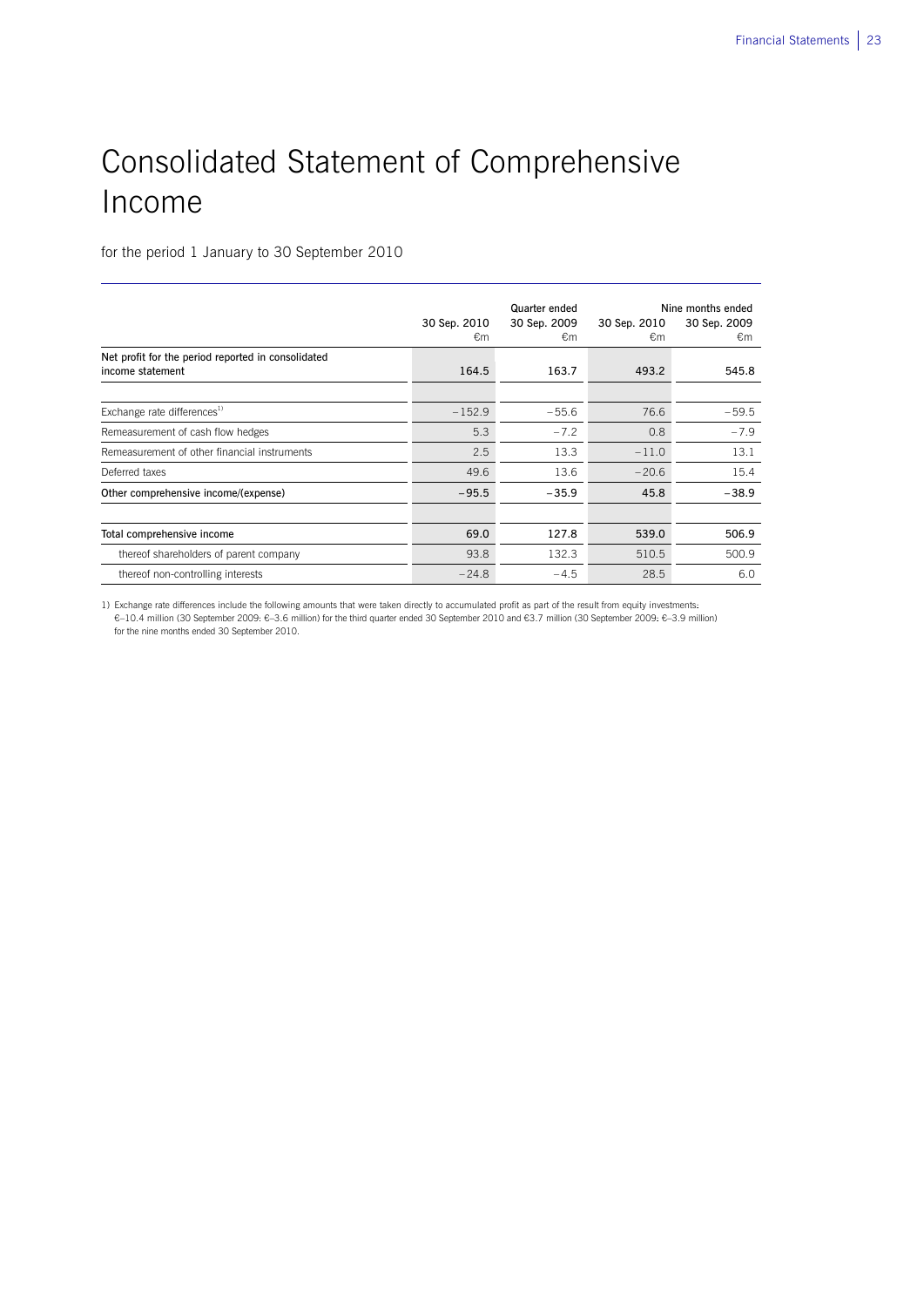# Consolidated Statement of Comprehensive Income

for the period 1 January to 30 September 2010

| | Quarter ended | | Nine months ended | |
|---|---|---|---|---|
| | 30 Sep. 2010<br>€m | 30 Sep. 2009<br>€m | 30 Sep. 2010<br>€m | 30 Sep. 2009<br>€m |
| **Net profit for the period reported in consolidated income statement** | **164.5** | **163.7** | **493.2** | **545.8** |
| | | | | |
| Exchange rate differences[1] | −152.9 | −55.6 | 76.6 | −59.5 |
| Remeasurement of cash flow hedges | 5.3 | −7.2 | 0.8 | −7.9 |
| Remeasurement of other financial instruments | 2.5 | 13.3 | −11.0 | 13.1 |
| Deferred taxes | 49.6 | 13.6 | −20.6 | 15.4 |
| **Other comprehensive income/(expense)** | **−95.5** | **−35.9** | **45.8** | **−38.9** |
| | | | | |
| **Total comprehensive income** | **69.0** | **127.8** | **539.0** | **506.9** |
| thereof shareholders of parent company | 93.8 | 132.3 | 510.5 | 500.9 |
| thereof non-controlling interests | −24.8 | −4.5 | 28.5 | 6.0 |

1) Exchange rate differences include the following amounts that were taken directly to accumulated profit as part of the result from equity investments: €–10.4 million (30 September 2009: €–3.6 million) for the third quarter ended 30 September 2010 and €3.7 million (30 September 2009: €–3.9 million) for the nine months ended 30 September 2010.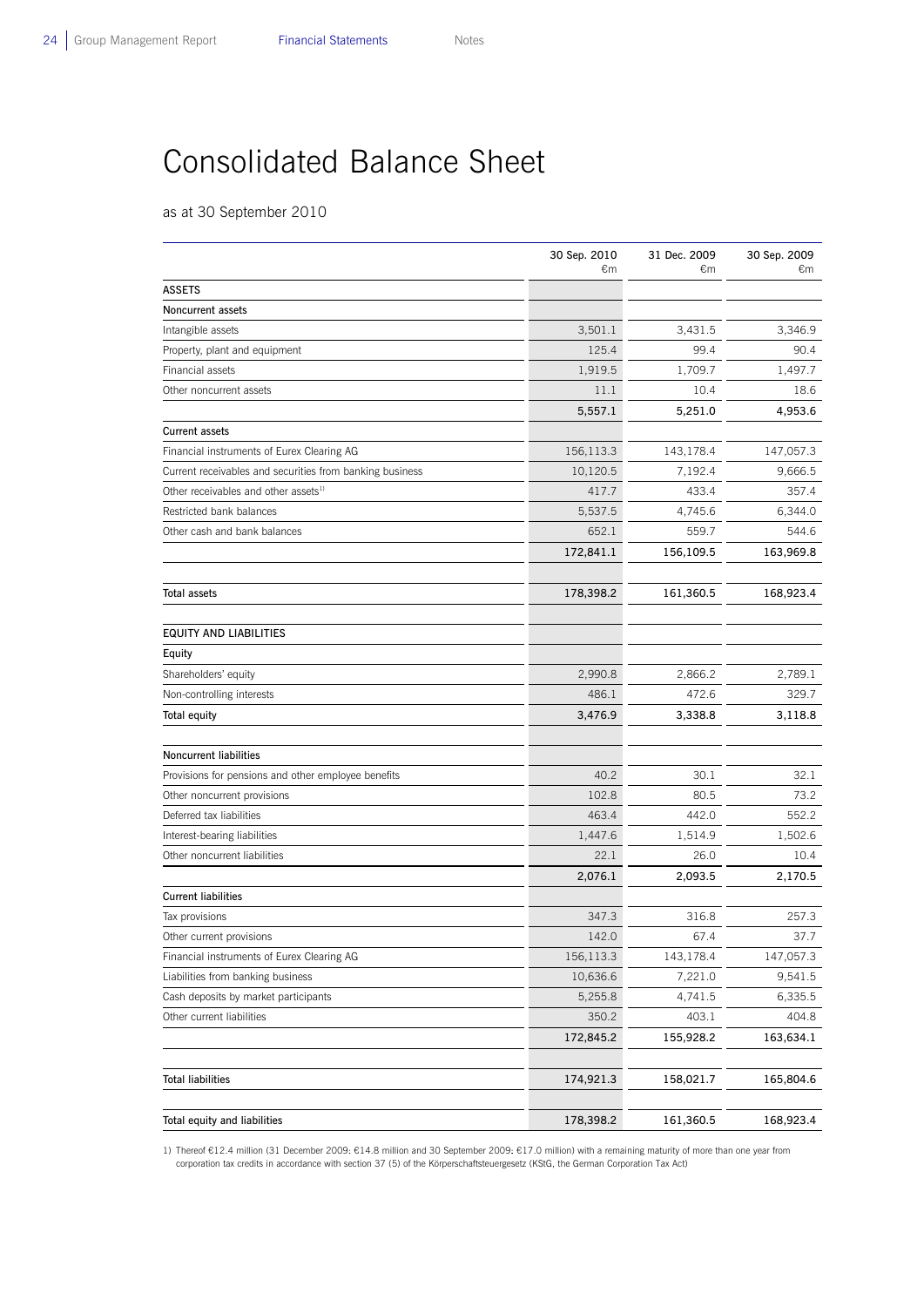# Consolidated Balance Sheet

as at 30 September 2010

| | 30 Sep. 2010 €m | 31 Dec. 2009 €m | 30 Sep. 2009 €m |
|---|---|---|---|
| **ASSETS** | | | |
| **Noncurrent assets** | | | |
| Intangible assets | 3,501.1 | 3,431.5 | 3,346.9 |
| Property, plant and equipment | 125.4 | 99.4 | 90.4 |
| Financial assets | 1,919.5 | 1,709.7 | 1,497.7 |
| Other noncurrent assets | 11.1 | 10.4 | 18.6 |
| | **5,557.1** | **5,251.0** | **4,953.6** |
| **Current assets** | | | |
| Financial instruments of Eurex Clearing AG | 156,113.3 | 143,178.4 | 147,057.3 |
| Current receivables and securities from banking business | 10,120.5 | 7,192.4 | 9,666.5 |
| Other receivables and other assets[1] | 417.7 | 433.4 | 357.4 |
| Restricted bank balances | 5,537.5 | 4,745.6 | 6,344.0 |
| Other cash and bank balances | 652.1 | 559.7 | 544.6 |
| | **172,841.1** | **156,109.5** | **163,969.8** |
| **Total assets** | **178,398.2** | **161,360.5** | **168,923.4** |
| **EQUITY AND LIABILITIES** | | | |
| **Equity** | | | |
| Shareholders' equity | 2,990.8 | 2,866.2 | 2,789.1 |
| Non-controlling interests | 486.1 | 472.6 | 329.7 |
| **Total equity** | **3,476.9** | **3,338.8** | **3,118.8** |
| **Noncurrent liabilities** | | | |
| Provisions for pensions and other employee benefits | 40.2 | 30.1 | 32.1 |
| Other noncurrent provisions | 102.8 | 80.5 | 73.2 |
| Deferred tax liabilities | 463.4 | 442.0 | 552.2 |
| Interest-bearing liabilities | 1,447.6 | 1,514.9 | 1,502.6 |
| Other noncurrent liabilities | 22.1 | 26.0 | 10.4 |
| | **2,076.1** | **2,093.5** | **2,170.5** |
| **Current liabilities** | | | |
| Tax provisions | 347.3 | 316.8 | 257.3 |
| Other current provisions | 142.0 | 67.4 | 37.7 |
| Financial instruments of Eurex Clearing AG | 156,113.3 | 143,178.4 | 147,057.3 |
| Liabilities from banking business | 10,636.6 | 7,221.0 | 9,541.5 |
| Cash deposits by market participants | 5,255.8 | 4,741.5 | 6,335.5 |
| Other current liabilities | 350.2 | 403.1 | 404.8 |
| | **172,845.2** | **155,928.2** | **163,634.1** |
| **Total liabilities** | **174,921.3** | **158,021.7** | **165,804.6** |
| **Total equity and liabilities** | **178,398.2** | **161,360.5** | **168,923.4** |

1) Thereof €12.4 million (31 December 2009: €14.8 million and 30 September 2009: €17.0 million) with a remaining maturity of more than one year from corporation tax credits in accordance with section 37 (5) of the Körperschaftsteuergesetz (KStG, the German Corporation Tax Act)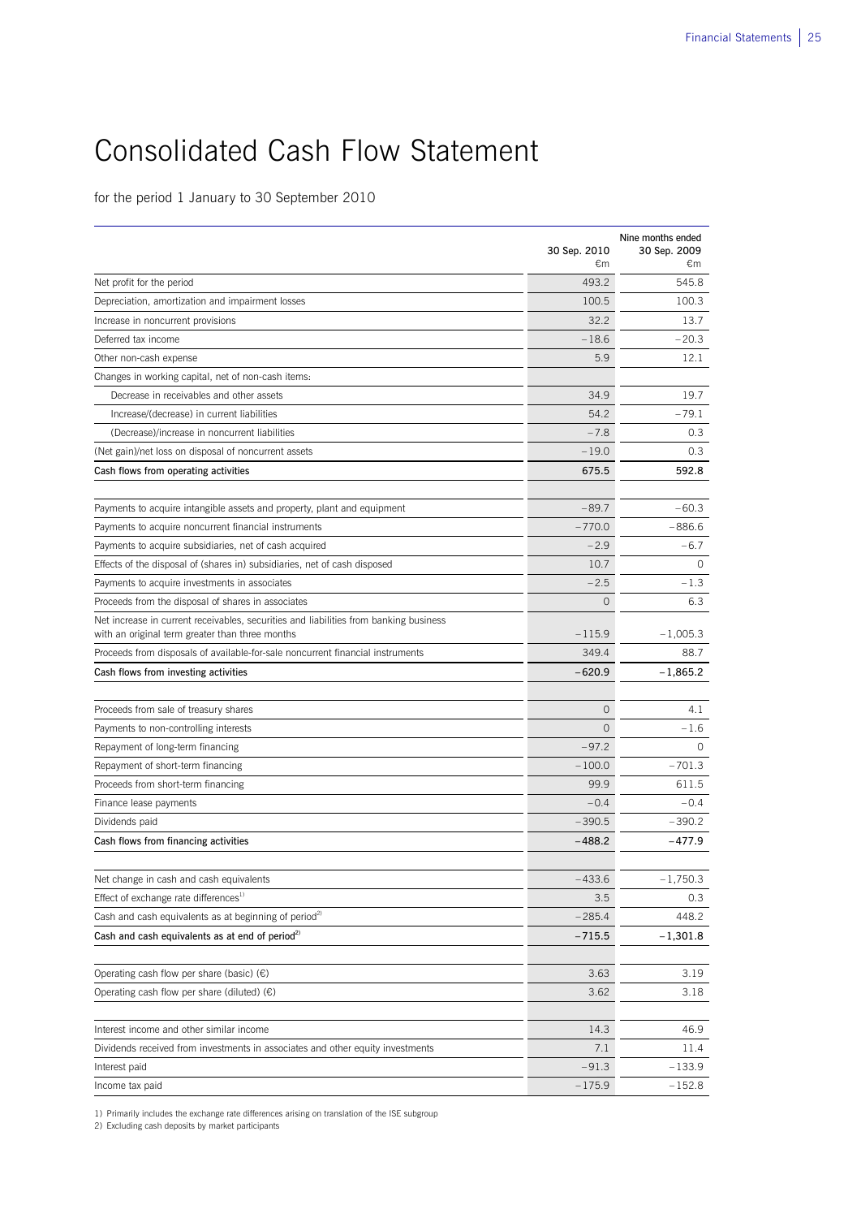# Consolidated Cash Flow Statement

for the period 1 January to 30 September 2010

| | Nine months ended 30 Sep. 2010 €m | 30 Sep. 2009 €m |
|---|---|---|
| Net profit for the period | 493.2 | 545.8 |
| Depreciation, amortization and impairment losses | 100.5 | 100.3 |
| Increase in noncurrent provisions | 32.2 | 13.7 |
| Deferred tax income | –18.6 | –20.3 |
| Other non-cash expense | 5.9 | 12.1 |
| Changes in working capital, net of non-cash items: | | |
| Decrease in receivables and other assets | 34.9 | 19.7 |
| Increase/(decrease) in current liabilities | 54.2 | –79.1 |
| (Decrease)/increase in noncurrent liabilities | –7.8 | 0.3 |
| (Net gain)/net loss on disposal of noncurrent assets | –19.0 | 0.3 |
| **Cash flows from operating activities** | **675.5** | **592.8** |
| | | |
| Payments to acquire intangible assets and property, plant and equipment | –89.7 | –60.3 |
| Payments to acquire noncurrent financial instruments | –770.0 | –886.6 |
| Payments to acquire subsidiaries, net of cash acquired | –2.9 | –6.7 |
| Effects of the disposal of (shares in) subsidiaries, net of cash disposed | 10.7 | 0 |
| Payments to acquire investments in associates | –2.5 | –1.3 |
| Proceeds from the disposal of shares in associates | 0 | 6.3 |
| Net increase in current receivables, securities and liabilities from banking business with an original term greater than three months | –115.9 | –1,005.3 |
| Proceeds from disposals of available-for-sale noncurrent financial instruments | 349.4 | 88.7 |
| **Cash flows from investing activities** | **–620.9** | **–1,865.2** |
| | | |
| Proceeds from sale of treasury shares | 0 | 4.1 |
| Payments to non-controlling interests | 0 | –1.6 |
| Repayment of long-term financing | –97.2 | 0 |
| Repayment of short-term financing | –100.0 | –701.3 |
| Proceeds from short-term financing | 99.9 | 611.5 |
| Finance lease payments | –0.4 | –0.4 |
| Dividends paid | –390.5 | –390.2 |
| **Cash flows from financing activities** | **–488.2** | **–477.9** |
| | | |
| Net change in cash and cash equivalents | –433.6 | –1,750.3 |
| Effect of exchange rate differences[1] | 3.5 | 0.3 |
| Cash and cash equivalents as at beginning of period[2] | –285.4 | 448.2 |
| **Cash and cash equivalents as at end of period[2]** | **–715.5** | **–1,301.8** |
| | | |
| Operating cash flow per share (basic) (€) | 3.63 | 3.19 |
| Operating cash flow per share (diluted) (€) | 3.62 | 3.18 |
| | | |
| Interest income and other similar income | 14.3 | 46.9 |
| Dividends received from investments in associates and other equity investments | 7.1 | 11.4 |
| Interest paid | –91.3 | –133.9 |
| Income tax paid | –175.9 | –152.8 |

1) Primarily includes the exchange rate differences arising on translation of the ISE subgroup
2) Excluding cash deposits by market participants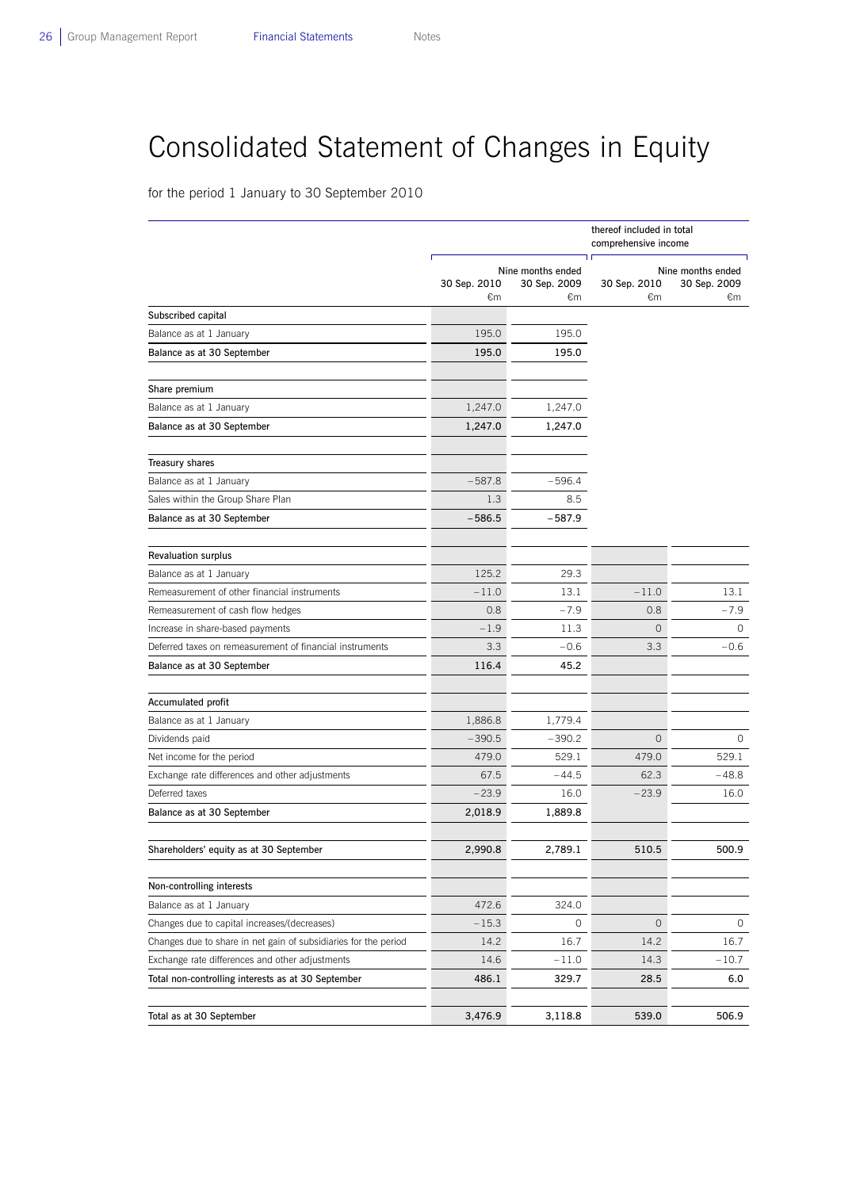# Consolidated Statement of Changes in Equity

for the period 1 January to 30 September 2010

| | | | thereof included in total comprehensive income | |
|---|---|---|---|---|
| | Nine months ended | | Nine months ended | |
| | 30 Sep. 2010 €m | 30 Sep. 2009 €m | 30 Sep. 2010 €m | 30 Sep. 2009 €m |
| **Subscribed capital** | | | | |
| Balance as at 1 January | 195.0 | 195.0 | | |
| **Balance as at 30 September** | **195.0** | **195.0** | | |
| **Share premium** | | | | |
| Balance as at 1 January | 1,247.0 | 1,247.0 | | |
| **Balance as at 30 September** | **1,247.0** | **1,247.0** | | |
| **Treasury shares** | | | | |
| Balance as at 1 January | −587.8 | −596.4 | | |
| Sales within the Group Share Plan | 1.3 | 8.5 | | |
| **Balance as at 30 September** | **−586.5** | **−587.9** | | |
| **Revaluation surplus** | | | | |
| Balance as at 1 January | 125.2 | 29.3 | | |
| Remeasurement of other financial instruments | −11.0 | 13.1 | −11.0 | 13.1 |
| Remeasurement of cash flow hedges | 0.8 | −7.9 | 0.8 | −7.9 |
| Increase in share-based payments | −1.9 | 11.3 | 0 | 0 |
| Deferred taxes on remeasurement of financial instruments | 3.3 | −0.6 | 3.3 | −0.6 |
| **Balance as at 30 September** | **116.4** | **45.2** | | |
| **Accumulated profit** | | | | |
| Balance as at 1 January | 1,886.8 | 1,779.4 | | |
| Dividends paid | −390.5 | −390.2 | 0 | 0 |
| Net income for the period | 479.0 | 529.1 | 479.0 | 529.1 |
| Exchange rate differences and other adjustments | 67.5 | −44.5 | 62.3 | −48.8 |
| Deferred taxes | −23.9 | 16.0 | −23.9 | 16.0 |
| **Balance as at 30 September** | **2,018.9** | **1,889.8** | | |
| **Shareholders' equity as at 30 September** | **2,990.8** | **2,789.1** | **510.5** | **500.9** |
| **Non-controlling interests** | | | | |
| Balance as at 1 January | 472.6 | 324.0 | | |
| Changes due to capital increases/(decreases) | −15.3 | 0 | 0 | 0 |
| Changes due to share in net gain of subsidiaries for the period | 14.2 | 16.7 | 14.2 | 16.7 |
| Exchange rate differences and other adjustments | 14.6 | −11.0 | 14.3 | −10.7 |
| **Total non-controlling interests as at 30 September** | **486.1** | **329.7** | **28.5** | **6.0** |
| **Total as at 30 September** | **3,476.9** | **3,118.8** | **539.0** | **506.9** |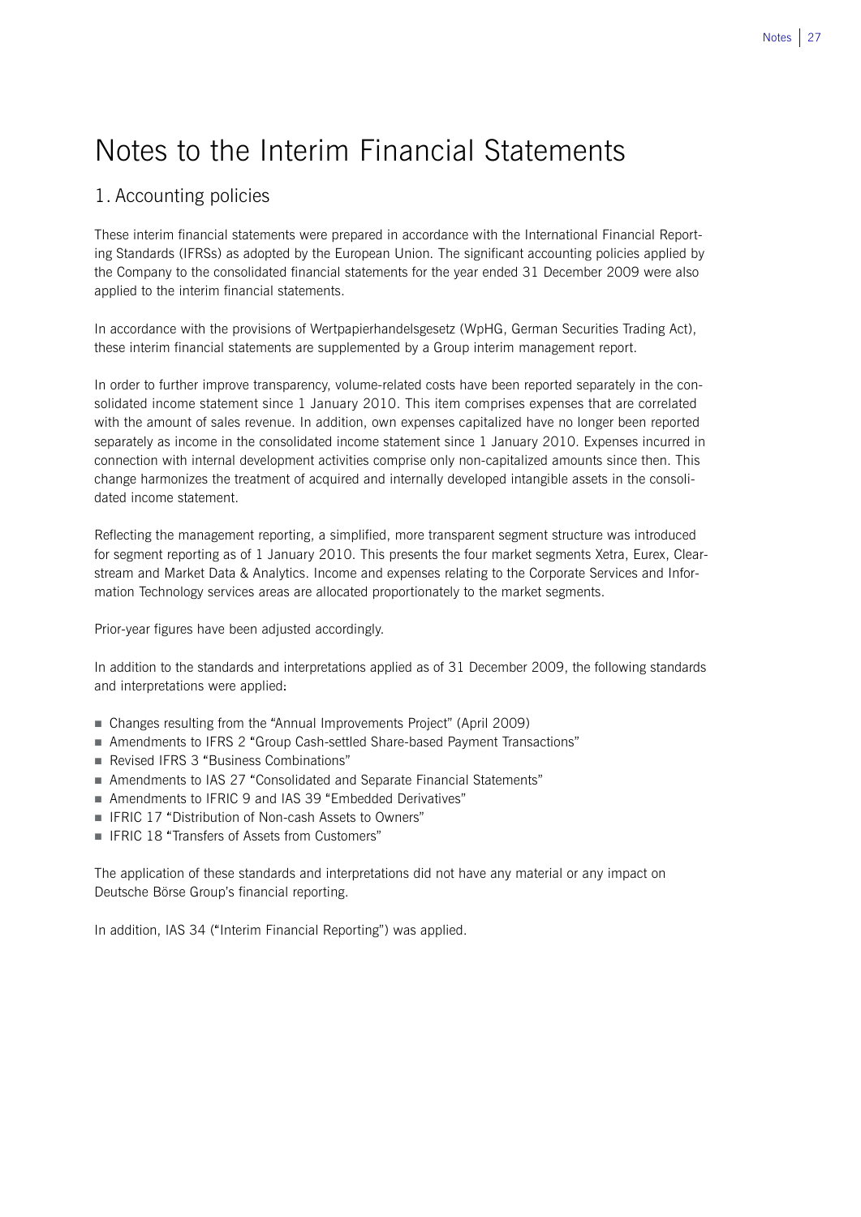# Notes to the Interim Financial Statements

## 1. Accounting policies

These interim financial statements were prepared in accordance with the International Financial Reporting Standards (IFRSs) as adopted by the European Union. The significant accounting policies applied by the Company to the consolidated financial statements for the year ended 31 December 2009 were also applied to the interim financial statements.

In accordance with the provisions of Wertpapierhandelsgesetz (WpHG, German Securities Trading Act), these interim financial statements are supplemented by a Group interim management report.

In order to further improve transparency, volume-related costs have been reported separately in the consolidated income statement since 1 January 2010. This item comprises expenses that are correlated with the amount of sales revenue. In addition, own expenses capitalized have no longer been reported separately as income in the consolidated income statement since 1 January 2010. Expenses incurred in connection with internal development activities comprise only non-capitalized amounts since then. This change harmonizes the treatment of acquired and internally developed intangible assets in the consolidated income statement.

Reflecting the management reporting, a simplified, more transparent segment structure was introduced for segment reporting as of 1 January 2010. This presents the four market segments Xetra, Eurex, Clearstream and Market Data & Analytics. Income and expenses relating to the Corporate Services and Information Technology services areas are allocated proportionately to the market segments.

Prior-year figures have been adjusted accordingly.

In addition to the standards and interpretations applied as of 31 December 2009, the following standards and interpretations were applied:

- Changes resulting from the "Annual Improvements Project" (April 2009)
- Amendments to IFRS 2 "Group Cash-settled Share-based Payment Transactions"
- Revised IFRS 3 "Business Combinations"
- Amendments to IAS 27 "Consolidated and Separate Financial Statements"
- Amendments to IFRIC 9 and IAS 39 "Embedded Derivatives"
- IFRIC 17 "Distribution of Non-cash Assets to Owners"
- IFRIC 18 "Transfers of Assets from Customers"

The application of these standards and interpretations did not have any material or any impact on Deutsche Börse Group's financial reporting.

In addition, IAS 34 ("Interim Financial Reporting") was applied.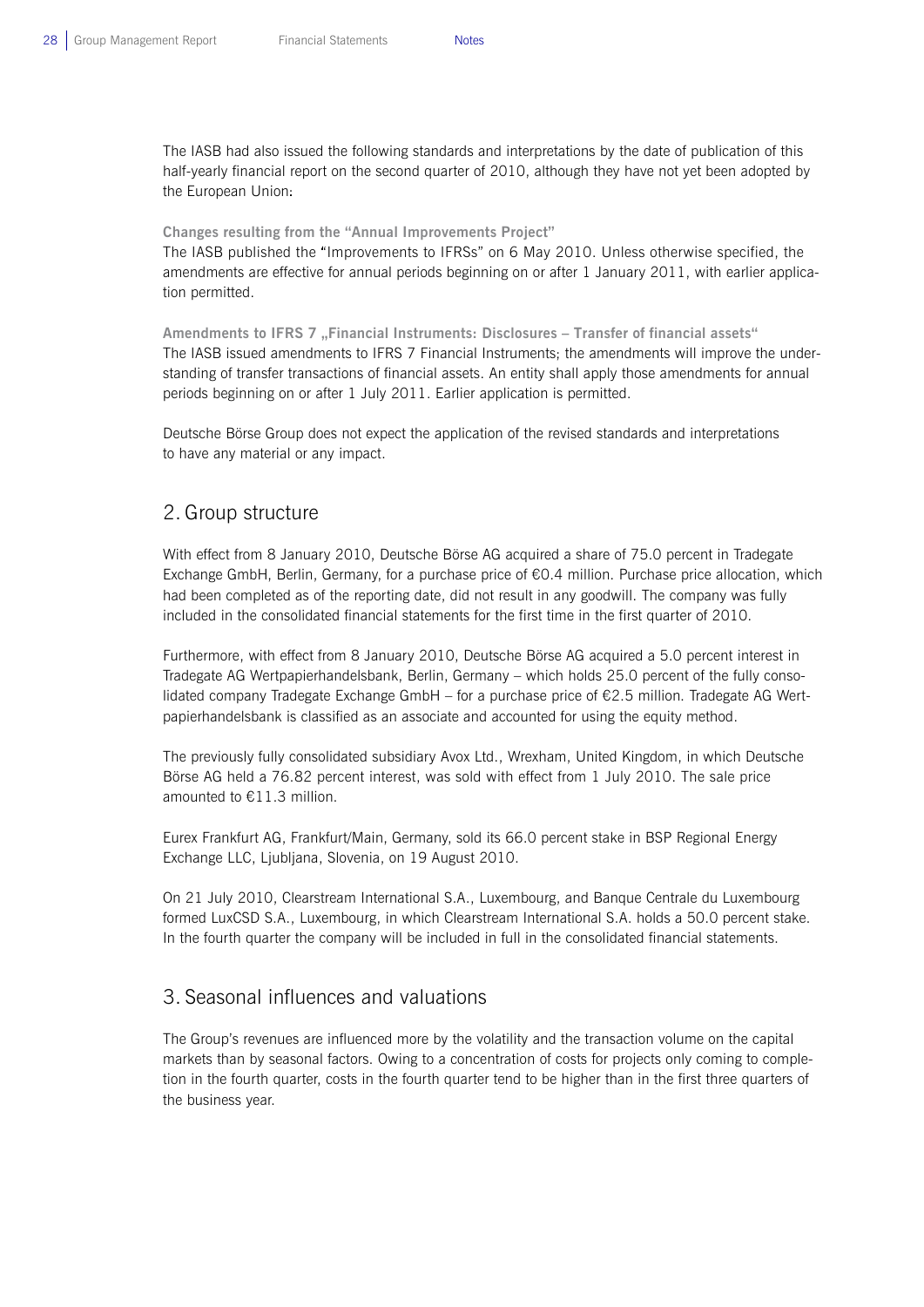The IASB had also issued the following standards and interpretations by the date of publication of this half-yearly financial report on the second quarter of 2010, although they have not yet been adopted by the European Union:

**Changes resulting from the "Annual Improvements Project"**
The IASB published the "Improvements to IFRSs" on 6 May 2010. Unless otherwise specified, the amendments are effective for annual periods beginning on or after 1 January 2011, with earlier application permitted.

**Amendments to IFRS 7 „Financial Instruments: Disclosures – Transfer of financial assets"**
The IASB issued amendments to IFRS 7 Financial Instruments; the amendments will improve the understanding of transfer transactions of financial assets. An entity shall apply those amendments for annual periods beginning on or after 1 July 2011. Earlier application is permitted.

Deutsche Börse Group does not expect the application of the revised standards and interpretations to have any material or any impact.

## 2. Group structure

With effect from 8 January 2010, Deutsche Börse AG acquired a share of 75.0 percent in Tradegate Exchange GmbH, Berlin, Germany, for a purchase price of €0.4 million. Purchase price allocation, which had been completed as of the reporting date, did not result in any goodwill. The company was fully included in the consolidated financial statements for the first time in the first quarter of 2010.

Furthermore, with effect from 8 January 2010, Deutsche Börse AG acquired a 5.0 percent interest in Tradegate AG Wertpapierhandelsbank, Berlin, Germany – which holds 25.0 percent of the fully consolidated company Tradegate Exchange GmbH – for a purchase price of €2.5 million. Tradegate AG Wertpapierhandelsbank is classified as an associate and accounted for using the equity method.

The previously fully consolidated subsidiary Avox Ltd., Wrexham, United Kingdom, in which Deutsche Börse AG held a 76.82 percent interest, was sold with effect from 1 July 2010. The sale price amounted to €11.3 million.

Eurex Frankfurt AG, Frankfurt/Main, Germany, sold its 66.0 percent stake in BSP Regional Energy Exchange LLC, Ljubljana, Slovenia, on 19 August 2010.

On 21 July 2010, Clearstream International S.A., Luxembourg, and Banque Centrale du Luxembourg formed LuxCSD S.A., Luxembourg, in which Clearstream International S.A. holds a 50.0 percent stake. In the fourth quarter the company will be included in full in the consolidated financial statements.

## 3. Seasonal influences and valuations

The Group's revenues are influenced more by the volatility and the transaction volume on the capital markets than by seasonal factors. Owing to a concentration of costs for projects only coming to completion in the fourth quarter, costs in the fourth quarter tend to be higher than in the first three quarters of the business year.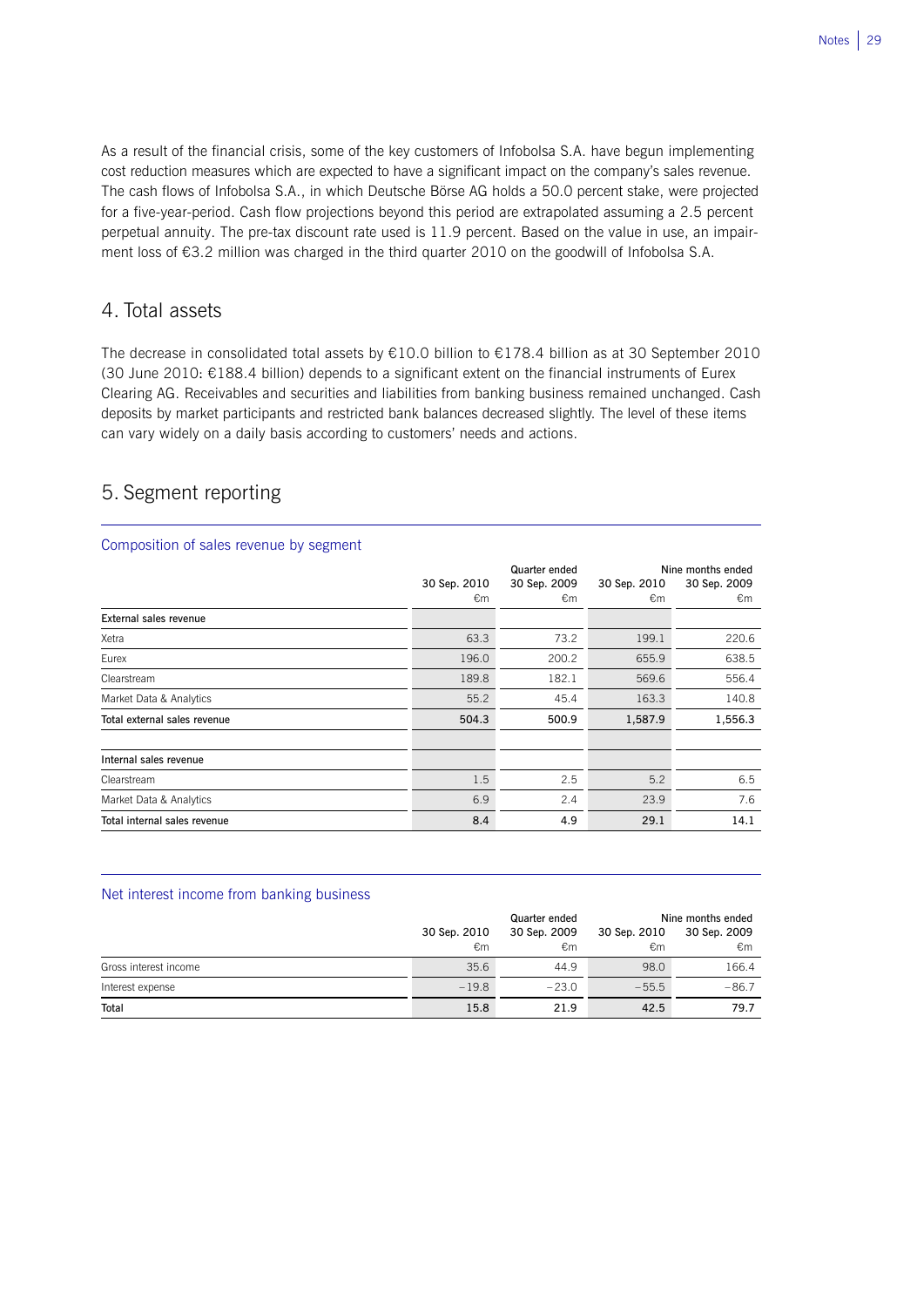As a result of the financial crisis, some of the key customers of Infobolsa S.A. have begun implementing cost reduction measures which are expected to have a significant impact on the company's sales revenue. The cash flows of Infobolsa S.A., in which Deutsche Börse AG holds a 50.0 percent stake, were projected for a five-year-period. Cash flow projections beyond this period are extrapolated assuming a 2.5 percent perpetual annuity. The pre-tax discount rate used is 11.9 percent. Based on the value in use, an impairment loss of €3.2 million was charged in the third quarter 2010 on the goodwill of Infobolsa S.A.

## 4. Total assets

The decrease in consolidated total assets by €10.0 billion to €178.4 billion as at 30 September 2010 (30 June 2010: €188.4 billion) depends to a significant extent on the financial instruments of Eurex Clearing AG. Receivables and securities and liabilities from banking business remained unchanged. Cash deposits by market participants and restricted bank balances decreased slightly. The level of these items can vary widely on a daily basis according to customers' needs and actions.

## 5. Segment reporting

### Composition of sales revenue by segment

| | Quarter ended | | Nine months ended | |
|---|---|---|---|---|
| | 30 Sep. 2010<br>€m | 30 Sep. 2009<br>€m | 30 Sep. 2010<br>€m | 30 Sep. 2009<br>€m |
| **External sales revenue** | | | | |
| Xetra | 63.3 | 73.2 | 199.1 | 220.6 |
| Eurex | 196.0 | 200.2 | 655.9 | 638.5 |
| Clearstream | 189.8 | 182.1 | 569.6 | 556.4 |
| Market Data & Analytics | 55.2 | 45.4 | 163.3 | 140.8 |
| **Total external sales revenue** | **504.3** | **500.9** | **1,587.9** | **1,556.3** |
| | | | | |
| **Internal sales revenue** | | | | |
| Clearstream | 1.5 | 2.5 | 5.2 | 6.5 |
| Market Data & Analytics | 6.9 | 2.4 | 23.9 | 7.6 |
| **Total internal sales revenue** | **8.4** | **4.9** | **29.1** | **14.1** |

### Net interest income from banking business

| | Quarter ended | | Nine months ended | |
|---|---|---|---|---|
| | 30 Sep. 2010<br>€m | 30 Sep. 2009<br>€m | 30 Sep. 2010<br>€m | 30 Sep. 2009<br>€m |
| Gross interest income | 35.6 | 44.9 | 98.0 | 166.4 |
| Interest expense | –19.8 | –23.0 | –55.5 | –86.7 |
| **Total** | **15.8** | **21.9** | **42.5** | **79.7** |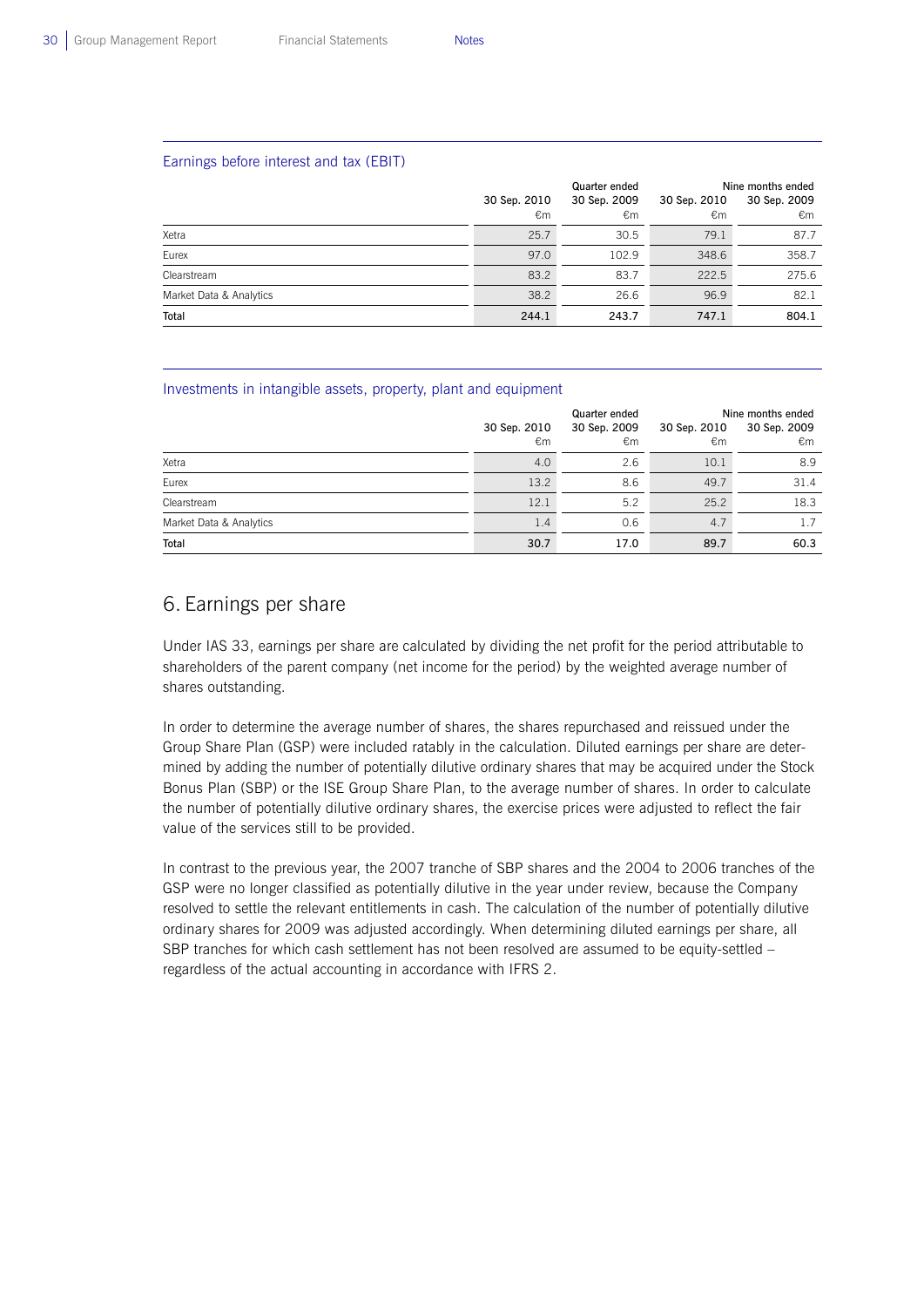Earnings before interest and tax (EBIT)

| | Quarter ended | | Nine months ended | |
|---|---|---|---|---|
| | 30 Sep. 2010<br>€m | 30 Sep. 2009<br>€m | 30 Sep. 2010<br>€m | 30 Sep. 2009<br>€m |
| Xetra | 25.7 | 30.5 | 79.1 | 87.7 |
| Eurex | 97.0 | 102.9 | 348.6 | 358.7 |
| Clearstream | 83.2 | 83.7 | 222.5 | 275.6 |
| Market Data & Analytics | 38.2 | 26.6 | 96.9 | 82.1 |
| **Total** | **244.1** | **243.7** | **747.1** | **804.1** |

Investments in intangible assets, property, plant and equipment

| | Quarter ended | | Nine months ended | |
|---|---|---|---|---|
| | 30 Sep. 2010<br>€m | 30 Sep. 2009<br>€m | 30 Sep. 2010<br>€m | 30 Sep. 2009<br>€m |
| Xetra | 4.0 | 2.6 | 10.1 | 8.9 |
| Eurex | 13.2 | 8.6 | 49.7 | 31.4 |
| Clearstream | 12.1 | 5.2 | 25.2 | 18.3 |
| Market Data & Analytics | 1.4 | 0.6 | 4.7 | 1.7 |
| **Total** | **30.7** | **17.0** | **89.7** | **60.3** |

## 6. Earnings per share

Under IAS 33, earnings per share are calculated by dividing the net profit for the period attributable to shareholders of the parent company (net income for the period) by the weighted average number of shares outstanding.

In order to determine the average number of shares, the shares repurchased and reissued under the Group Share Plan (GSP) were included ratably in the calculation. Diluted earnings per share are determined by adding the number of potentially dilutive ordinary shares that may be acquired under the Stock Bonus Plan (SBP) or the ISE Group Share Plan, to the average number of shares. In order to calculate the number of potentially dilutive ordinary shares, the exercise prices were adjusted to reflect the fair value of the services still to be provided.

In contrast to the previous year, the 2007 tranche of SBP shares and the 2004 to 2006 tranches of the GSP were no longer classified as potentially dilutive in the year under review, because the Company resolved to settle the relevant entitlements in cash. The calculation of the number of potentially dilutive ordinary shares for 2009 was adjusted accordingly. When determining diluted earnings per share, all SBP tranches for which cash settlement has not been resolved are assumed to be equity-settled – regardless of the actual accounting in accordance with IFRS 2.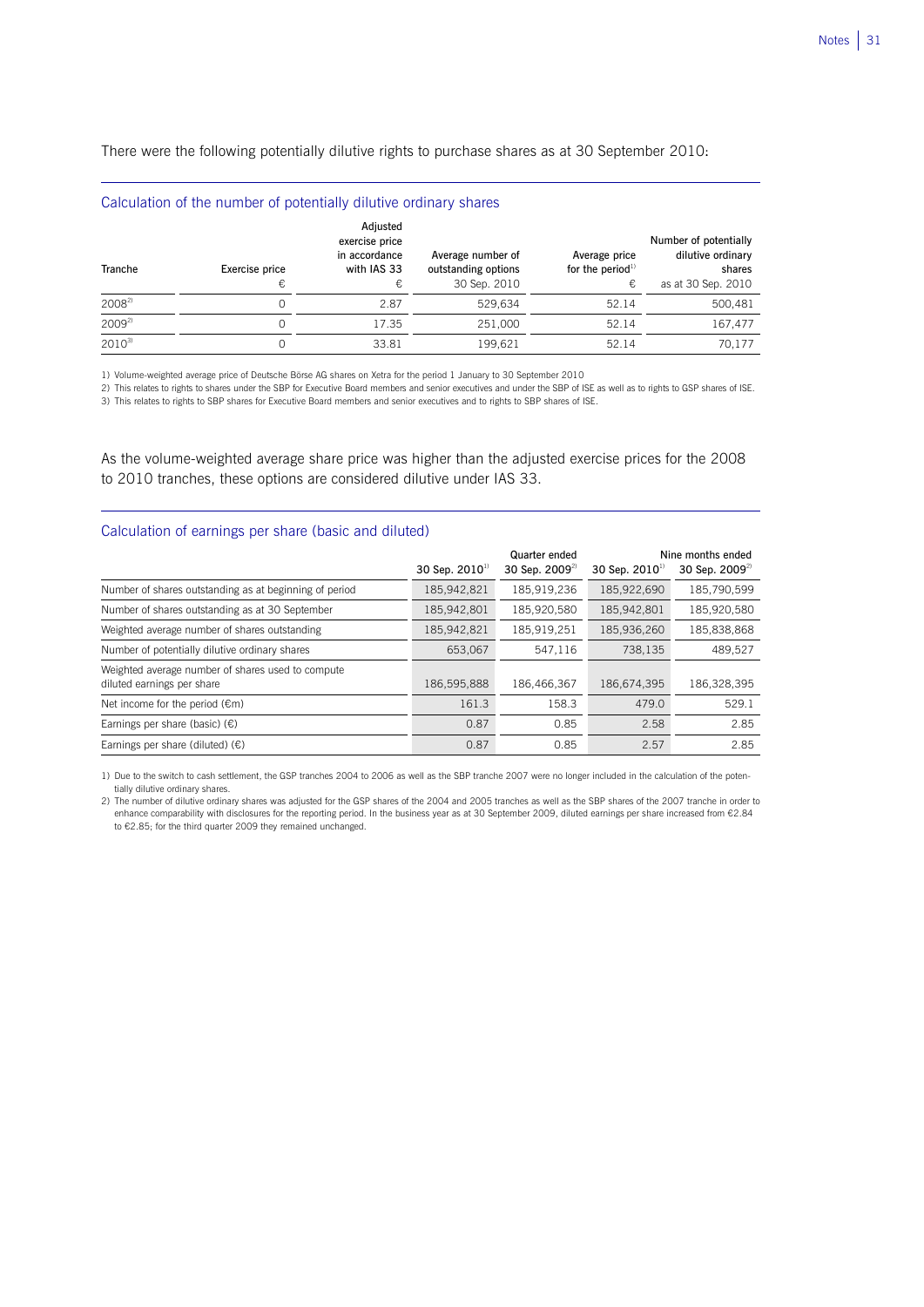There were the following potentially dilutive rights to purchase shares as at 30 September 2010:

### Calculation of the number of potentially dilutive ordinary shares

| Tranche | Exercise price<br>€ | Adjusted exercise price in accordance with IAS 33<br>€ | Average number of outstanding options<br>30 Sep. 2010 | Average price for the period[1]<br>€ | Number of potentially dilutive ordinary shares<br>as at 30 Sep. 2010 |
|---|---|---|---|---|---|
| 2008[2] | 0 | 2.87 | 529,634 | 52.14 | 500,481 |
| 2009[2] | 0 | 17.35 | 251,000 | 52.14 | 167,477 |
| 2010[3] | 0 | 33.81 | 199,621 | 52.14 | 70,177 |

1) Volume-weighted average price of Deutsche Börse AG shares on Xetra for the period 1 January to 30 September 2010

2) This relates to rights to shares under the SBP for Executive Board members and senior executives and under the SBP of ISE as well as to rights to GSP shares of ISE.

3) This relates to rights to SBP shares for Executive Board members and senior executives and to rights to SBP shares of ISE.

As the volume-weighted average share price was higher than the adjusted exercise prices for the 2008 to 2010 tranches, these options are considered dilutive under IAS 33.

### Calculation of earnings per share (basic and diluted)

| | Quarter ended | | Nine months ended | |
|---|---|---|---|---|
| | 30 Sep. 2010[1] | 30 Sep. 2009[2] | 30 Sep. 2010[1] | 30 Sep. 2009[2] |
| Number of shares outstanding as at beginning of period | 185,942,821 | 185,919,236 | 185,922,690 | 185,790,599 |
| Number of shares outstanding as at 30 September | 185,942,801 | 185,920,580 | 185,942,801 | 185,920,580 |
| Weighted average number of shares outstanding | 185,942,821 | 185,919,251 | 185,936,260 | 185,838,868 |
| Number of potentially dilutive ordinary shares | 653,067 | 547,116 | 738,135 | 489,527 |
| Weighted average number of shares used to compute diluted earnings per share | 186,595,888 | 186,466,367 | 186,674,395 | 186,328,395 |
| Net income for the period (€m) | 161.3 | 158.3 | 479.0 | 529.1 |
| Earnings per share (basic) (€) | 0.87 | 0.85 | 2.58 | 2.85 |
| Earnings per share (diluted) (€) | 0.87 | 0.85 | 2.57 | 2.85 |

1) Due to the switch to cash settlement, the GSP tranches 2004 to 2006 as well as the SBP tranche 2007 were no longer included in the calculation of the potentially dilutive ordinary shares.

2) The number of dilutive ordinary shares was adjusted for the GSP shares of the 2004 and 2005 tranches as well as the SBP shares of the 2007 tranche in order to enhance comparability with disclosures for the reporting period. In the business year as at 30 September 2009, diluted earnings per share increased from €2.84 to €2.85; for the third quarter 2009 they remained unchanged.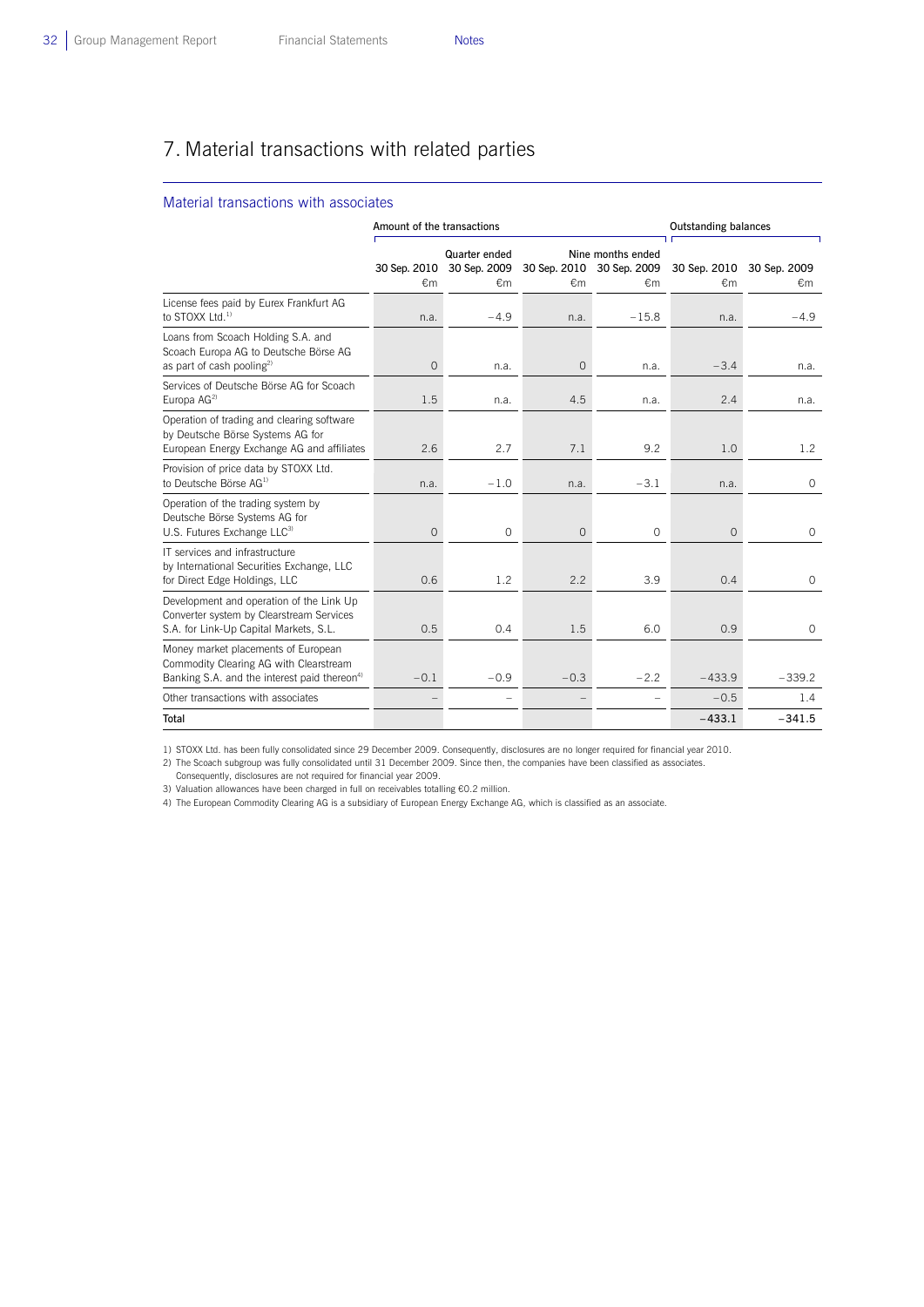# 7. Material transactions with related parties

## Material transactions with associates

| | Amount of the transactions | | | | Outstanding balances | |
|---|---|---|---|---|---|---|
| | Quarter ended | | Nine months ended | | | |
| | 30 Sep. 2010 €m | 30 Sep. 2009 €m | 30 Sep. 2010 €m | 30 Sep. 2009 €m | 30 Sep. 2010 €m | 30 Sep. 2009 €m |
| License fees paid by Eurex Frankfurt AG to STOXX Ltd.[1] | n.a. | −4.9 | n.a. | −15.8 | n.a. | −4.9 |
| Loans from Scoach Holding S.A. and Scoach Europa AG to Deutsche Börse AG as part of cash pooling[2] | 0 | n.a. | 0 | n.a. | −3.4 | n.a. |
| Services of Deutsche Börse AG for Scoach Europa AG[2] | 1.5 | n.a. | 4.5 | n.a. | 2.4 | n.a. |
| Operation of trading and clearing software by Deutsche Börse Systems AG for European Energy Exchange AG and affiliates | 2.6 | 2.7 | 7.1 | 9.2 | 1.0 | 1.2 |
| Provision of price data by STOXX Ltd. to Deutsche Börse AG[1] | n.a. | −1.0 | n.a. | −3.1 | n.a. | 0 |
| Operation of the trading system by Deutsche Börse Systems AG for U.S. Futures Exchange LLC[3] | 0 | 0 | 0 | 0 | 0 | 0 |
| IT services and infrastructure by International Securities Exchange, LLC for Direct Edge Holdings, LLC | 0.6 | 1.2 | 2.2 | 3.9 | 0.4 | 0 |
| Development and operation of the Link Up Converter system by Clearstream Services S.A. for Link-Up Capital Markets, S.L. | 0.5 | 0.4 | 1.5 | 6.0 | 0.9 | 0 |
| Money market placements of European Commodity Clearing AG with Clearstream Banking S.A. and the interest paid thereon[4] | −0.1 | −0.9 | −0.3 | −2.2 | −433.9 | −339.2 |
| Other transactions with associates | – | – | – | – | −0.5 | 1.4 |
| **Total** | | | | | **−433.1** | **−341.5** |

1) STOXX Ltd. has been fully consolidated since 29 December 2009. Consequently, disclosures are no longer required for financial year 2010.

2) The Scoach subgroup was fully consolidated until 31 December 2009. Since then, the companies have been classified as associates. Consequently, disclosures are not required for financial year 2009.

3) Valuation allowances have been charged in full on receivables totalling €0.2 million.

4) The European Commodity Clearing AG is a subsidiary of European Energy Exchange AG, which is classified as an associate.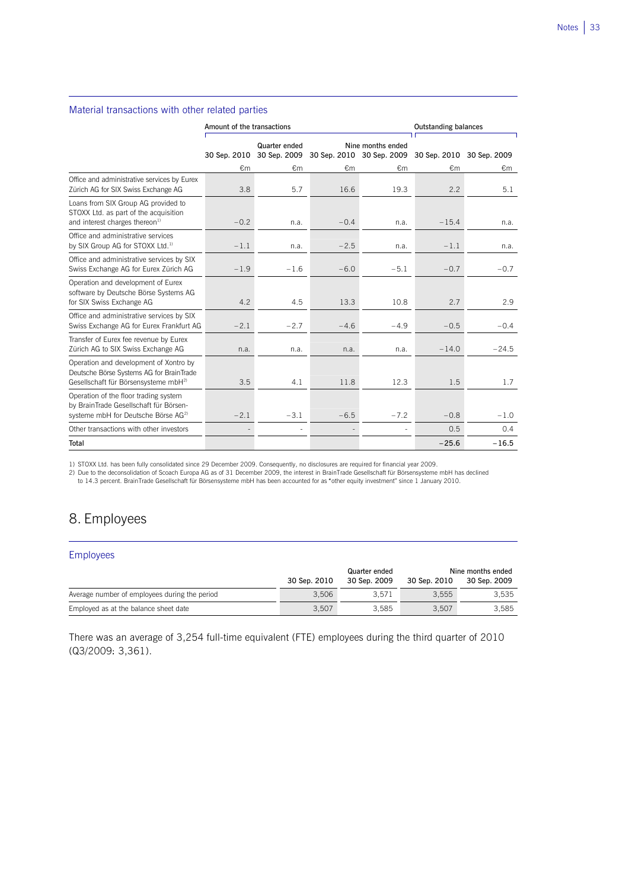### Material transactions with other related parties

| | Amount of the transactions | | | | Outstanding balances | |
|---|---|---|---|---|---|---|
| | Quarter ended | | Nine months ended | | | |
| | 30 Sep. 2010 | 30 Sep. 2009 | 30 Sep. 2010 | 30 Sep. 2009 | 30 Sep. 2010 | 30 Sep. 2009 |
| | €m | €m | €m | €m | €m | €m |
| Office and administrative services by Eurex Zürich AG for SIX Swiss Exchange AG | 3.8 | 5.7 | 16.6 | 19.3 | 2.2 | 5.1 |
| Loans from SIX Group AG provided to STOXX Ltd. as part of the acquisition and interest charges thereon[1] | −0.2 | n.a. | −0.4 | n.a. | −15.4 | n.a. |
| Office and administrative services by SIX Group AG for STOXX Ltd.[1] | −1.1 | n.a. | −2.5 | n.a. | −1.1 | n.a. |
| Office and administrative services by SIX Swiss Exchange AG for Eurex Zürich AG | −1.9 | −1.6 | −6.0 | −5.1 | −0.7 | −0.7 |
| Operation and development of Eurex software by Deutsche Börse Systems AG for SIX Swiss Exchange AG | 4.2 | 4.5 | 13.3 | 10.8 | 2.7 | 2.9 |
| Office and administrative services by SIX Swiss Exchange AG for Eurex Frankfurt AG | −2.1 | −2.7 | −4.6 | −4.9 | −0.5 | −0.4 |
| Transfer of Eurex fee revenue by Eurex Zürich AG to SIX Swiss Exchange AG | n.a. | n.a. | n.a. | n.a. | −14.0 | −24.5 |
| Operation and development of Xontro by Deutsche Börse Systems AG for BrainTrade Gesellschaft für Börsensysteme mbH[2] | 3.5 | 4.1 | 11.8 | 12.3 | 1.5 | 1.7 |
| Operation of the floor trading system by BrainTrade Gesellschaft für Börsensysteme mbH for Deutsche Börse AG[2] | −2.1 | −3.1 | −6.5 | −7.2 | −0.8 | −1.0 |
| Other transactions with other investors | - | - | - | - | 0.5 | 0.4 |
| **Total** | | | | | **−25.6** | **−16.5** |

1) STOXX Ltd. has been fully consolidated since 29 December 2009. Consequently, no disclosures are required for financial year 2009.
2) Due to the deconsolidation of Scoach Europa AG as of 31 December 2009, the interest in BrainTrade Gesellschaft für Börsensysteme mbH has declined to 14.3 percent. BrainTrade Gesellschaft für Börsensysteme mbH has been accounted for as "other equity investment" since 1 January 2010.

## 8. Employees

### Employees

| | Quarter ended | | Nine months ended | |
|---|---|---|---|---|
| | 30 Sep. 2010 | 30 Sep. 2009 | 30 Sep. 2010 | 30 Sep. 2009 |
| Average number of employees during the period | 3,506 | 3,571 | 3,555 | 3,535 |
| Employed as at the balance sheet date | 3,507 | 3,585 | 3,507 | 3,585 |

There was an average of 3,254 full-time equivalent (FTE) employees during the third quarter of 2010 (Q3/2009: 3,361).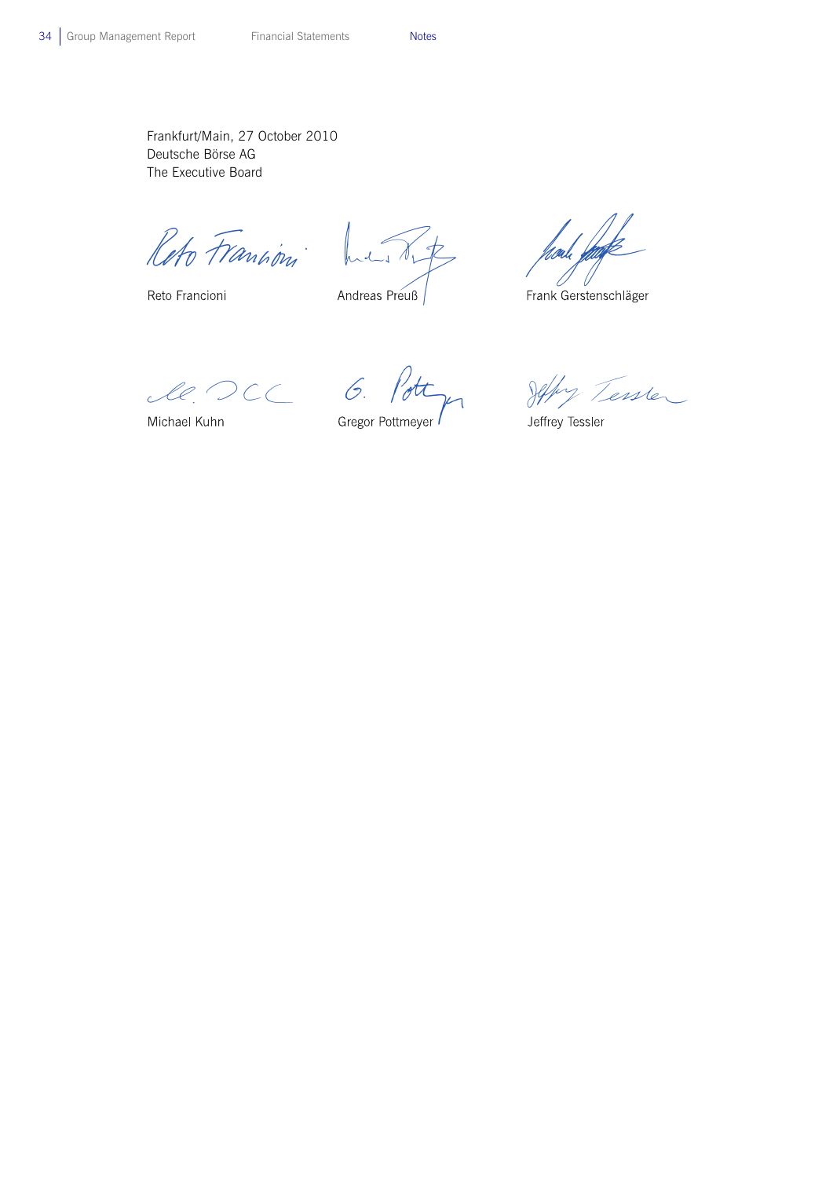Frankfurt/Main, 27 October 2010
Deutsche Börse AG
The Executive Board

Reto Francioni    Andreas Preuß    Frank Gerstenschläger

Michael Kuhn    Gregor Pottmeyer    Jeffrey Tessler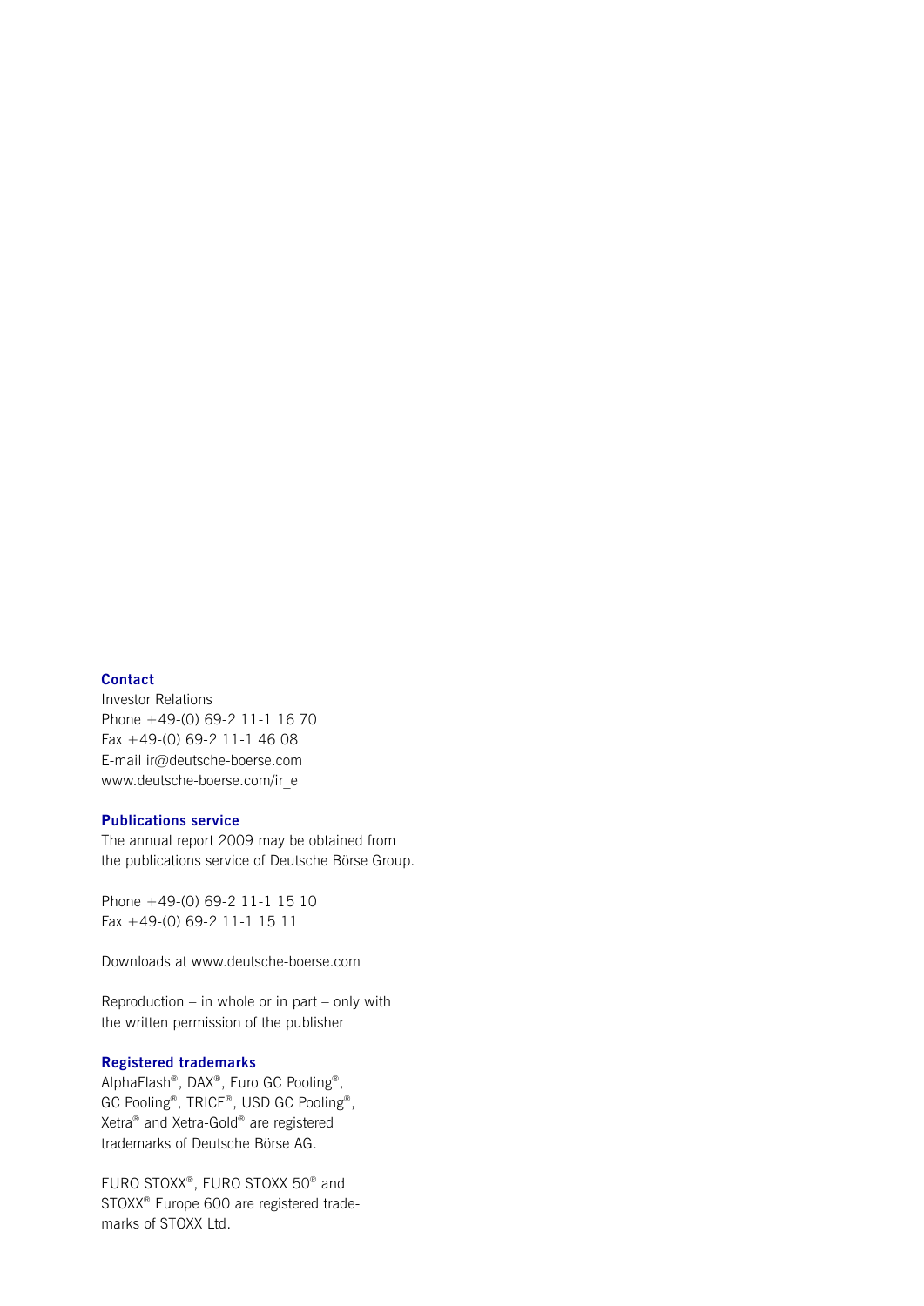**Contact**

Investor Relations
Phone +49-(0) 69-2 11-1 16 70
Fax +49-(0) 69-2 11-1 46 08
E-mail ir@deutsche-boerse.com
www.deutsche-boerse.com/ir_e

**Publications service**

The annual report 2009 may be obtained from the publications service of Deutsche Börse Group.

Phone +49-(0) 69-2 11-1 15 10
Fax +49-(0) 69-2 11-1 15 11

Downloads at www.deutsche-boerse.com

Reproduction – in whole or in part – only with the written permission of the publisher

**Registered trademarks**

AlphaFlash®, DAX®, Euro GC Pooling®, GC Pooling®, TRICE®, USD GC Pooling®, Xetra® and Xetra-Gold® are registered trademarks of Deutsche Börse AG.

EURO STOXX®, EURO STOXX 50® and STOXX® Europe 600 are registered trademarks of STOXX Ltd.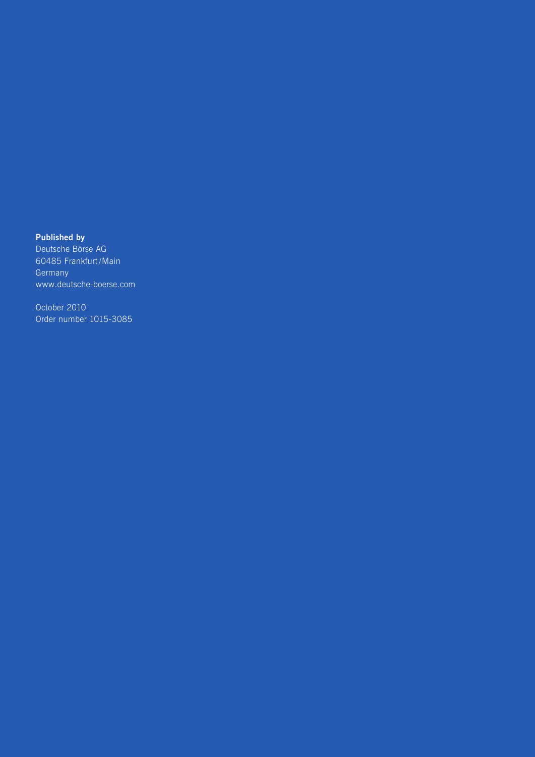**Published by**
Deutsche Börse AG
60485 Frankfurt/Main
Germany
www.deutsche-boerse.com

October 2010
Order number 1015-3085